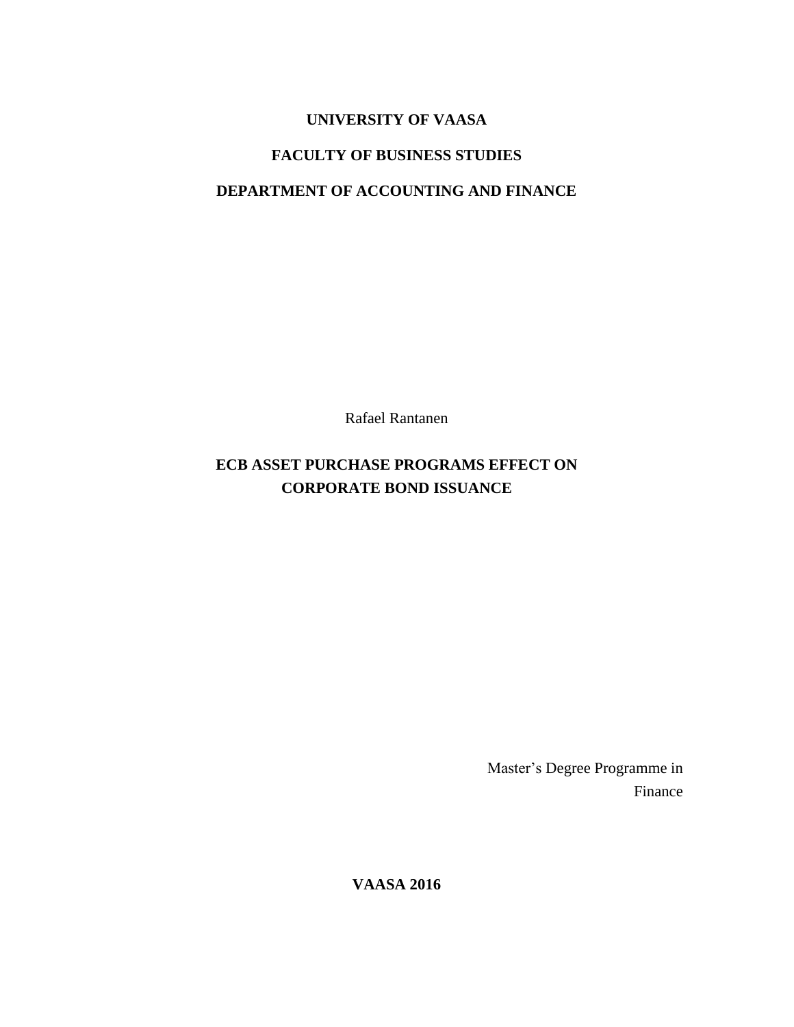**UNIVERSITY OF VAASA**

**FACULTY OF BUSINESS STUDIES**

**DEPARTMENT OF ACCOUNTING AND FINANCE**

Rafael Rantanen

# ECB ASSET PURCHASE PROGRAMS EFFECT ON CORPORATE BOND ISSUANCE

Master's Degree Programme in
Finance

**VAASA 2016**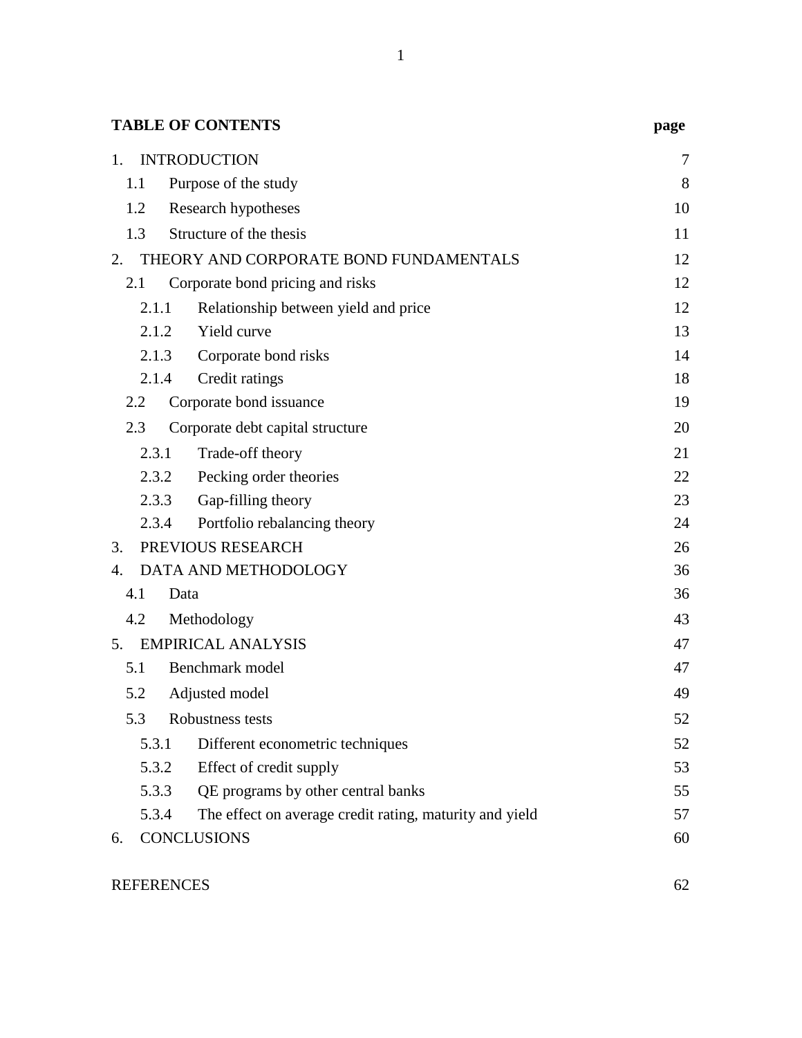**TABLE OF CONTENTS** **page**

| | |
|---|---|
| 1. INTRODUCTION | 7 |
| 1.1 Purpose of the study | 8 |
| 1.2 Research hypotheses | 10 |
| 1.3 Structure of the thesis | 11 |
| 2. THEORY AND CORPORATE BOND FUNDAMENTALS | 12 |
| 2.1 Corporate bond pricing and risks | 12 |
| 2.1.1 Relationship between yield and price | 12 |
| 2.1.2 Yield curve | 13 |
| 2.1.3 Corporate bond risks | 14 |
| 2.1.4 Credit ratings | 18 |
| 2.2 Corporate bond issuance | 19 |
| 2.3 Corporate debt capital structure | 20 |
| 2.3.1 Trade-off theory | 21 |
| 2.3.2 Pecking order theories | 22 |
| 2.3.3 Gap-filling theory | 23 |
| 2.3.4 Portfolio rebalancing theory | 24 |
| 3. PREVIOUS RESEARCH | 26 |
| 4. DATA AND METHODOLOGY | 36 |
| 4.1 Data | 36 |
| 4.2 Methodology | 43 |
| 5. EMPIRICAL ANALYSIS | 47 |
| 5.1 Benchmark model | 47 |
| 5.2 Adjusted model | 49 |
| 5.3 Robustness tests | 52 |
| 5.3.1 Different econometric techniques | 52 |
| 5.3.2 Effect of credit supply | 53 |
| 5.3.3 QE programs by other central banks | 55 |
| 5.3.4 The effect on average credit rating, maturity and yield | 57 |
| 6. CONCLUSIONS | 60 |
| REFERENCES | 62 |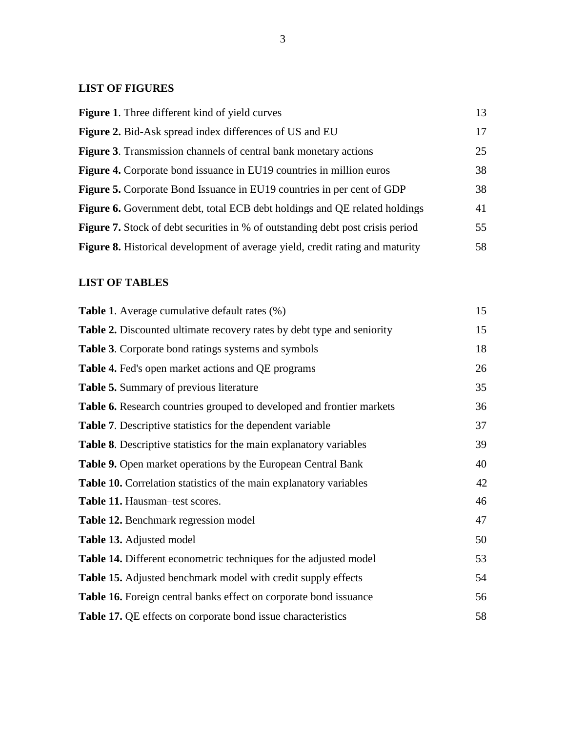## LIST OF FIGURES

| | |
|---|---|
| **Figure 1**. Three different kind of yield curves | 13 |
| **Figure 2.** Bid-Ask spread index differences of US and EU | 17 |
| **Figure 3**. Transmission channels of central bank monetary actions | 25 |
| **Figure 4.** Corporate bond issuance in EU19 countries in million euros | 38 |
| **Figure 5.** Corporate Bond Issuance in EU19 countries in per cent of GDP | 38 |
| **Figure 6.** Government debt, total ECB debt holdings and QE related holdings | 41 |
| **Figure 7.** Stock of debt securities in % of outstanding debt post crisis period | 55 |
| **Figure 8.** Historical development of average yield, credit rating and maturity | 58 |

## LIST OF TABLES

| | |
|---|---|
| **Table 1**. Average cumulative default rates (%) | 15 |
| **Table 2.** Discounted ultimate recovery rates by debt type and seniority | 15 |
| **Table 3**. Corporate bond ratings systems and symbols | 18 |
| **Table 4.** Fed's open market actions and QE programs | 26 |
| **Table 5.** Summary of previous literature | 35 |
| **Table 6.** Research countries grouped to developed and frontier markets | 36 |
| **Table 7**. Descriptive statistics for the dependent variable | 37 |
| **Table 8**. Descriptive statistics for the main explanatory variables | 39 |
| **Table 9.** Open market operations by the European Central Bank | 40 |
| **Table 10.** Correlation statistics of the main explanatory variables | 42 |
| **Table 11.** Hausman–test scores. | 46 |
| **Table 12.** Benchmark regression model | 47 |
| **Table 13.** Adjusted model | 50 |
| **Table 14.** Different econometric techniques for the adjusted model | 53 |
| **Table 15.** Adjusted benchmark model with credit supply effects | 54 |
| **Table 16.** Foreign central banks effect on corporate bond issuance | 56 |
| **Table 17.** QE effects on corporate bond issue characteristics | 58 |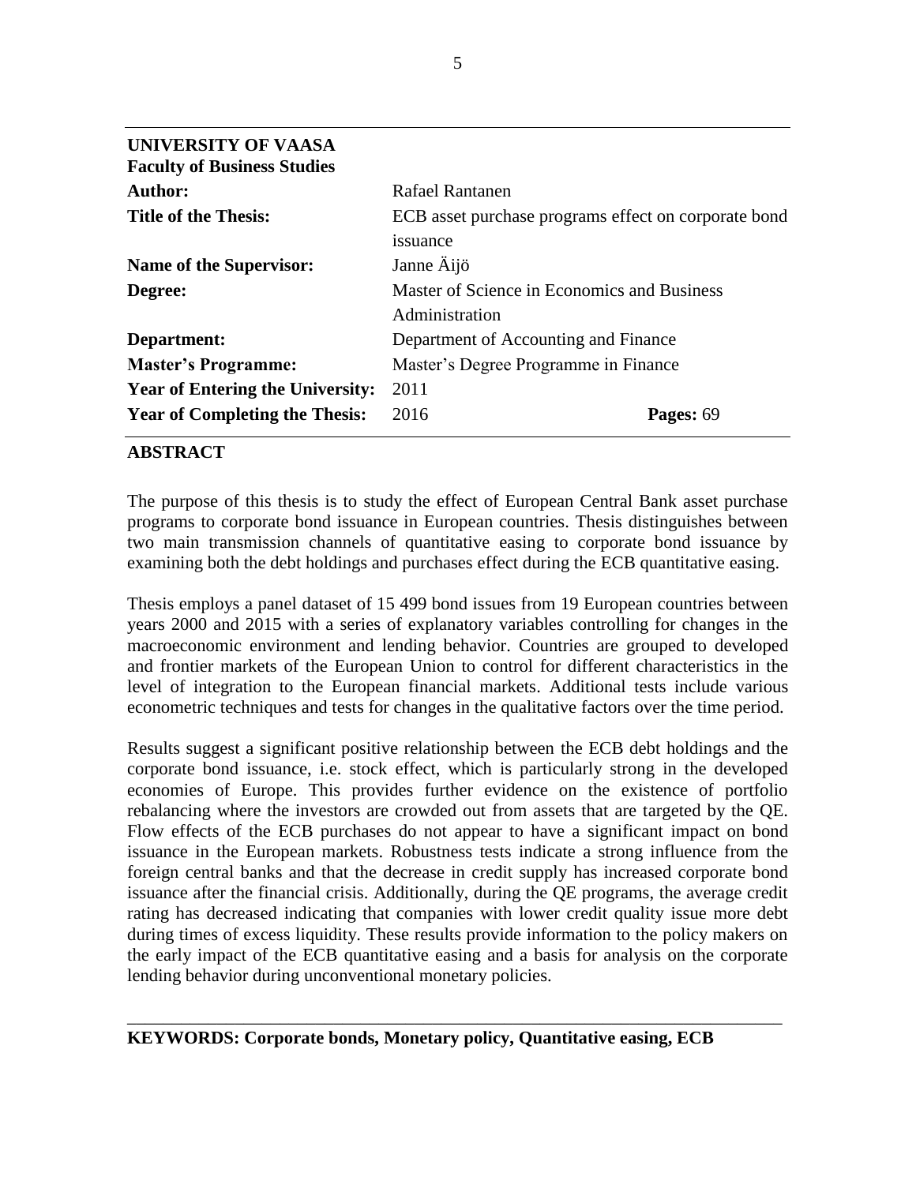**UNIVERSITY OF VAASA**
**Faculty of Business Studies**

| | | |
|---|---|---|
| **Author:** | Rafael Rantanen | |
| **Title of the Thesis:** | ECB asset purchase programs effect on corporate bond issuance | |
| **Name of the Supervisor:** | Janne Äijö | |
| **Degree:** | Master of Science in Economics and Business Administration | |
| **Department:** | Department of Accounting and Finance | |
| **Master's Programme:** | Master's Degree Programme in Finance | |
| **Year of Entering the University:** | 2011 | |
| **Year of Completing the Thesis:** | 2016 | **Pages:** 69 |

## ABSTRACT

The purpose of this thesis is to study the effect of European Central Bank asset purchase programs to corporate bond issuance in European countries. Thesis distinguishes between two main transmission channels of quantitative easing to corporate bond issuance by examining both the debt holdings and purchases effect during the ECB quantitative easing.

Thesis employs a panel dataset of 15 499 bond issues from 19 European countries between years 2000 and 2015 with a series of explanatory variables controlling for changes in the macroeconomic environment and lending behavior. Countries are grouped to developed and frontier markets of the European Union to control for different characteristics in the level of integration to the European financial markets. Additional tests include various econometric techniques and tests for changes in the qualitative factors over the time period.

Results suggest a significant positive relationship between the ECB debt holdings and the corporate bond issuance, i.e. stock effect, which is particularly strong in the developed economies of Europe. This provides further evidence on the existence of portfolio rebalancing where the investors are crowded out from assets that are targeted by the QE. Flow effects of the ECB purchases do not appear to have a significant impact on bond issuance in the European markets. Robustness tests indicate a strong influence from the foreign central banks and that the decrease in credit supply has increased corporate bond issuance after the financial crisis. Additionally, during the QE programs, the average credit rating has decreased indicating that companies with lower credit quality issue more debt during times of excess liquidity. These results provide information to the policy makers on the early impact of the ECB quantitative easing and a basis for analysis on the corporate lending behavior during unconventional monetary policies.

---

**KEYWORDS: Corporate bonds, Monetary policy, Quantitative easing, ECB**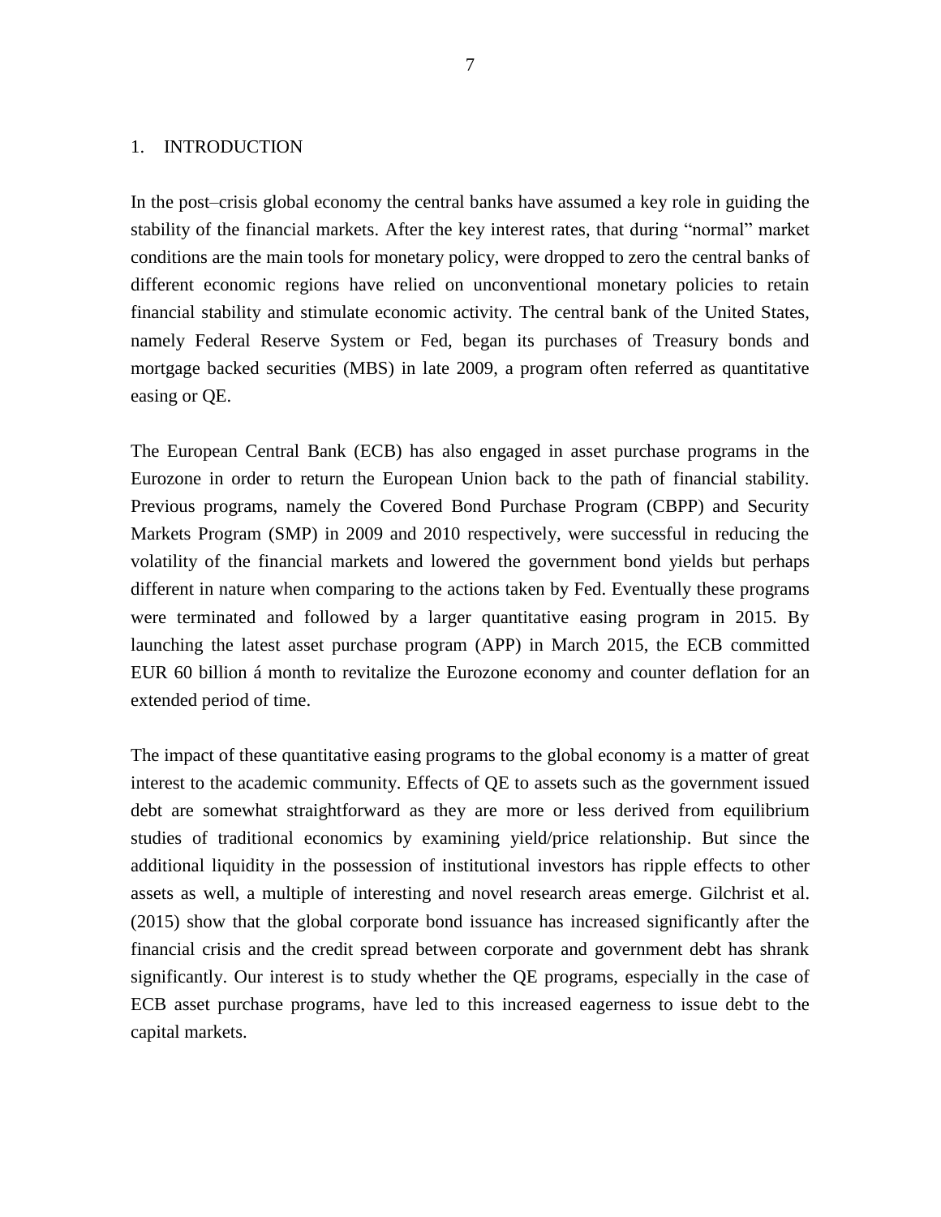# 1. INTRODUCTION

In the post–crisis global economy the central banks have assumed a key role in guiding the stability of the financial markets. After the key interest rates, that during "normal" market conditions are the main tools for monetary policy, were dropped to zero the central banks of different economic regions have relied on unconventional monetary policies to retain financial stability and stimulate economic activity. The central bank of the United States, namely Federal Reserve System or Fed, began its purchases of Treasury bonds and mortgage backed securities (MBS) in late 2009, a program often referred as quantitative easing or QE.

The European Central Bank (ECB) has also engaged in asset purchase programs in the Eurozone in order to return the European Union back to the path of financial stability. Previous programs, namely the Covered Bond Purchase Program (CBPP) and Security Markets Program (SMP) in 2009 and 2010 respectively, were successful in reducing the volatility of the financial markets and lowered the government bond yields but perhaps different in nature when comparing to the actions taken by Fed. Eventually these programs were terminated and followed by a larger quantitative easing program in 2015. By launching the latest asset purchase program (APP) in March 2015, the ECB committed EUR 60 billion á month to revitalize the Eurozone economy and counter deflation for an extended period of time.

The impact of these quantitative easing programs to the global economy is a matter of great interest to the academic community. Effects of QE to assets such as the government issued debt are somewhat straightforward as they are more or less derived from equilibrium studies of traditional economics by examining yield/price relationship. But since the additional liquidity in the possession of institutional investors has ripple effects to other assets as well, a multiple of interesting and novel research areas emerge. Gilchrist et al. (2015) show that the global corporate bond issuance has increased significantly after the financial crisis and the credit spread between corporate and government debt has shrank significantly. Our interest is to study whether the QE programs, especially in the case of ECB asset purchase programs, have led to this increased eagerness to issue debt to the capital markets.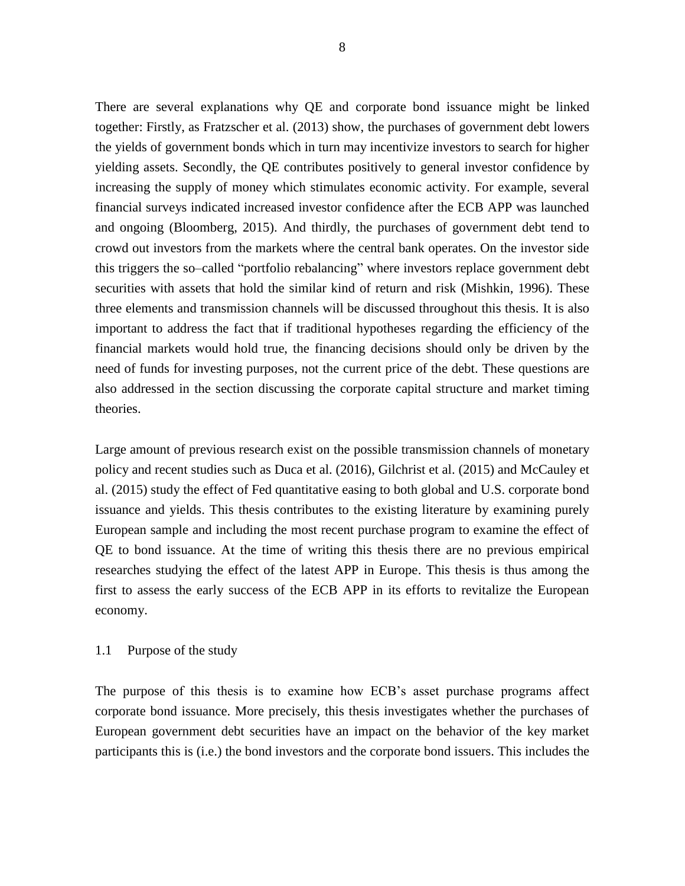There are several explanations why QE and corporate bond issuance might be linked together: Firstly, as Fratzscher et al. (2013) show, the purchases of government debt lowers the yields of government bonds which in turn may incentivize investors to search for higher yielding assets. Secondly, the QE contributes positively to general investor confidence by increasing the supply of money which stimulates economic activity. For example, several financial surveys indicated increased investor confidence after the ECB APP was launched and ongoing (Bloomberg, 2015). And thirdly, the purchases of government debt tend to crowd out investors from the markets where the central bank operates. On the investor side this triggers the so–called "portfolio rebalancing" where investors replace government debt securities with assets that hold the similar kind of return and risk (Mishkin, 1996). These three elements and transmission channels will be discussed throughout this thesis. It is also important to address the fact that if traditional hypotheses regarding the efficiency of the financial markets would hold true, the financing decisions should only be driven by the need of funds for investing purposes, not the current price of the debt. These questions are also addressed in the section discussing the corporate capital structure and market timing theories.

Large amount of previous research exist on the possible transmission channels of monetary policy and recent studies such as Duca et al. (2016), Gilchrist et al. (2015) and McCauley et al. (2015) study the effect of Fed quantitative easing to both global and U.S. corporate bond issuance and yields. This thesis contributes to the existing literature by examining purely European sample and including the most recent purchase program to examine the effect of QE to bond issuance. At the time of writing this thesis there are no previous empirical researches studying the effect of the latest APP in Europe. This thesis is thus among the first to assess the early success of the ECB APP in its efforts to revitalize the European economy.

## 1.1 Purpose of the study

The purpose of this thesis is to examine how ECB's asset purchase programs affect corporate bond issuance. More precisely, this thesis investigates whether the purchases of European government debt securities have an impact on the behavior of the key market participants this is (i.e.) the bond investors and the corporate bond issuers. This includes the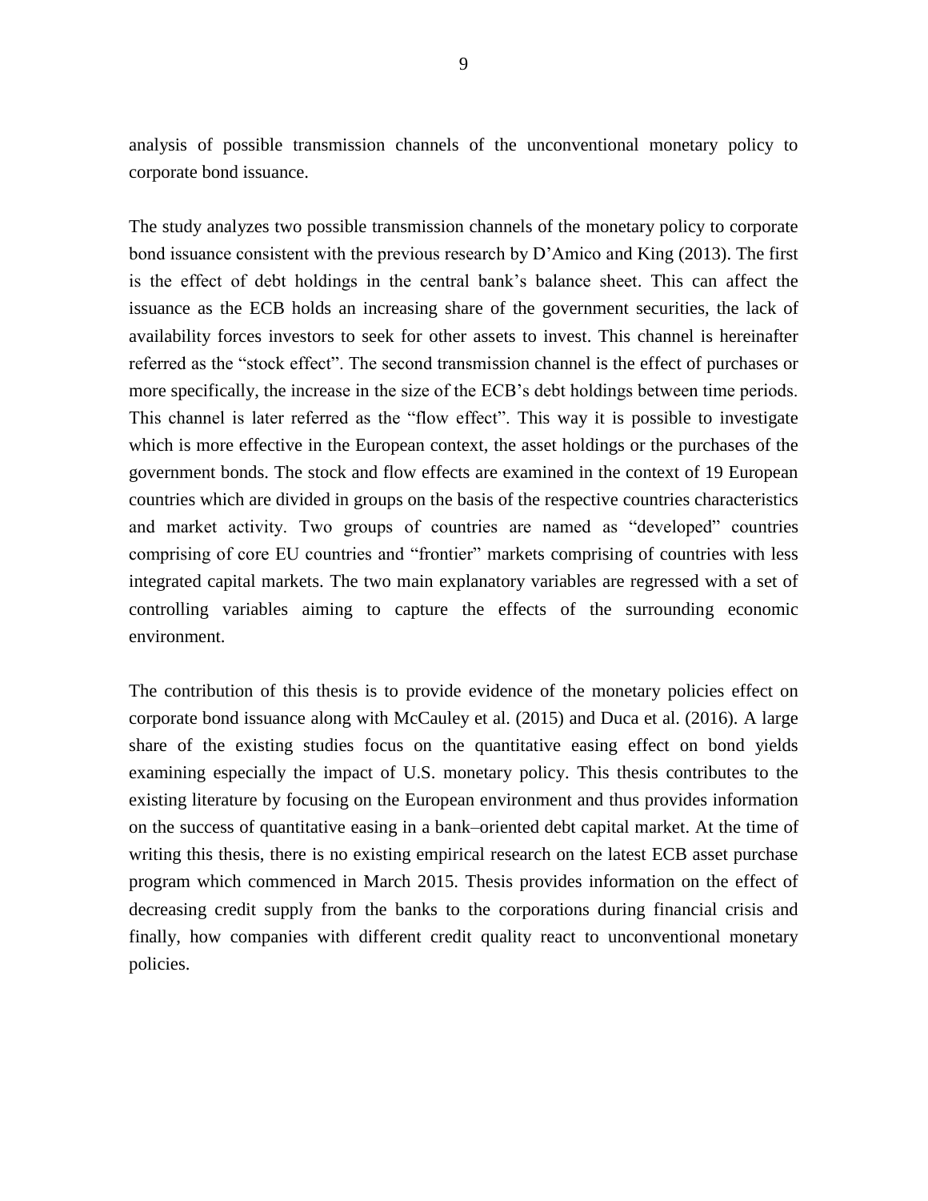analysis of possible transmission channels of the unconventional monetary policy to corporate bond issuance.

The study analyzes two possible transmission channels of the monetary policy to corporate bond issuance consistent with the previous research by D'Amico and King (2013). The first is the effect of debt holdings in the central bank's balance sheet. This can affect the issuance as the ECB holds an increasing share of the government securities, the lack of availability forces investors to seek for other assets to invest. This channel is hereinafter referred as the "stock effect". The second transmission channel is the effect of purchases or more specifically, the increase in the size of the ECB's debt holdings between time periods. This channel is later referred as the "flow effect". This way it is possible to investigate which is more effective in the European context, the asset holdings or the purchases of the government bonds. The stock and flow effects are examined in the context of 19 European countries which are divided in groups on the basis of the respective countries characteristics and market activity. Two groups of countries are named as "developed" countries comprising of core EU countries and "frontier" markets comprising of countries with less integrated capital markets. The two main explanatory variables are regressed with a set of controlling variables aiming to capture the effects of the surrounding economic environment.

The contribution of this thesis is to provide evidence of the monetary policies effect on corporate bond issuance along with McCauley et al. (2015) and Duca et al. (2016). A large share of the existing studies focus on the quantitative easing effect on bond yields examining especially the impact of U.S. monetary policy. This thesis contributes to the existing literature by focusing on the European environment and thus provides information on the success of quantitative easing in a bank–oriented debt capital market. At the time of writing this thesis, there is no existing empirical research on the latest ECB asset purchase program which commenced in March 2015. Thesis provides information on the effect of decreasing credit supply from the banks to the corporations during financial crisis and finally, how companies with different credit quality react to unconventional monetary policies.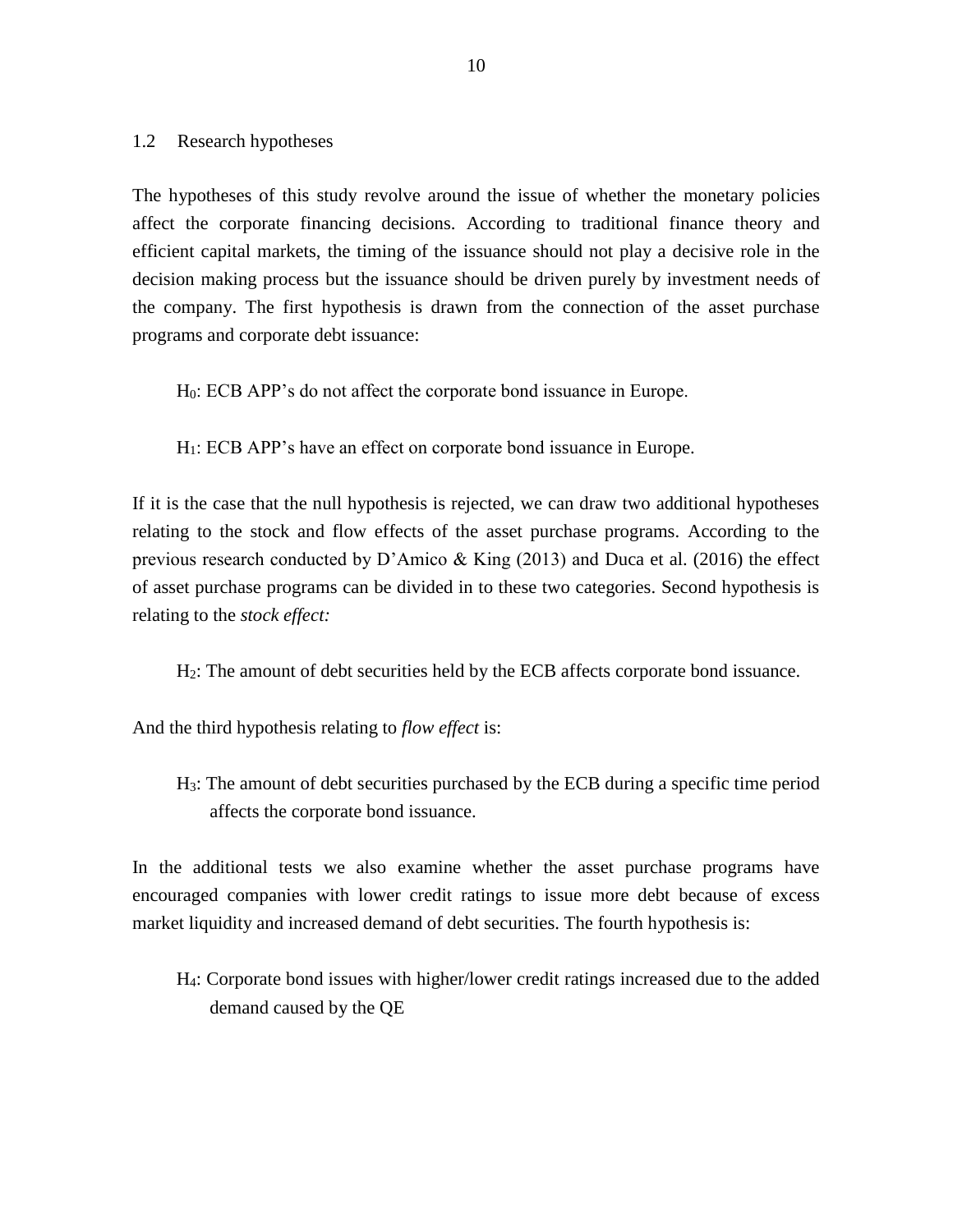## 1.2 Research hypotheses

The hypotheses of this study revolve around the issue of whether the monetary policies affect the corporate financing decisions. According to traditional finance theory and efficient capital markets, the timing of the issuance should not play a decisive role in the decision making process but the issuance should be driven purely by investment needs of the company. The first hypothesis is drawn from the connection of the asset purchase programs and corporate debt issuance:

$H_0$: ECB APP's do not affect the corporate bond issuance in Europe.

$H_1$: ECB APP's have an effect on corporate bond issuance in Europe.

If it is the case that the null hypothesis is rejected, we can draw two additional hypotheses relating to the stock and flow effects of the asset purchase programs. According to the previous research conducted by D'Amico & King (2013) and Duca et al. (2016) the effect of asset purchase programs can be divided in to these two categories. Second hypothesis is relating to the *stock effect:*

$H_2$: The amount of debt securities held by the ECB affects corporate bond issuance.

And the third hypothesis relating to *flow effect* is:

$H_3$: The amount of debt securities purchased by the ECB during a specific time period affects the corporate bond issuance.

In the additional tests we also examine whether the asset purchase programs have encouraged companies with lower credit ratings to issue more debt because of excess market liquidity and increased demand of debt securities. The fourth hypothesis is:

$H_4$: Corporate bond issues with higher/lower credit ratings increased due to the added demand caused by the QE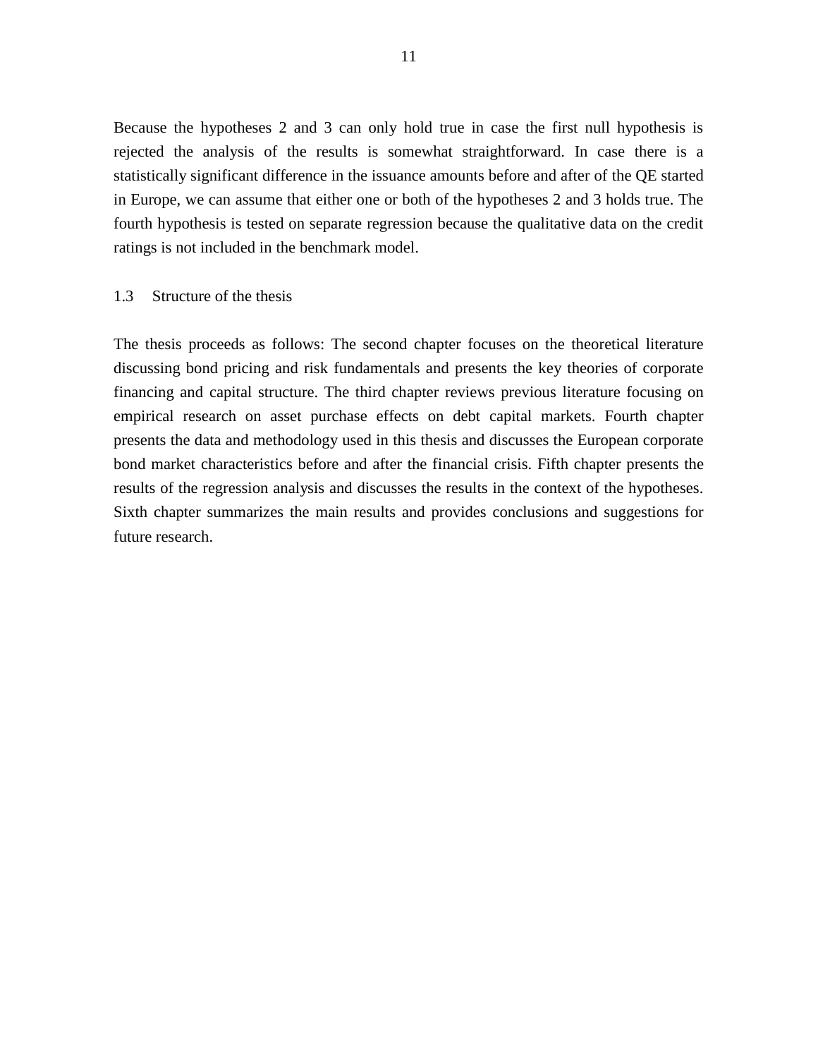Because the hypotheses 2 and 3 can only hold true in case the first null hypothesis is rejected the analysis of the results is somewhat straightforward. In case there is a statistically significant difference in the issuance amounts before and after of the QE started in Europe, we can assume that either one or both of the hypotheses 2 and 3 holds true. The fourth hypothesis is tested on separate regression because the qualitative data on the credit ratings is not included in the benchmark model.

### 1.3 Structure of the thesis

The thesis proceeds as follows: The second chapter focuses on the theoretical literature discussing bond pricing and risk fundamentals and presents the key theories of corporate financing and capital structure. The third chapter reviews previous literature focusing on empirical research on asset purchase effects on debt capital markets. Fourth chapter presents the data and methodology used in this thesis and discusses the European corporate bond market characteristics before and after the financial crisis. Fifth chapter presents the results of the regression analysis and discusses the results in the context of the hypotheses. Sixth chapter summarizes the main results and provides conclusions and suggestions for future research.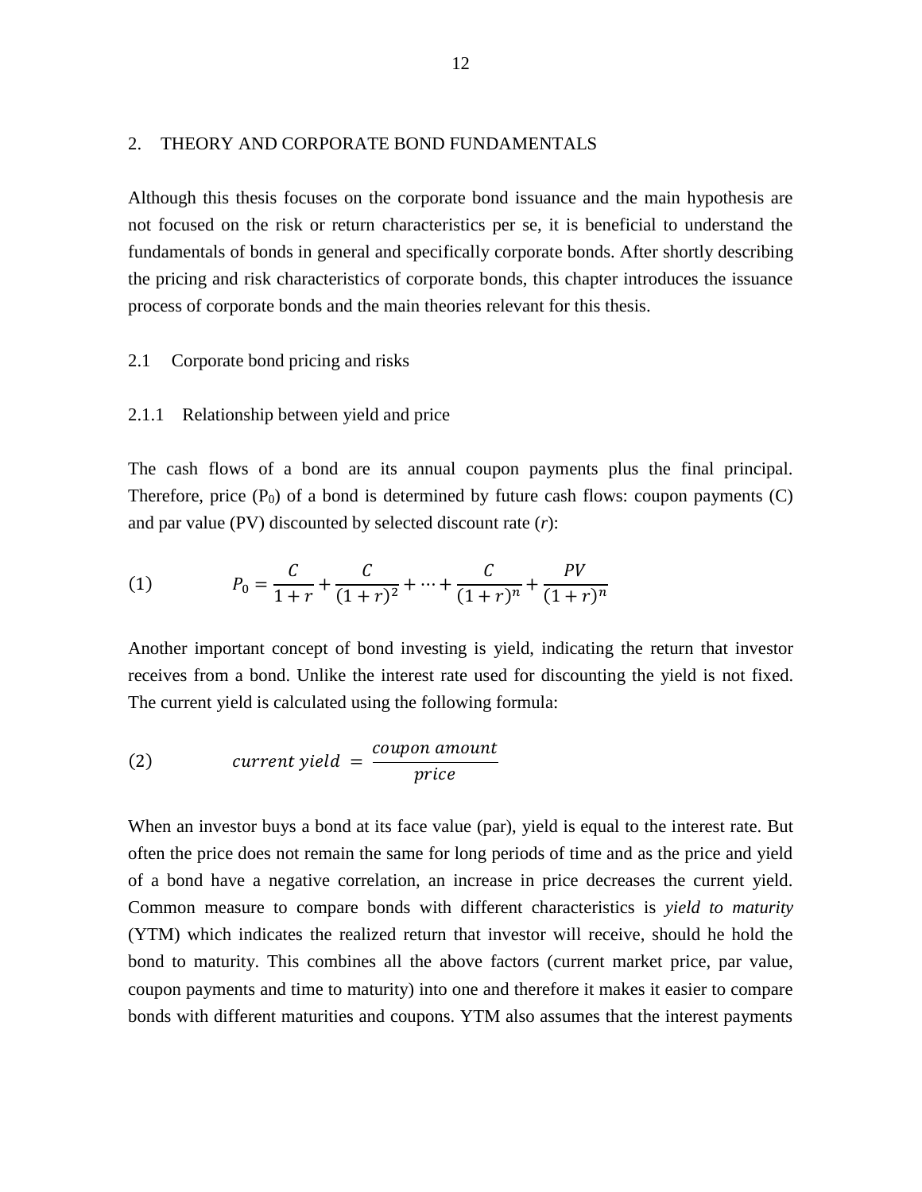## 2. THEORY AND CORPORATE BOND FUNDAMENTALS

Although this thesis focuses on the corporate bond issuance and the main hypothesis are not focused on the risk or return characteristics per se, it is beneficial to understand the fundamentals of bonds in general and specifically corporate bonds. After shortly describing the pricing and risk characteristics of corporate bonds, this chapter introduces the issuance process of corporate bonds and the main theories relevant for this thesis.

### 2.1 Corporate bond pricing and risks

#### 2.1.1 Relationship between yield and price

The cash flows of a bond are its annual coupon payments plus the final principal. Therefore, price ($P_0$) of a bond is determined by future cash flows: coupon payments (C) and par value (PV) discounted by selected discount rate ($r$):

$$(1) \qquad P_0 = \frac{C}{1+r} + \frac{C}{(1+r)^2} + \cdots + \frac{C}{(1+r)^n} + \frac{PV}{(1+r)^n}$$

Another important concept of bond investing is yield, indicating the return that investor receives from a bond. Unlike the interest rate used for discounting the yield is not fixed. The current yield is calculated using the following formula:

$$(2) \qquad current\ yield\ = \frac{coupon\ amount}{price}$$

When an investor buys a bond at its face value (par), yield is equal to the interest rate. But often the price does not remain the same for long periods of time and as the price and yield of a bond have a negative correlation, an increase in price decreases the current yield. Common measure to compare bonds with different characteristics is *yield to maturity* (YTM) which indicates the realized return that investor will receive, should he hold the bond to maturity. This combines all the above factors (current market price, par value, coupon payments and time to maturity) into one and therefore it makes it easier to compare bonds with different maturities and coupons. YTM also assumes that the interest payments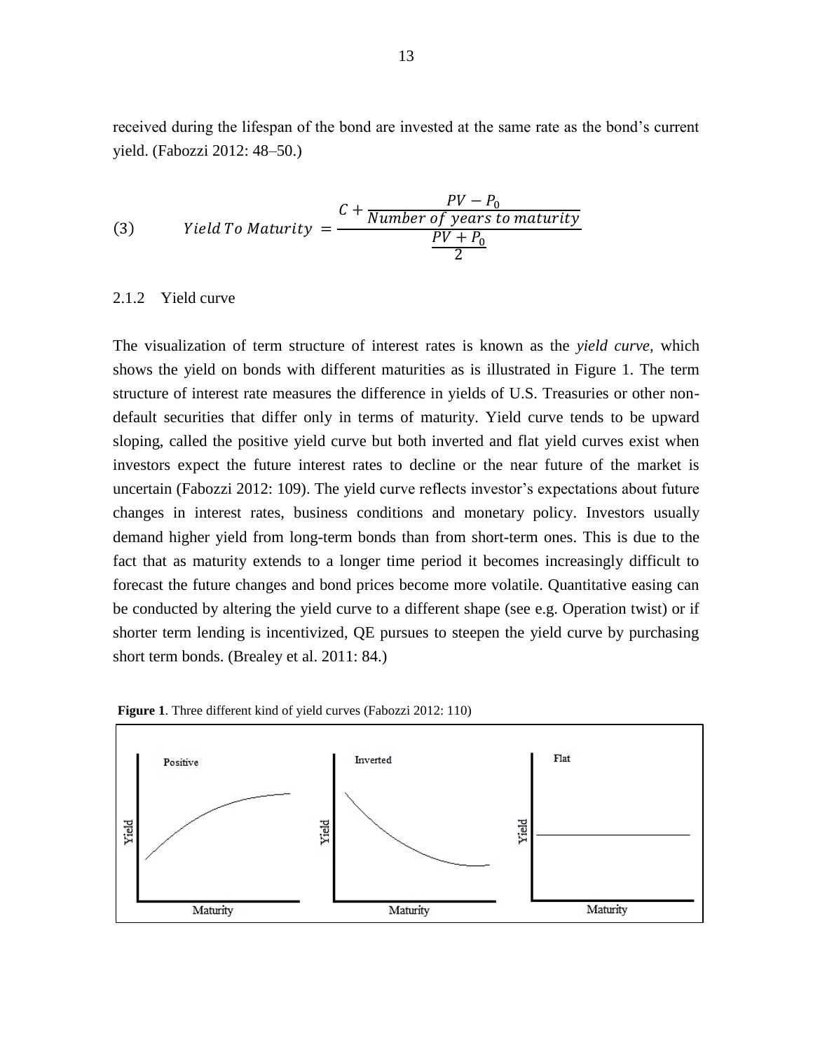received during the lifespan of the bond are invested at the same rate as the bond's current yield. (Fabozzi 2012: 48–50.)

$$(3) \qquad Yield\,To\,Maturity = \frac{C + \frac{PV - P_0}{Number\ of\ years\ to\ maturity}}{\frac{PV + P_0}{2}}$$

### 2.1.2 Yield curve

The visualization of term structure of interest rates is known as the *yield curve,* which shows the yield on bonds with different maturities as is illustrated in Figure 1. The term structure of interest rate measures the difference in yields of U.S. Treasuries or other non-default securities that differ only in terms of maturity. Yield curve tends to be upward sloping, called the positive yield curve but both inverted and flat yield curves exist when investors expect the future interest rates to decline or the near future of the market is uncertain (Fabozzi 2012: 109). The yield curve reflects investor's expectations about future changes in interest rates, business conditions and monetary policy. Investors usually demand higher yield from long-term bonds than from short-term ones. This is due to the fact that as maturity extends to a longer time period it becomes increasingly difficult to forecast the future changes and bond prices become more volatile. Quantitative easing can be conducted by altering the yield curve to a different shape (see e.g. Operation twist) or if shorter term lending is incentivized, QE pursues to steepen the yield curve by purchasing short term bonds. (Brealey et al. 2011: 84.)

**Figure 1**. Three different kind of yield curves (Fabozzi 2012: 110)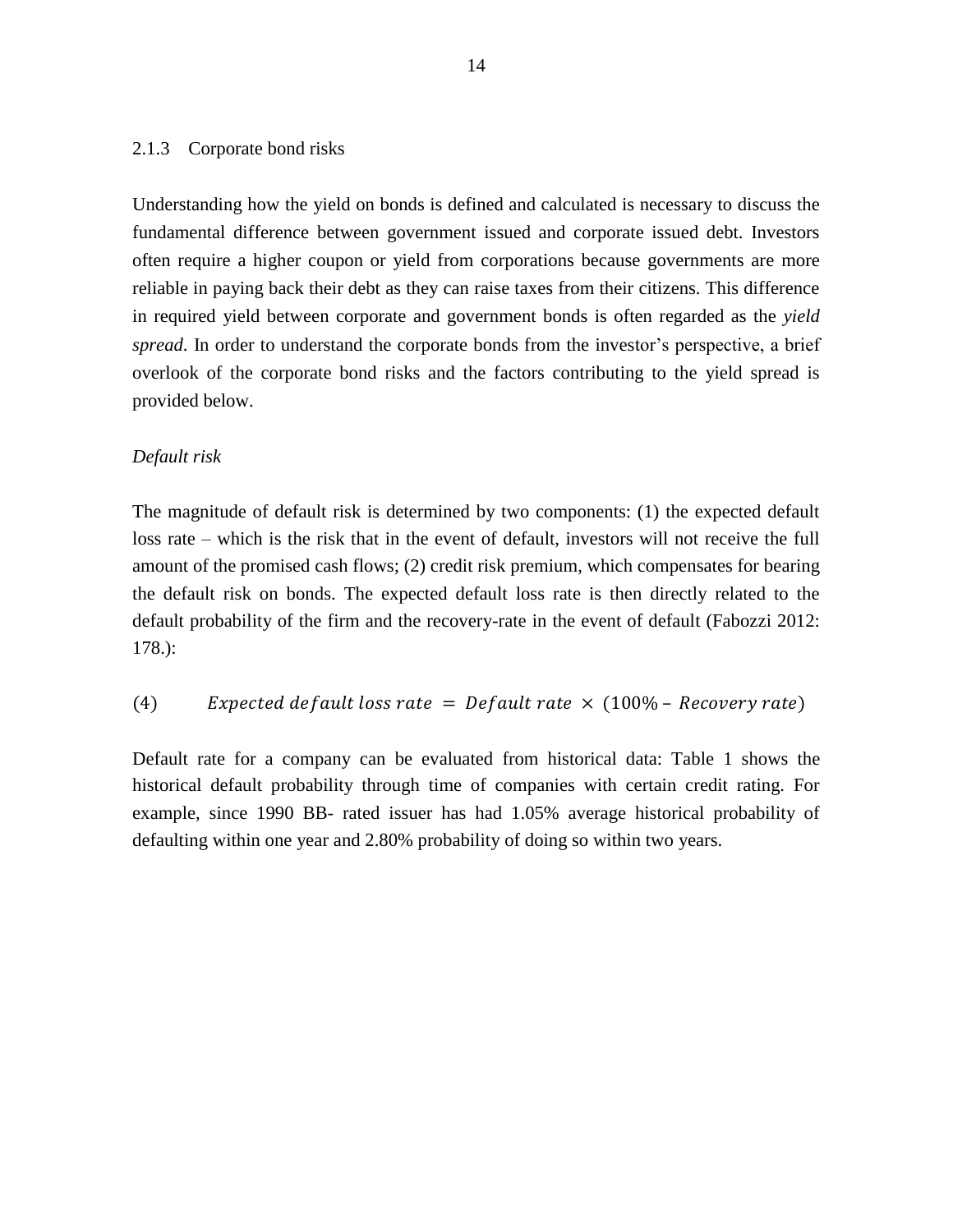### 2.1.3 Corporate bond risks

Understanding how the yield on bonds is defined and calculated is necessary to discuss the fundamental difference between government issued and corporate issued debt. Investors often require a higher coupon or yield from corporations because governments are more reliable in paying back their debt as they can raise taxes from their citizens. This difference in required yield between corporate and government bonds is often regarded as the *yield spread*. In order to understand the corporate bonds from the investor's perspective, a brief overlook of the corporate bond risks and the factors contributing to the yield spread is provided below.

*Default risk*

The magnitude of default risk is determined by two components: (1) the expected default loss rate – which is the risk that in the event of default, investors will not receive the full amount of the promised cash flows; (2) credit risk premium, which compensates for bearing the default risk on bonds. The expected default loss rate is then directly related to the default probability of the firm and the recovery-rate in the event of default (Fabozzi 2012: 178.):

$$(4) \qquad Expected\ default\ loss\ rate\ =\ Default\ rate\ \times\ (100\%\ –\ Recovery\ rate)$$

Default rate for a company can be evaluated from historical data: Table 1 shows the historical default probability through time of companies with certain credit rating. For example, since 1990 BB- rated issuer has had 1.05% average historical probability of defaulting within one year and 2.80% probability of doing so within two years.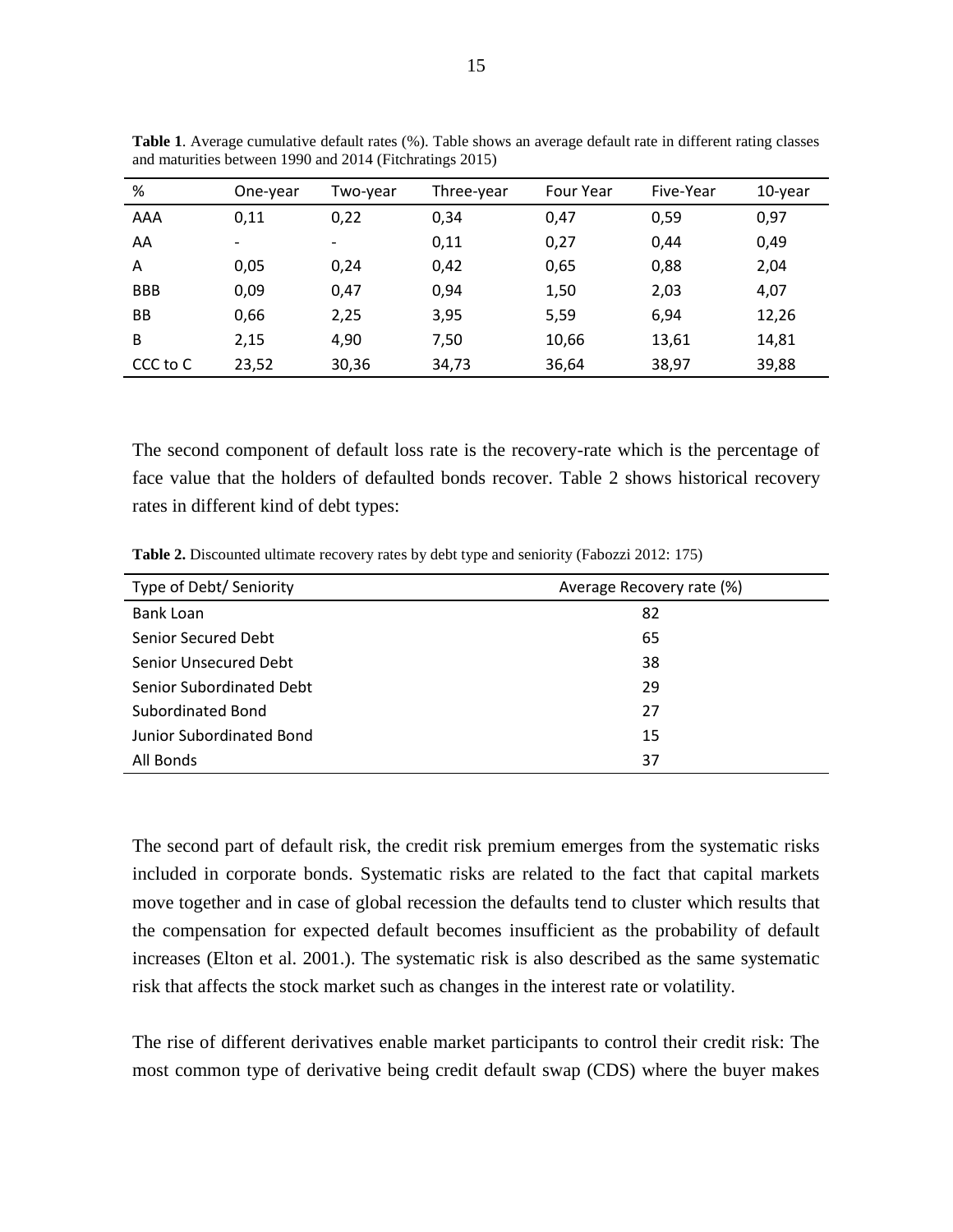**Table 1**. Average cumulative default rates (%). Table shows an average default rate in different rating classes and maturities between 1990 and 2014 (Fitchratings 2015)

| % | One-year | Two-year | Three-year | Four Year | Five-Year | 10-year |
|---|---|---|---|---|---|---|
| AAA | 0,11 | 0,22 | 0,34 | 0,47 | 0,59 | 0,97 |
| AA | - | - | 0,11 | 0,27 | 0,44 | 0,49 |
| A | 0,05 | 0,24 | 0,42 | 0,65 | 0,88 | 2,04 |
| BBB | 0,09 | 0,47 | 0,94 | 1,50 | 2,03 | 4,07 |
| BB | 0,66 | 2,25 | 3,95 | 5,59 | 6,94 | 12,26 |
| B | 2,15 | 4,90 | 7,50 | 10,66 | 13,61 | 14,81 |
| CCC to C | 23,52 | 30,36 | 34,73 | 36,64 | 38,97 | 39,88 |

The second component of default loss rate is the recovery-rate which is the percentage of face value that the holders of defaulted bonds recover. Table 2 shows historical recovery rates in different kind of debt types:

**Table 2.** Discounted ultimate recovery rates by debt type and seniority (Fabozzi 2012: 175)

| Type of Debt/ Seniority | Average Recovery rate (%) |
|---|---|
| Bank Loan | 82 |
| Senior Secured Debt | 65 |
| Senior Unsecured Debt | 38 |
| Senior Subordinated Debt | 29 |
| Subordinated Bond | 27 |
| Junior Subordinated Bond | 15 |
| All Bonds | 37 |

The second part of default risk, the credit risk premium emerges from the systematic risks included in corporate bonds. Systematic risks are related to the fact that capital markets move together and in case of global recession the defaults tend to cluster which results that the compensation for expected default becomes insufficient as the probability of default increases (Elton et al. 2001.). The systematic risk is also described as the same systematic risk that affects the stock market such as changes in the interest rate or volatility.

The rise of different derivatives enable market participants to control their credit risk: The most common type of derivative being credit default swap (CDS) where the buyer makes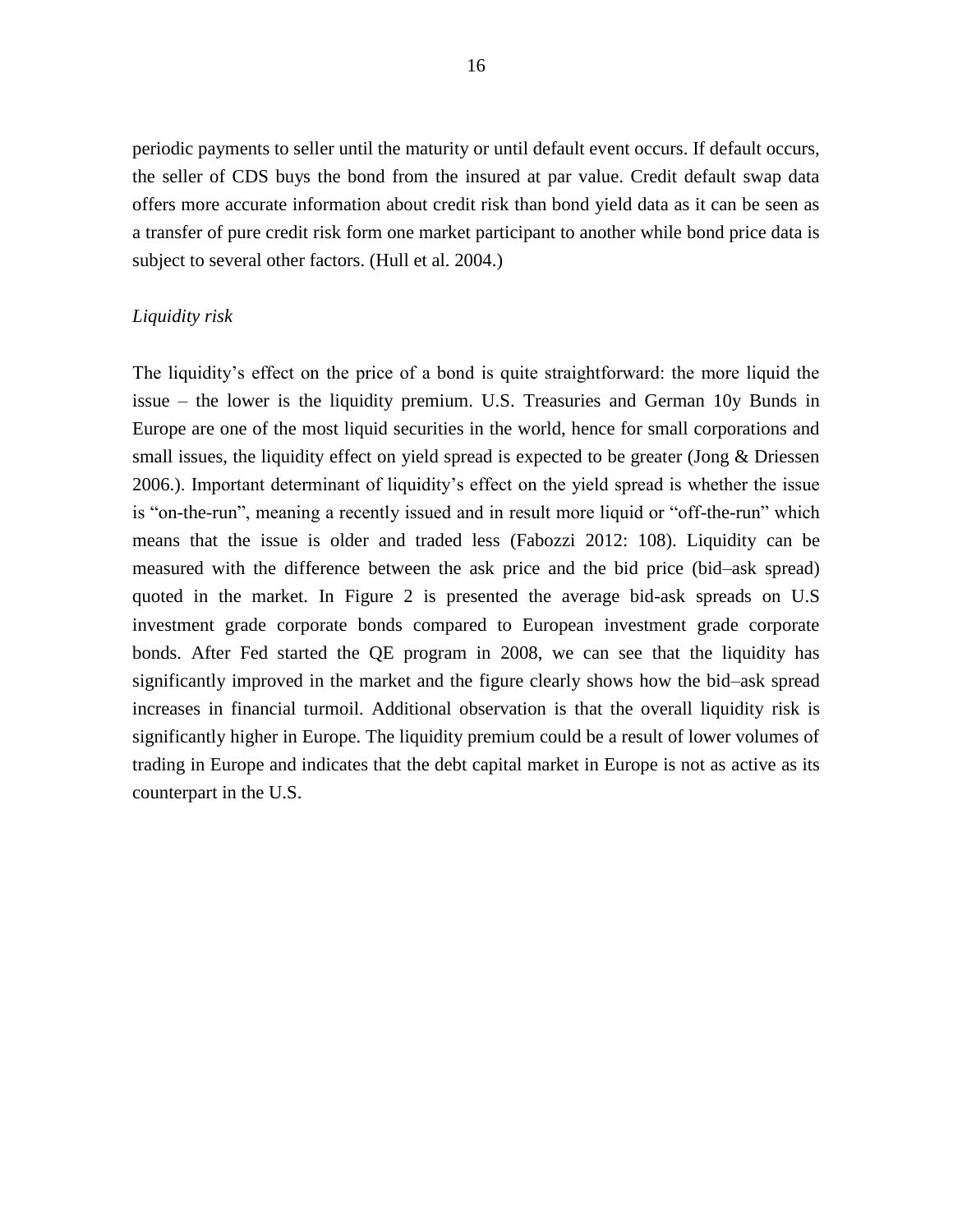periodic payments to seller until the maturity or until default event occurs. If default occurs, the seller of CDS buys the bond from the insured at par value. Credit default swap data offers more accurate information about credit risk than bond yield data as it can be seen as a transfer of pure credit risk form one market participant to another while bond price data is subject to several other factors. (Hull et al. 2004.)

*Liquidity risk*

The liquidity's effect on the price of a bond is quite straightforward: the more liquid the issue – the lower is the liquidity premium. U.S. Treasuries and German 10y Bunds in Europe are one of the most liquid securities in the world, hence for small corporations and small issues, the liquidity effect on yield spread is expected to be greater (Jong & Driessen 2006.). Important determinant of liquidity's effect on the yield spread is whether the issue is "on-the-run", meaning a recently issued and in result more liquid or "off-the-run" which means that the issue is older and traded less (Fabozzi 2012: 108). Liquidity can be measured with the difference between the ask price and the bid price (bid–ask spread) quoted in the market. In Figure 2 is presented the average bid-ask spreads on U.S investment grade corporate bonds compared to European investment grade corporate bonds. After Fed started the QE program in 2008, we can see that the liquidity has significantly improved in the market and the figure clearly shows how the bid–ask spread increases in financial turmoil. Additional observation is that the overall liquidity risk is significantly higher in Europe. The liquidity premium could be a result of lower volumes of trading in Europe and indicates that the debt capital market in Europe is not as active as its counterpart in the U.S.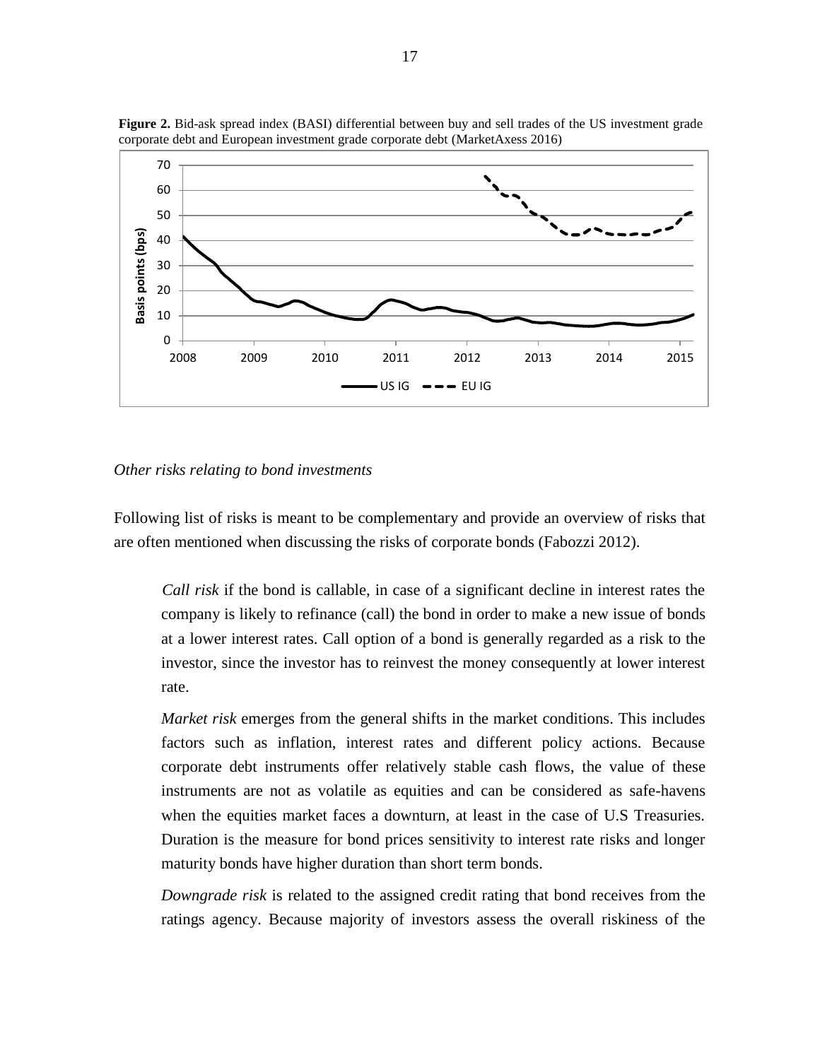**Figure 2.** Bid-ask spread index (BASI) differential between buy and sell trades of the US investment grade corporate debt and European investment grade corporate debt (MarketAxess 2016)

*Other risks relating to bond investments*

Following list of risks is meant to be complementary and provide an overview of risks that are often mentioned when discussing the risks of corporate bonds (Fabozzi 2012).

> *Call risk* if the bond is callable, in case of a significant decline in interest rates the company is likely to refinance (call) the bond in order to make a new issue of bonds at a lower interest rates. Call option of a bond is generally regarded as a risk to the investor, since the investor has to reinvest the money consequently at lower interest rate.
>
> *Market risk* emerges from the general shifts in the market conditions. This includes factors such as inflation, interest rates and different policy actions. Because corporate debt instruments offer relatively stable cash flows, the value of these instruments are not as volatile as equities and can be considered as safe-havens when the equities market faces a downturn, at least in the case of U.S Treasuries. Duration is the measure for bond prices sensitivity to interest rate risks and longer maturity bonds have higher duration than short term bonds.
>
> *Downgrade risk* is related to the assigned credit rating that bond receives from the ratings agency. Because majority of investors assess the overall riskiness of the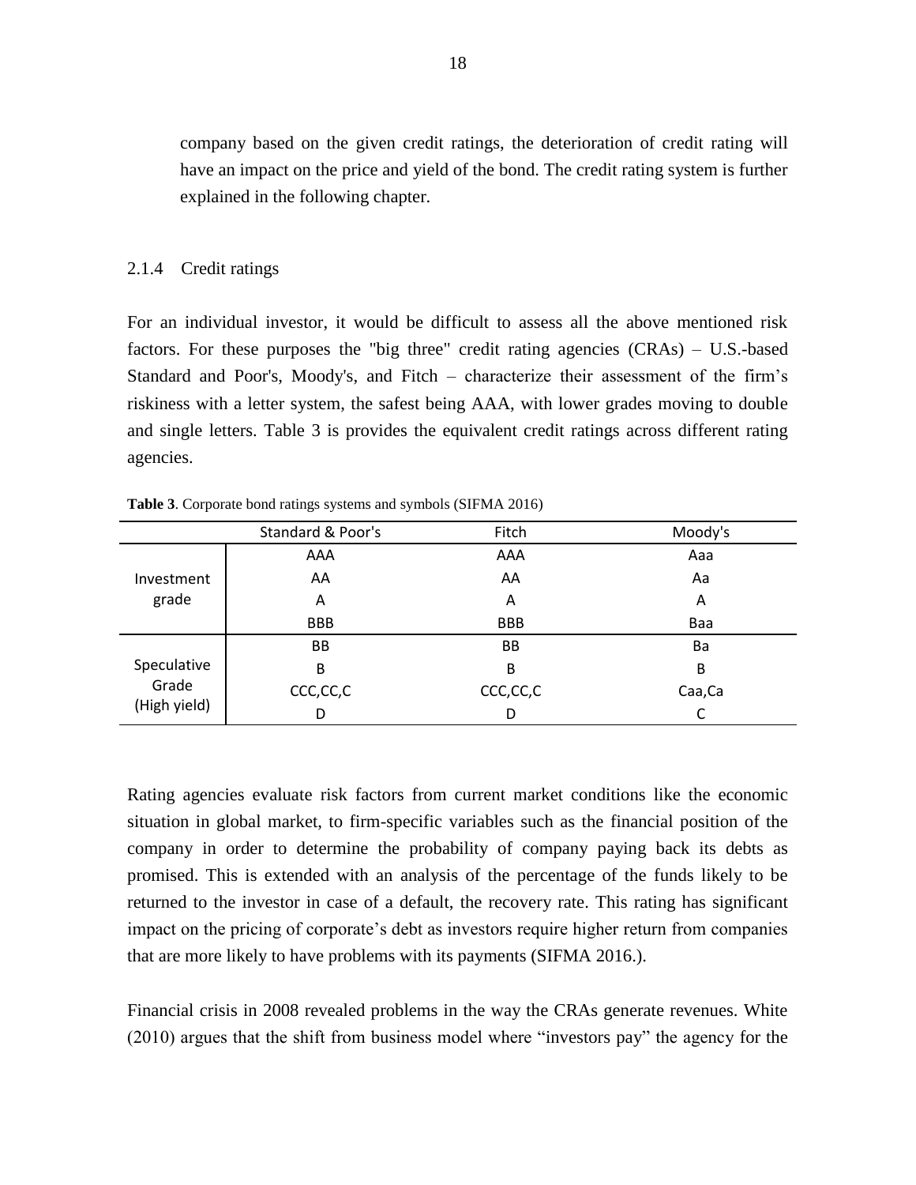company based on the given credit ratings, the deterioration of credit rating will have an impact on the price and yield of the bond. The credit rating system is further explained in the following chapter.

### 2.1.4 Credit ratings

For an individual investor, it would be difficult to assess all the above mentioned risk factors. For these purposes the "big three" credit rating agencies (CRAs) – U.S.-based Standard and Poor's, Moody's, and Fitch – characterize their assessment of the firm's riskiness with a letter system, the safest being AAA, with lower grades moving to double and single letters. Table 3 is provides the equivalent credit ratings across different rating agencies.

**Table 3**. Corporate bond ratings systems and symbols (SIFMA 2016)

| | Standard & Poor's | Fitch | Moody's |
|---|---|---|---|
| Investment grade | AAA | AAA | Aaa |
| | AA | AA | Aa |
| | A | A | A |
| | BBB | BBB | Baa |
| Speculative Grade (High yield) | BB | BB | Ba |
| | B | B | B |
| | CCC,CC,C | CCC,CC,C | Caa,Ca |
| | D | D | C |

Rating agencies evaluate risk factors from current market conditions like the economic situation in global market, to firm-specific variables such as the financial position of the company in order to determine the probability of company paying back its debts as promised. This is extended with an analysis of the percentage of the funds likely to be returned to the investor in case of a default, the recovery rate. This rating has significant impact on the pricing of corporate's debt as investors require higher return from companies that are more likely to have problems with its payments (SIFMA 2016.).

Financial crisis in 2008 revealed problems in the way the CRAs generate revenues. White (2010) argues that the shift from business model where "investors pay" the agency for the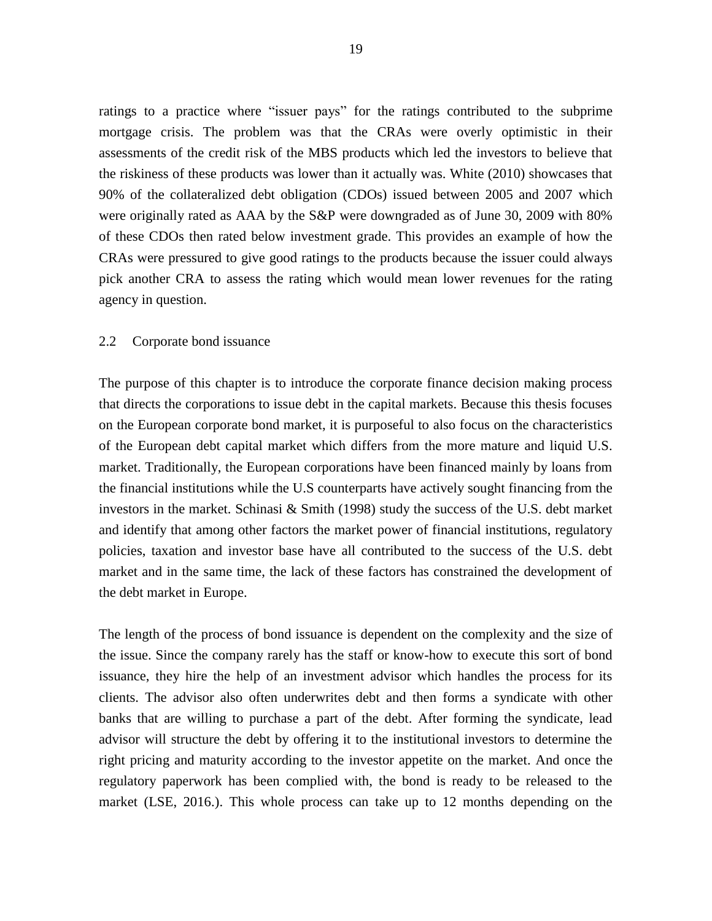ratings to a practice where "issuer pays" for the ratings contributed to the subprime mortgage crisis. The problem was that the CRAs were overly optimistic in their assessments of the credit risk of the MBS products which led the investors to believe that the riskiness of these products was lower than it actually was. White (2010) showcases that 90% of the collateralized debt obligation (CDOs) issued between 2005 and 2007 which were originally rated as AAA by the S&P were downgraded as of June 30, 2009 with 80% of these CDOs then rated below investment grade. This provides an example of how the CRAs were pressured to give good ratings to the products because the issuer could always pick another CRA to assess the rating which would mean lower revenues for the rating agency in question.

## 2.2 Corporate bond issuance

The purpose of this chapter is to introduce the corporate finance decision making process that directs the corporations to issue debt in the capital markets. Because this thesis focuses on the European corporate bond market, it is purposeful to also focus on the characteristics of the European debt capital market which differs from the more mature and liquid U.S. market. Traditionally, the European corporations have been financed mainly by loans from the financial institutions while the U.S counterparts have actively sought financing from the investors in the market. Schinasi & Smith (1998) study the success of the U.S. debt market and identify that among other factors the market power of financial institutions, regulatory policies, taxation and investor base have all contributed to the success of the U.S. debt market and in the same time, the lack of these factors has constrained the development of the debt market in Europe.

The length of the process of bond issuance is dependent on the complexity and the size of the issue. Since the company rarely has the staff or know-how to execute this sort of bond issuance, they hire the help of an investment advisor which handles the process for its clients. The advisor also often underwrites debt and then forms a syndicate with other banks that are willing to purchase a part of the debt. After forming the syndicate, lead advisor will structure the debt by offering it to the institutional investors to determine the right pricing and maturity according to the investor appetite on the market. And once the regulatory paperwork has been complied with, the bond is ready to be released to the market (LSE, 2016.). This whole process can take up to 12 months depending on the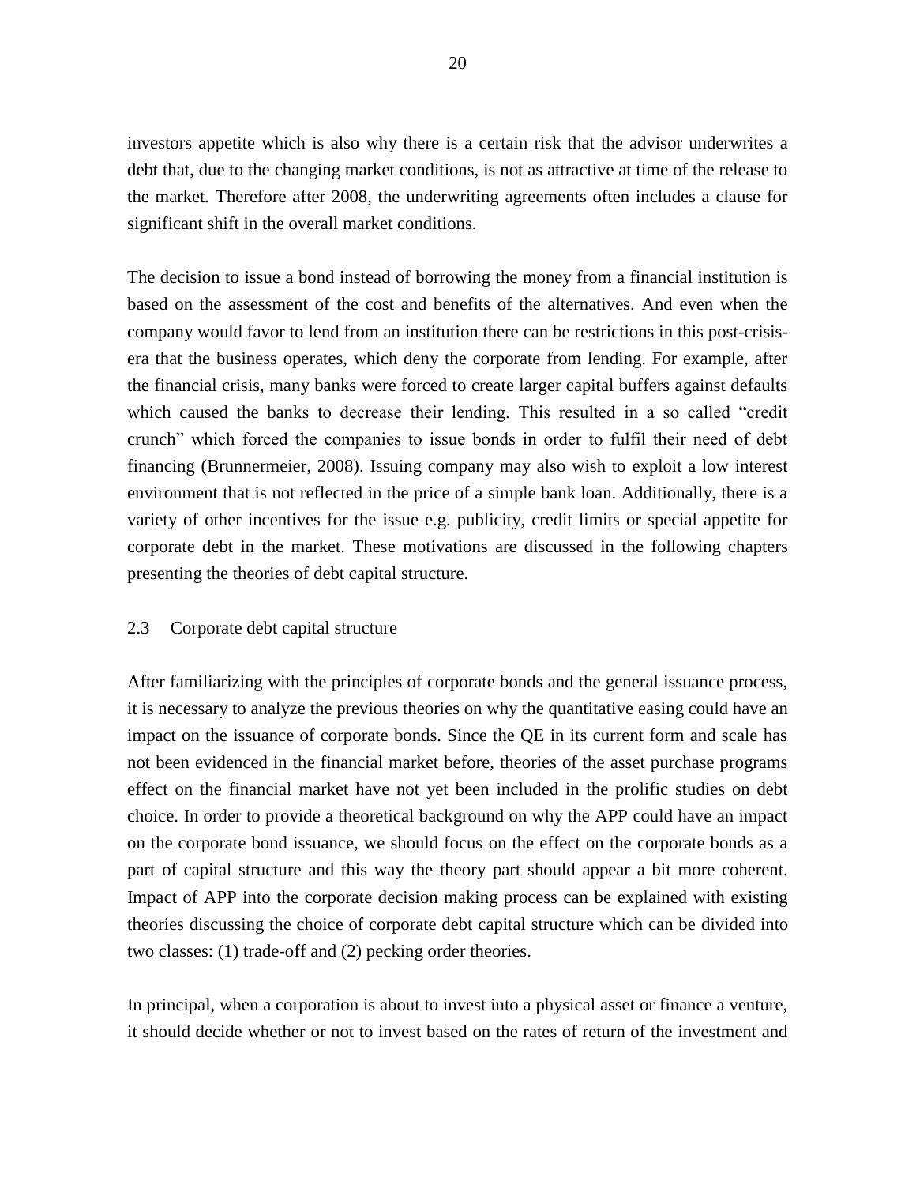investors appetite which is also why there is a certain risk that the advisor underwrites a debt that, due to the changing market conditions, is not as attractive at time of the release to the market. Therefore after 2008, the underwriting agreements often includes a clause for significant shift in the overall market conditions.

The decision to issue a bond instead of borrowing the money from a financial institution is based on the assessment of the cost and benefits of the alternatives. And even when the company would favor to lend from an institution there can be restrictions in this post-crisis-era that the business operates, which deny the corporate from lending. For example, after the financial crisis, many banks were forced to create larger capital buffers against defaults which caused the banks to decrease their lending. This resulted in a so called "credit crunch" which forced the companies to issue bonds in order to fulfil their need of debt financing (Brunnermeier, 2008). Issuing company may also wish to exploit a low interest environment that is not reflected in the price of a simple bank loan. Additionally, there is a variety of other incentives for the issue e.g. publicity, credit limits or special appetite for corporate debt in the market. These motivations are discussed in the following chapters presenting the theories of debt capital structure.

## 2.3 Corporate debt capital structure

After familiarizing with the principles of corporate bonds and the general issuance process, it is necessary to analyze the previous theories on why the quantitative easing could have an impact on the issuance of corporate bonds. Since the QE in its current form and scale has not been evidenced in the financial market before, theories of the asset purchase programs effect on the financial market have not yet been included in the prolific studies on debt choice. In order to provide a theoretical background on why the APP could have an impact on the corporate bond issuance, we should focus on the effect on the corporate bonds as a part of capital structure and this way the theory part should appear a bit more coherent. Impact of APP into the corporate decision making process can be explained with existing theories discussing the choice of corporate debt capital structure which can be divided into two classes: (1) trade-off and (2) pecking order theories.

In principal, when a corporation is about to invest into a physical asset or finance a venture, it should decide whether or not to invest based on the rates of return of the investment and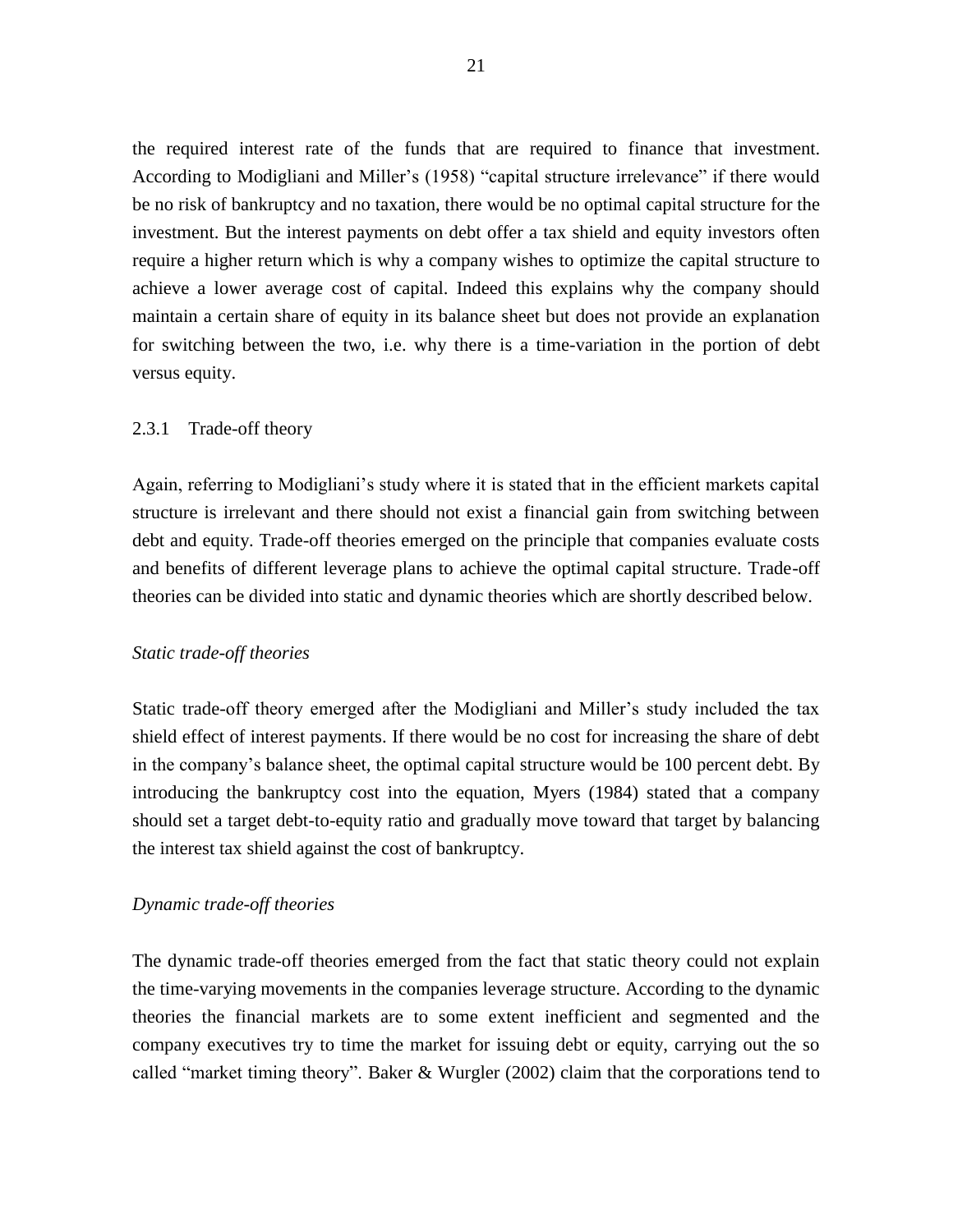the required interest rate of the funds that are required to finance that investment. According to Modigliani and Miller's (1958) "capital structure irrelevance" if there would be no risk of bankruptcy and no taxation, there would be no optimal capital structure for the investment. But the interest payments on debt offer a tax shield and equity investors often require a higher return which is why a company wishes to optimize the capital structure to achieve a lower average cost of capital. Indeed this explains why the company should maintain a certain share of equity in its balance sheet but does not provide an explanation for switching between the two, i.e. why there is a time-variation in the portion of debt versus equity.

### 2.3.1 Trade-off theory

Again, referring to Modigliani's study where it is stated that in the efficient markets capital structure is irrelevant and there should not exist a financial gain from switching between debt and equity. Trade-off theories emerged on the principle that companies evaluate costs and benefits of different leverage plans to achieve the optimal capital structure. Trade-off theories can be divided into static and dynamic theories which are shortly described below.

*Static trade-off theories*

Static trade-off theory emerged after the Modigliani and Miller's study included the tax shield effect of interest payments. If there would be no cost for increasing the share of debt in the company's balance sheet, the optimal capital structure would be 100 percent debt. By introducing the bankruptcy cost into the equation, Myers (1984) stated that a company should set a target debt-to-equity ratio and gradually move toward that target by balancing the interest tax shield against the cost of bankruptcy.

*Dynamic trade-off theories*

The dynamic trade-off theories emerged from the fact that static theory could not explain the time-varying movements in the companies leverage structure. According to the dynamic theories the financial markets are to some extent inefficient and segmented and the company executives try to time the market for issuing debt or equity, carrying out the so called "market timing theory". Baker & Wurgler (2002) claim that the corporations tend to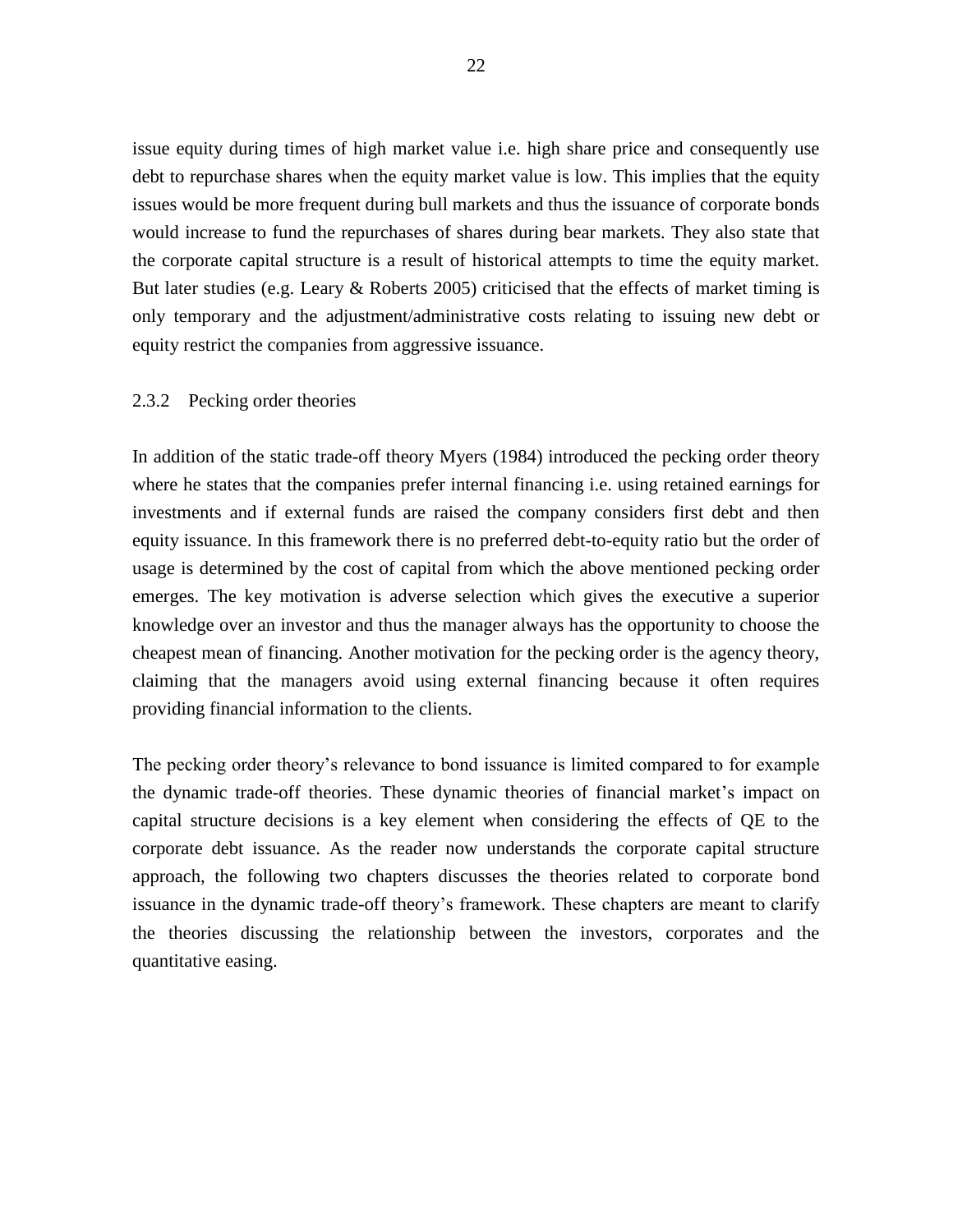issue equity during times of high market value i.e. high share price and consequently use debt to repurchase shares when the equity market value is low. This implies that the equity issues would be more frequent during bull markets and thus the issuance of corporate bonds would increase to fund the repurchases of shares during bear markets. They also state that the corporate capital structure is a result of historical attempts to time the equity market. But later studies (e.g. Leary & Roberts 2005) criticised that the effects of market timing is only temporary and the adjustment/administrative costs relating to issuing new debt or equity restrict the companies from aggressive issuance.

### 2.3.2 Pecking order theories

In addition of the static trade-off theory Myers (1984) introduced the pecking order theory where he states that the companies prefer internal financing i.e. using retained earnings for investments and if external funds are raised the company considers first debt and then equity issuance. In this framework there is no preferred debt-to-equity ratio but the order of usage is determined by the cost of capital from which the above mentioned pecking order emerges. The key motivation is adverse selection which gives the executive a superior knowledge over an investor and thus the manager always has the opportunity to choose the cheapest mean of financing. Another motivation for the pecking order is the agency theory, claiming that the managers avoid using external financing because it often requires providing financial information to the clients.

The pecking order theory's relevance to bond issuance is limited compared to for example the dynamic trade-off theories. These dynamic theories of financial market's impact on capital structure decisions is a key element when considering the effects of QE to the corporate debt issuance. As the reader now understands the corporate capital structure approach, the following two chapters discusses the theories related to corporate bond issuance in the dynamic trade-off theory's framework. These chapters are meant to clarify the theories discussing the relationship between the investors, corporates and the quantitative easing.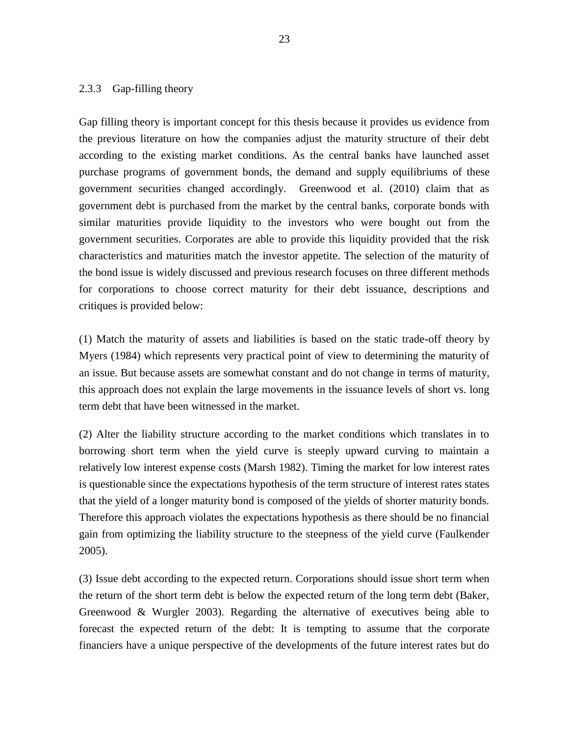### 2.3.3 Gap-filling theory

Gap filling theory is important concept for this thesis because it provides us evidence from the previous literature on how the companies adjust the maturity structure of their debt according to the existing market conditions. As the central banks have launched asset purchase programs of government bonds, the demand and supply equilibriums of these government securities changed accordingly. Greenwood et al. (2010) claim that as government debt is purchased from the market by the central banks, corporate bonds with similar maturities provide liquidity to the investors who were bought out from the government securities. Corporates are able to provide this liquidity provided that the risk characteristics and maturities match the investor appetite. The selection of the maturity of the bond issue is widely discussed and previous research focuses on three different methods for corporations to choose correct maturity for their debt issuance, descriptions and critiques is provided below:

(1) Match the maturity of assets and liabilities is based on the static trade-off theory by Myers (1984) which represents very practical point of view to determining the maturity of an issue. But because assets are somewhat constant and do not change in terms of maturity, this approach does not explain the large movements in the issuance levels of short vs. long term debt that have been witnessed in the market.

(2) Alter the liability structure according to the market conditions which translates in to borrowing short term when the yield curve is steeply upward curving to maintain a relatively low interest expense costs (Marsh 1982). Timing the market for low interest rates is questionable since the expectations hypothesis of the term structure of interest rates states that the yield of a longer maturity bond is composed of the yields of shorter maturity bonds. Therefore this approach violates the expectations hypothesis as there should be no financial gain from optimizing the liability structure to the steepness of the yield curve (Faulkender 2005).

(3) Issue debt according to the expected return. Corporations should issue short term when the return of the short term debt is below the expected return of the long term debt (Baker, Greenwood & Wurgler 2003). Regarding the alternative of executives being able to forecast the expected return of the debt: It is tempting to assume that the corporate financiers have a unique perspective of the developments of the future interest rates but do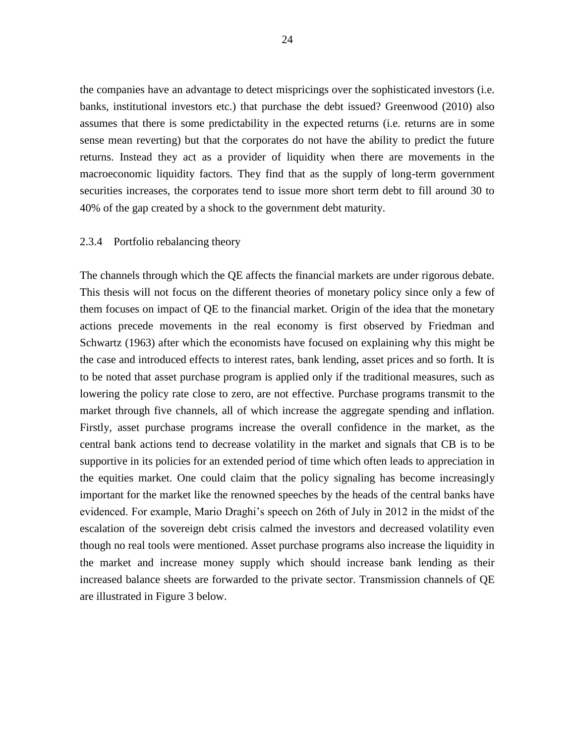the companies have an advantage to detect mispricings over the sophisticated investors (i.e. banks, institutional investors etc.) that purchase the debt issued? Greenwood (2010) also assumes that there is some predictability in the expected returns (i.e. returns are in some sense mean reverting) but that the corporates do not have the ability to predict the future returns. Instead they act as a provider of liquidity when there are movements in the macroeconomic liquidity factors. They find that as the supply of long-term government securities increases, the corporates tend to issue more short term debt to fill around 30 to 40% of the gap created by a shock to the government debt maturity.

### 2.3.4 Portfolio rebalancing theory

The channels through which the QE affects the financial markets are under rigorous debate. This thesis will not focus on the different theories of monetary policy since only a few of them focuses on impact of QE to the financial market. Origin of the idea that the monetary actions precede movements in the real economy is first observed by Friedman and Schwartz (1963) after which the economists have focused on explaining why this might be the case and introduced effects to interest rates, bank lending, asset prices and so forth. It is to be noted that asset purchase program is applied only if the traditional measures, such as lowering the policy rate close to zero, are not effective. Purchase programs transmit to the market through five channels, all of which increase the aggregate spending and inflation. Firstly, asset purchase programs increase the overall confidence in the market, as the central bank actions tend to decrease volatility in the market and signals that CB is to be supportive in its policies for an extended period of time which often leads to appreciation in the equities market. One could claim that the policy signaling has become increasingly important for the market like the renowned speeches by the heads of the central banks have evidenced. For example, Mario Draghi's speech on 26th of July in 2012 in the midst of the escalation of the sovereign debt crisis calmed the investors and decreased volatility even though no real tools were mentioned. Asset purchase programs also increase the liquidity in the market and increase money supply which should increase bank lending as their increased balance sheets are forwarded to the private sector. Transmission channels of QE are illustrated in Figure 3 below.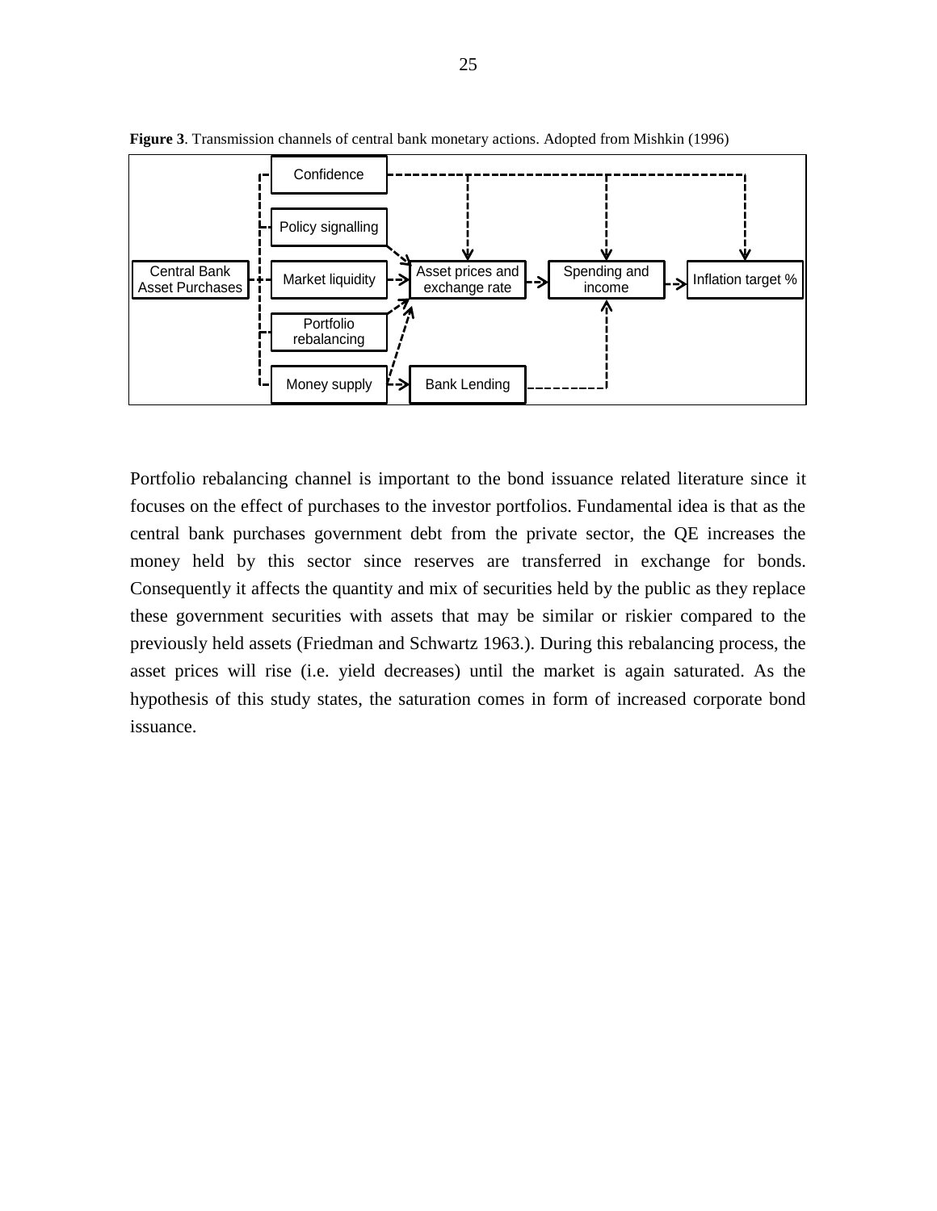**Figure 3**. Transmission channels of central bank monetary actions. Adopted from Mishkin (1996)

Portfolio rebalancing channel is important to the bond issuance related literature since it focuses on the effect of purchases to the investor portfolios. Fundamental idea is that as the central bank purchases government debt from the private sector, the QE increases the money held by this sector since reserves are transferred in exchange for bonds. Consequently it affects the quantity and mix of securities held by the public as they replace these government securities with assets that may be similar or riskier compared to the previously held assets (Friedman and Schwartz 1963.). During this rebalancing process, the asset prices will rise (i.e. yield decreases) until the market is again saturated. As the hypothesis of this study states, the saturation comes in form of increased corporate bond issuance.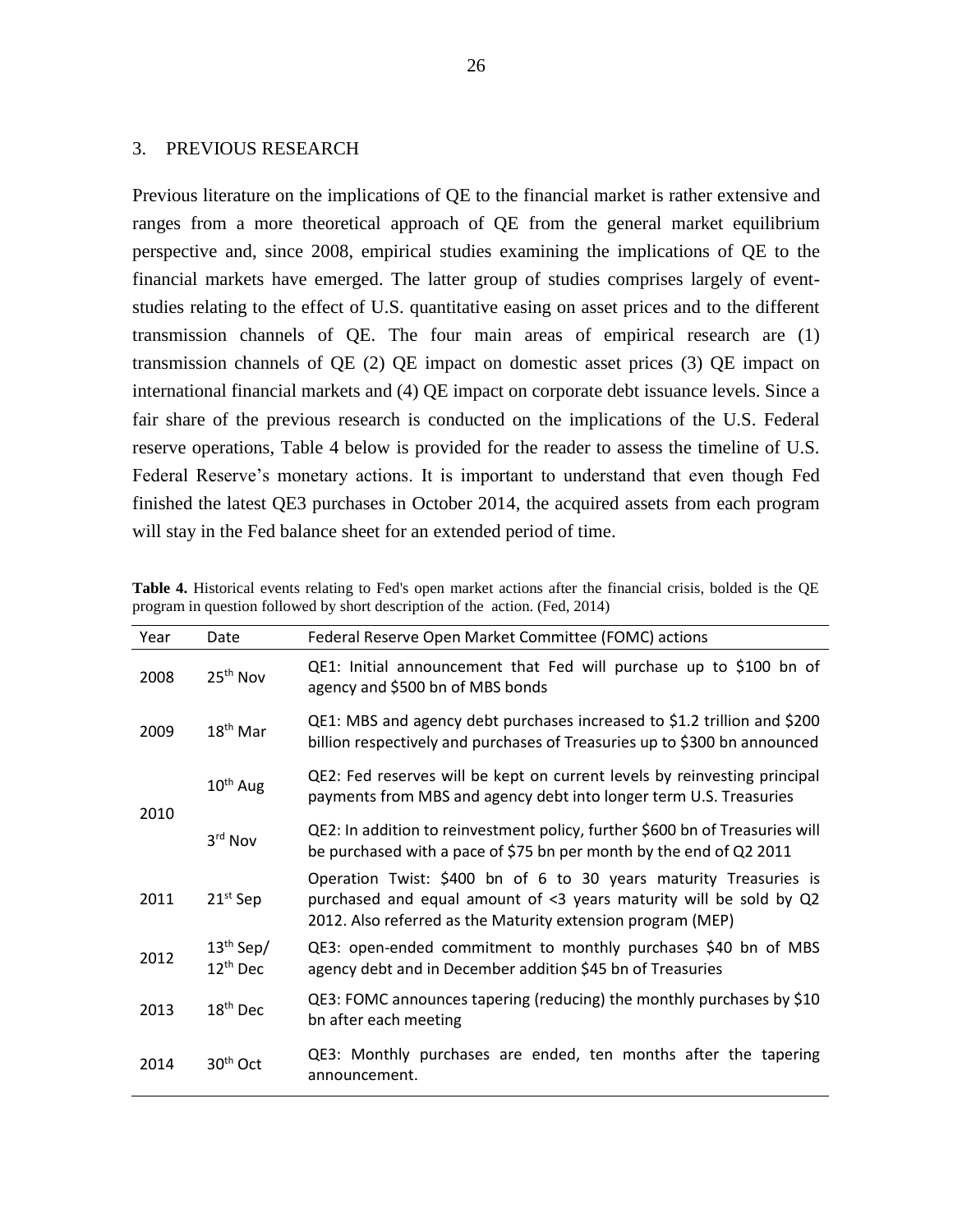## 3. PREVIOUS RESEARCH

Previous literature on the implications of QE to the financial market is rather extensive and ranges from a more theoretical approach of QE from the general market equilibrium perspective and, since 2008, empirical studies examining the implications of QE to the financial markets have emerged. The latter group of studies comprises largely of event-studies relating to the effect of U.S. quantitative easing on asset prices and to the different transmission channels of QE. The four main areas of empirical research are (1) transmission channels of QE (2) QE impact on domestic asset prices (3) QE impact on international financial markets and (4) QE impact on corporate debt issuance levels. Since a fair share of the previous research is conducted on the implications of the U.S. Federal reserve operations, Table 4 below is provided for the reader to assess the timeline of U.S. Federal Reserve's monetary actions. It is important to understand that even though Fed finished the latest QE3 purchases in October 2014, the acquired assets from each program will stay in the Fed balance sheet for an extended period of time.

**Table 4.** Historical events relating to Fed's open market actions after the financial crisis, bolded is the QE program in question followed by short description of the action. (Fed, 2014)

| Year | Date | Federal Reserve Open Market Committee (FOMC) actions |
|---|---|---|
| 2008 | 25th Nov | QE1: Initial announcement that Fed will purchase up to $100 bn of agency and $500 bn of MBS bonds |
| 2009 | 18th Mar | QE1: MBS and agency debt purchases increased to $1.2 trillion and $200 billion respectively and purchases of Treasuries up to $300 bn announced |
| 2010 | 10th Aug | QE2: Fed reserves will be kept on current levels by reinvesting principal payments from MBS and agency debt into longer term U.S. Treasuries |
| | 3rd Nov | QE2: In addition to reinvestment policy, further $600 bn of Treasuries will be purchased with a pace of $75 bn per month by the end of Q2 2011 |
| 2011 | 21st Sep | Operation Twist: $400 bn of 6 to 30 years maturity Treasuries is purchased and equal amount of <3 years maturity will be sold by Q2 2012. Also referred as the Maturity extension program (MEP) |
| 2012 | 13th Sep/ 12th Dec | QE3: open-ended commitment to monthly purchases $40 bn of MBS agency debt and in December addition $45 bn of Treasuries |
| 2013 | 18th Dec | QE3: FOMC announces tapering (reducing) the monthly purchases by $10 bn after each meeting |
| 2014 | 30th Oct | QE3: Monthly purchases are ended, ten months after the tapering announcement. |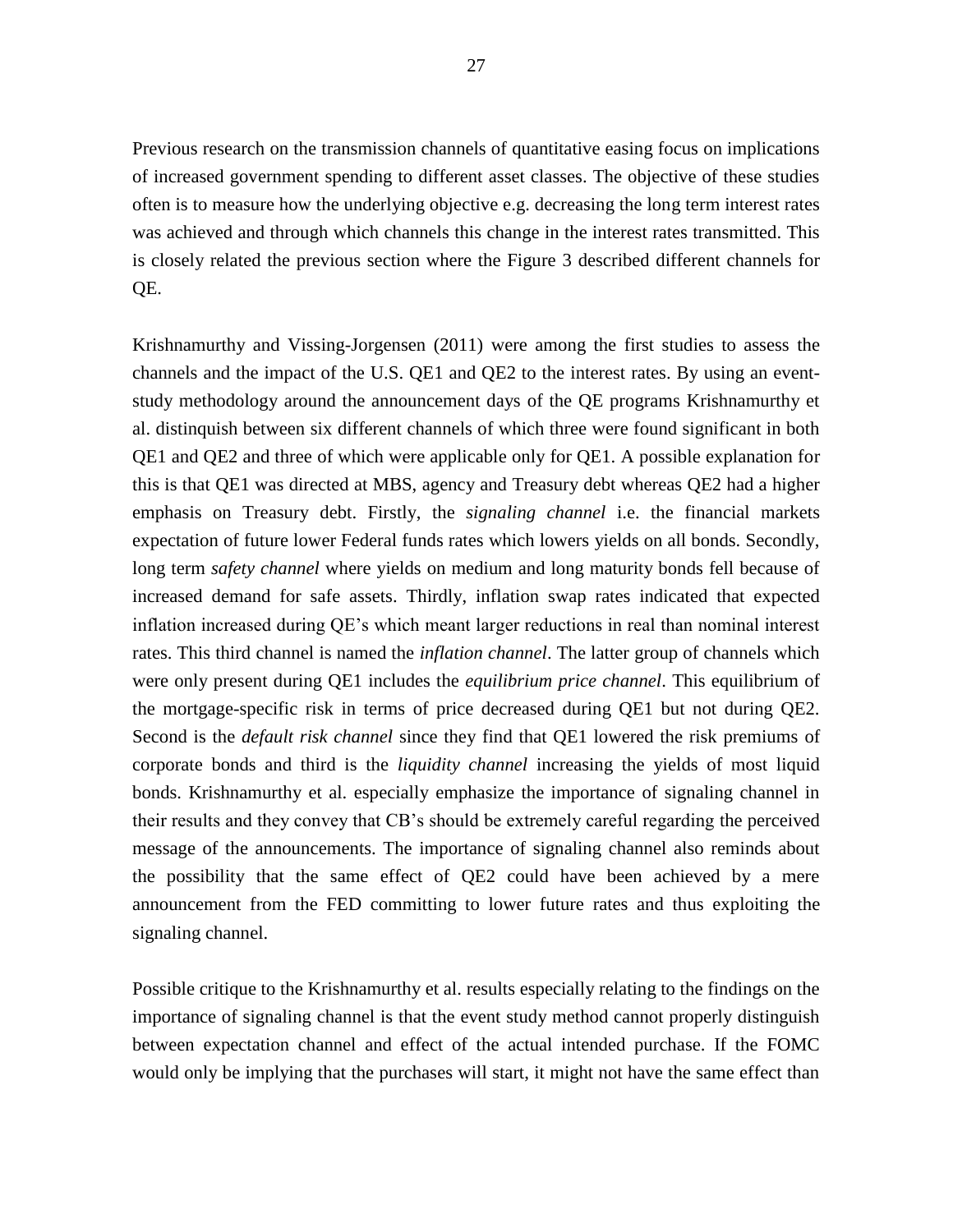Previous research on the transmission channels of quantitative easing focus on implications of increased government spending to different asset classes. The objective of these studies often is to measure how the underlying objective e.g. decreasing the long term interest rates was achieved and through which channels this change in the interest rates transmitted. This is closely related the previous section where the Figure 3 described different channels for QE.

Krishnamurthy and Vissing-Jorgensen (2011) were among the first studies to assess the channels and the impact of the U.S. QE1 and QE2 to the interest rates. By using an event-study methodology around the announcement days of the QE programs Krishnamurthy et al. distinquish between six different channels of which three were found significant in both QE1 and QE2 and three of which were applicable only for QE1. A possible explanation for this is that QE1 was directed at MBS, agency and Treasury debt whereas QE2 had a higher emphasis on Treasury debt. Firstly, the *signaling channel* i.e. the financial markets expectation of future lower Federal funds rates which lowers yields on all bonds. Secondly, long term *safety channel* where yields on medium and long maturity bonds fell because of increased demand for safe assets. Thirdly, inflation swap rates indicated that expected inflation increased during QE's which meant larger reductions in real than nominal interest rates. This third channel is named the *inflation channel*. The latter group of channels which were only present during QE1 includes the *equilibrium price channel*. This equilibrium of the mortgage-specific risk in terms of price decreased during QE1 but not during QE2. Second is the *default risk channel* since they find that QE1 lowered the risk premiums of corporate bonds and third is the *liquidity channel* increasing the yields of most liquid bonds. Krishnamurthy et al. especially emphasize the importance of signaling channel in their results and they convey that CB's should be extremely careful regarding the perceived message of the announcements. The importance of signaling channel also reminds about the possibility that the same effect of QE2 could have been achieved by a mere announcement from the FED committing to lower future rates and thus exploiting the signaling channel.

Possible critique to the Krishnamurthy et al. results especially relating to the findings on the importance of signaling channel is that the event study method cannot properly distinguish between expectation channel and effect of the actual intended purchase. If the FOMC would only be implying that the purchases will start, it might not have the same effect than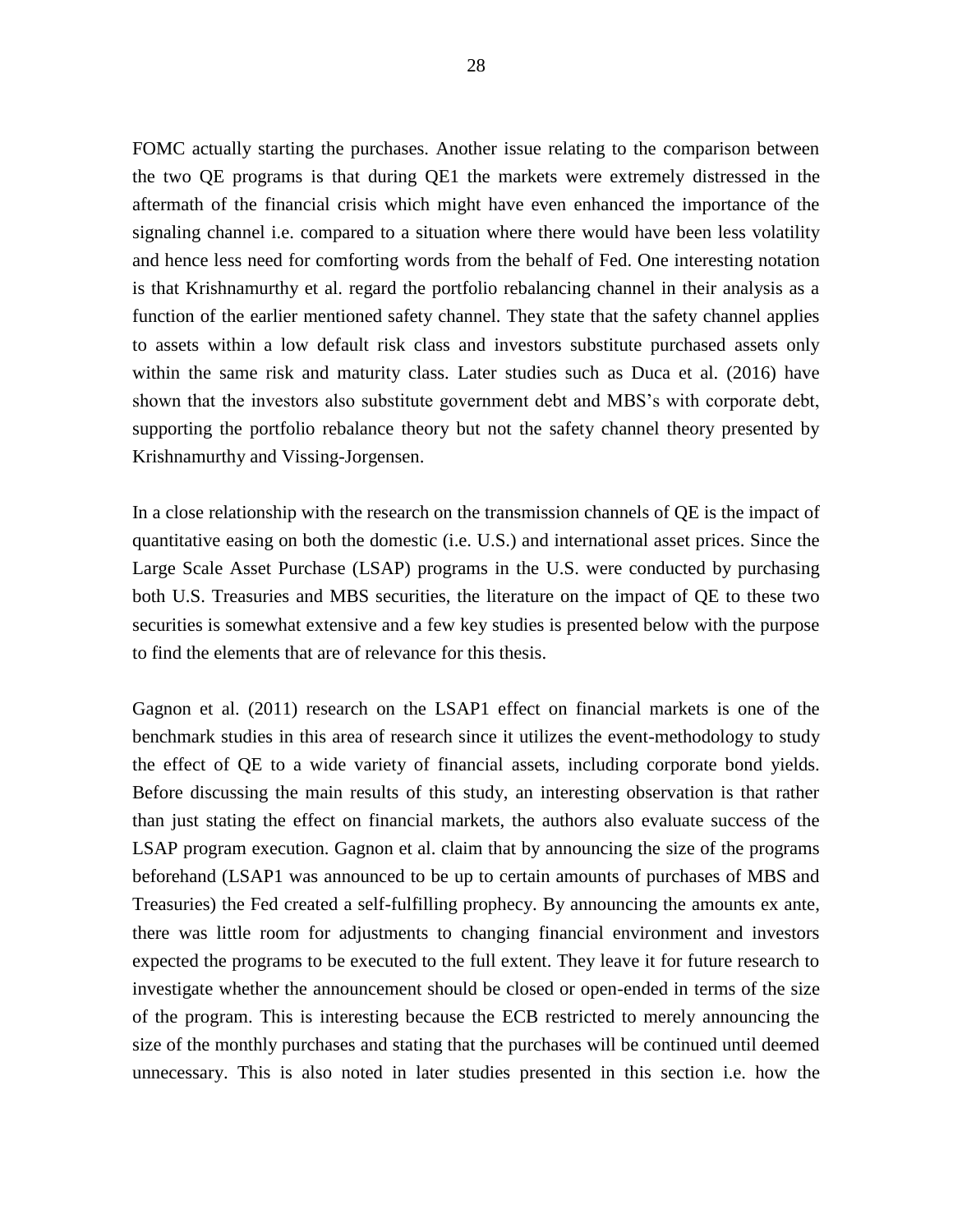FOMC actually starting the purchases. Another issue relating to the comparison between the two QE programs is that during QE1 the markets were extremely distressed in the aftermath of the financial crisis which might have even enhanced the importance of the signaling channel i.e. compared to a situation where there would have been less volatility and hence less need for comforting words from the behalf of Fed. One interesting notation is that Krishnamurthy et al. regard the portfolio rebalancing channel in their analysis as a function of the earlier mentioned safety channel. They state that the safety channel applies to assets within a low default risk class and investors substitute purchased assets only within the same risk and maturity class. Later studies such as Duca et al. (2016) have shown that the investors also substitute government debt and MBS's with corporate debt, supporting the portfolio rebalance theory but not the safety channel theory presented by Krishnamurthy and Vissing-Jorgensen.

In a close relationship with the research on the transmission channels of QE is the impact of quantitative easing on both the domestic (i.e. U.S.) and international asset prices. Since the Large Scale Asset Purchase (LSAP) programs in the U.S. were conducted by purchasing both U.S. Treasuries and MBS securities, the literature on the impact of QE to these two securities is somewhat extensive and a few key studies is presented below with the purpose to find the elements that are of relevance for this thesis.

Gagnon et al. (2011) research on the LSAP1 effect on financial markets is one of the benchmark studies in this area of research since it utilizes the event-methodology to study the effect of QE to a wide variety of financial assets, including corporate bond yields. Before discussing the main results of this study, an interesting observation is that rather than just stating the effect on financial markets, the authors also evaluate success of the LSAP program execution. Gagnon et al. claim that by announcing the size of the programs beforehand (LSAP1 was announced to be up to certain amounts of purchases of MBS and Treasuries) the Fed created a self-fulfilling prophecy. By announcing the amounts ex ante, there was little room for adjustments to changing financial environment and investors expected the programs to be executed to the full extent. They leave it for future research to investigate whether the announcement should be closed or open-ended in terms of the size of the program. This is interesting because the ECB restricted to merely announcing the size of the monthly purchases and stating that the purchases will be continued until deemed unnecessary. This is also noted in later studies presented in this section i.e. how the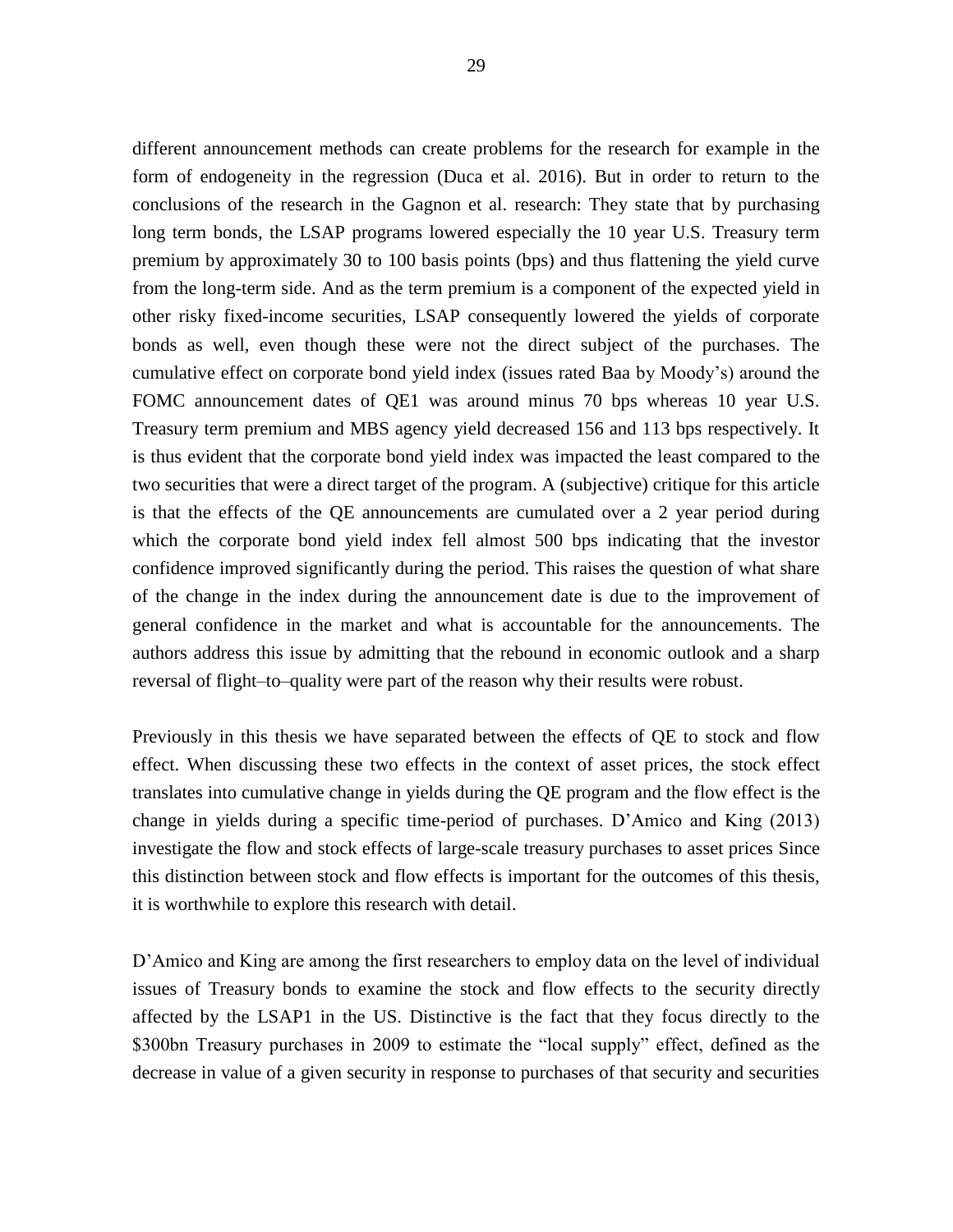different announcement methods can create problems for the research for example in the form of endogeneity in the regression (Duca et al. 2016). But in order to return to the conclusions of the research in the Gagnon et al. research: They state that by purchasing long term bonds, the LSAP programs lowered especially the 10 year U.S. Treasury term premium by approximately 30 to 100 basis points (bps) and thus flattening the yield curve from the long-term side. And as the term premium is a component of the expected yield in other risky fixed-income securities, LSAP consequently lowered the yields of corporate bonds as well, even though these were not the direct subject of the purchases. The cumulative effect on corporate bond yield index (issues rated Baa by Moody's) around the FOMC announcement dates of QE1 was around minus 70 bps whereas 10 year U.S. Treasury term premium and MBS agency yield decreased 156 and 113 bps respectively. It is thus evident that the corporate bond yield index was impacted the least compared to the two securities that were a direct target of the program. A (subjective) critique for this article is that the effects of the QE announcements are cumulated over a 2 year period during which the corporate bond yield index fell almost 500 bps indicating that the investor confidence improved significantly during the period. This raises the question of what share of the change in the index during the announcement date is due to the improvement of general confidence in the market and what is accountable for the announcements. The authors address this issue by admitting that the rebound in economic outlook and a sharp reversal of flight–to–quality were part of the reason why their results were robust.

Previously in this thesis we have separated between the effects of QE to stock and flow effect. When discussing these two effects in the context of asset prices, the stock effect translates into cumulative change in yields during the QE program and the flow effect is the change in yields during a specific time-period of purchases. D'Amico and King (2013) investigate the flow and stock effects of large-scale treasury purchases to asset prices Since this distinction between stock and flow effects is important for the outcomes of this thesis, it is worthwhile to explore this research with detail.

D'Amico and King are among the first researchers to employ data on the level of individual issues of Treasury bonds to examine the stock and flow effects to the security directly affected by the LSAP1 in the US. Distinctive is the fact that they focus directly to the \$300bn Treasury purchases in 2009 to estimate the "local supply" effect, defined as the decrease in value of a given security in response to purchases of that security and securities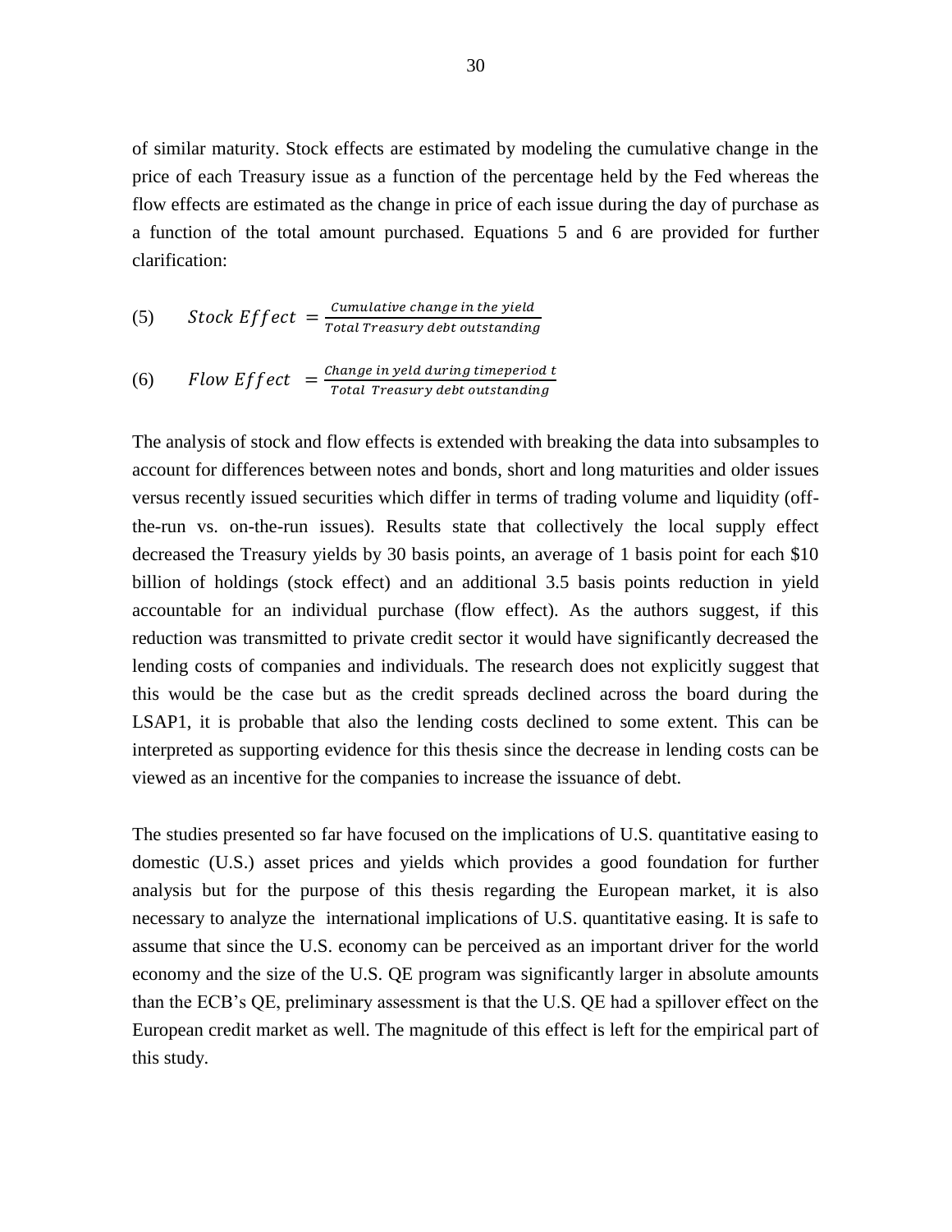of similar maturity. Stock effects are estimated by modeling the cumulative change in the price of each Treasury issue as a function of the percentage held by the Fed whereas the flow effects are estimated as the change in price of each issue during the day of purchase as a function of the total amount purchased. Equations 5 and 6 are provided for further clarification:

$$(5) \qquad Stock\ Effect\ = \frac{Cumulative\ change\ in\ the\ yield}{Total\ Treasury\ debt\ outstanding}$$

$$(6) \qquad Flow\ Effect\ \ = \frac{Change\ in\ yeld\ during\ timeperiod\ t}{Total\ \ Treasury\ debt\ outstanding}$$

The analysis of stock and flow effects is extended with breaking the data into subsamples to account for differences between notes and bonds, short and long maturities and older issues versus recently issued securities which differ in terms of trading volume and liquidity (off-the-run vs. on-the-run issues). Results state that collectively the local supply effect decreased the Treasury yields by 30 basis points, an average of 1 basis point for each $10 billion of holdings (stock effect) and an additional 3.5 basis points reduction in yield accountable for an individual purchase (flow effect). As the authors suggest, if this reduction was transmitted to private credit sector it would have significantly decreased the lending costs of companies and individuals. The research does not explicitly suggest that this would be the case but as the credit spreads declined across the board during the LSAP1, it is probable that also the lending costs declined to some extent. This can be interpreted as supporting evidence for this thesis since the decrease in lending costs can be viewed as an incentive for the companies to increase the issuance of debt.

The studies presented so far have focused on the implications of U.S. quantitative easing to domestic (U.S.) asset prices and yields which provides a good foundation for further analysis but for the purpose of this thesis regarding the European market, it is also necessary to analyze the international implications of U.S. quantitative easing. It is safe to assume that since the U.S. economy can be perceived as an important driver for the world economy and the size of the U.S. QE program was significantly larger in absolute amounts than the ECB's QE, preliminary assessment is that the U.S. QE had a spillover effect on the European credit market as well. The magnitude of this effect is left for the empirical part of this study.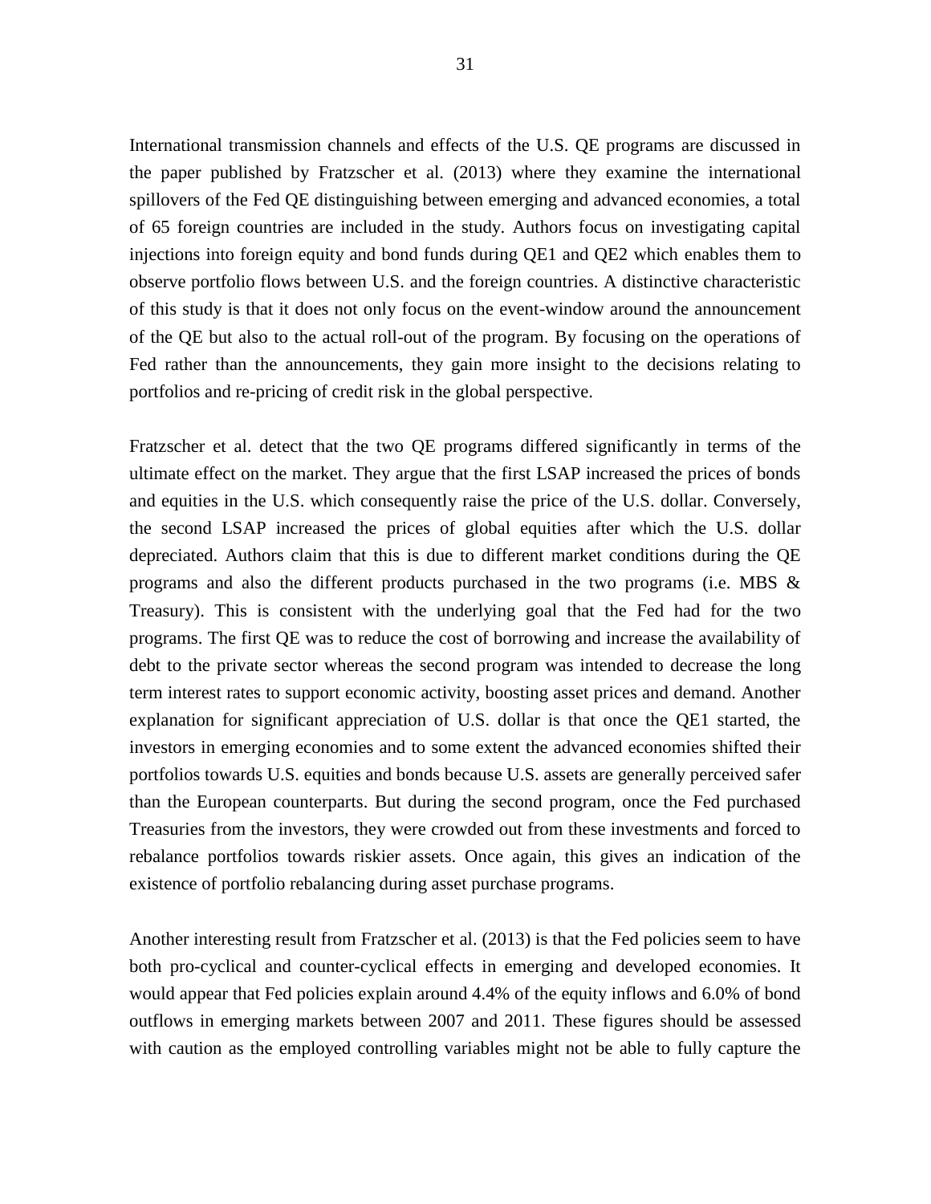International transmission channels and effects of the U.S. QE programs are discussed in the paper published by Fratzscher et al. (2013) where they examine the international spillovers of the Fed QE distinguishing between emerging and advanced economies, a total of 65 foreign countries are included in the study. Authors focus on investigating capital injections into foreign equity and bond funds during QE1 and QE2 which enables them to observe portfolio flows between U.S. and the foreign countries. A distinctive characteristic of this study is that it does not only focus on the event-window around the announcement of the QE but also to the actual roll-out of the program. By focusing on the operations of Fed rather than the announcements, they gain more insight to the decisions relating to portfolios and re-pricing of credit risk in the global perspective.

Fratzscher et al. detect that the two QE programs differed significantly in terms of the ultimate effect on the market. They argue that the first LSAP increased the prices of bonds and equities in the U.S. which consequently raise the price of the U.S. dollar. Conversely, the second LSAP increased the prices of global equities after which the U.S. dollar depreciated. Authors claim that this is due to different market conditions during the QE programs and also the different products purchased in the two programs (i.e. MBS & Treasury). This is consistent with the underlying goal that the Fed had for the two programs. The first QE was to reduce the cost of borrowing and increase the availability of debt to the private sector whereas the second program was intended to decrease the long term interest rates to support economic activity, boosting asset prices and demand. Another explanation for significant appreciation of U.S. dollar is that once the QE1 started, the investors in emerging economies and to some extent the advanced economies shifted their portfolios towards U.S. equities and bonds because U.S. assets are generally perceived safer than the European counterparts. But during the second program, once the Fed purchased Treasuries from the investors, they were crowded out from these investments and forced to rebalance portfolios towards riskier assets. Once again, this gives an indication of the existence of portfolio rebalancing during asset purchase programs.

Another interesting result from Fratzscher et al. (2013) is that the Fed policies seem to have both pro-cyclical and counter-cyclical effects in emerging and developed economies. It would appear that Fed policies explain around 4.4% of the equity inflows and 6.0% of bond outflows in emerging markets between 2007 and 2011. These figures should be assessed with caution as the employed controlling variables might not be able to fully capture the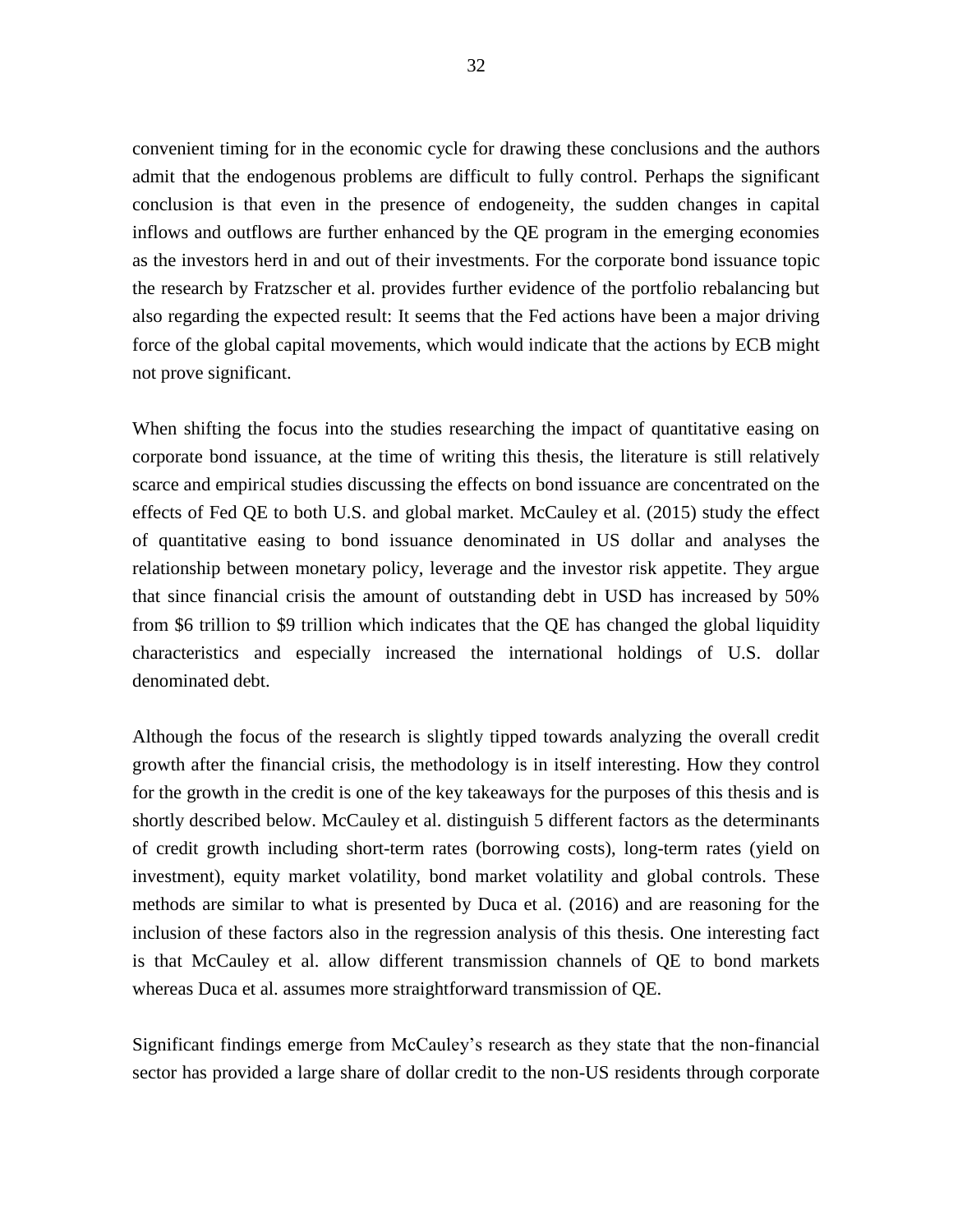convenient timing for in the economic cycle for drawing these conclusions and the authors admit that the endogenous problems are difficult to fully control. Perhaps the significant conclusion is that even in the presence of endogeneity, the sudden changes in capital inflows and outflows are further enhanced by the QE program in the emerging economies as the investors herd in and out of their investments. For the corporate bond issuance topic the research by Fratzscher et al. provides further evidence of the portfolio rebalancing but also regarding the expected result: It seems that the Fed actions have been a major driving force of the global capital movements, which would indicate that the actions by ECB might not prove significant.

When shifting the focus into the studies researching the impact of quantitative easing on corporate bond issuance, at the time of writing this thesis, the literature is still relatively scarce and empirical studies discussing the effects on bond issuance are concentrated on the effects of Fed QE to both U.S. and global market. McCauley et al. (2015) study the effect of quantitative easing to bond issuance denominated in US dollar and analyses the relationship between monetary policy, leverage and the investor risk appetite. They argue that since financial crisis the amount of outstanding debt in USD has increased by 50% from $6 trillion to $9 trillion which indicates that the QE has changed the global liquidity characteristics and especially increased the international holdings of U.S. dollar denominated debt.

Although the focus of the research is slightly tipped towards analyzing the overall credit growth after the financial crisis, the methodology is in itself interesting. How they control for the growth in the credit is one of the key takeaways for the purposes of this thesis and is shortly described below. McCauley et al. distinguish 5 different factors as the determinants of credit growth including short-term rates (borrowing costs), long-term rates (yield on investment), equity market volatility, bond market volatility and global controls. These methods are similar to what is presented by Duca et al. (2016) and are reasoning for the inclusion of these factors also in the regression analysis of this thesis. One interesting fact is that McCauley et al. allow different transmission channels of QE to bond markets whereas Duca et al. assumes more straightforward transmission of QE.

Significant findings emerge from McCauley's research as they state that the non-financial sector has provided a large share of dollar credit to the non-US residents through corporate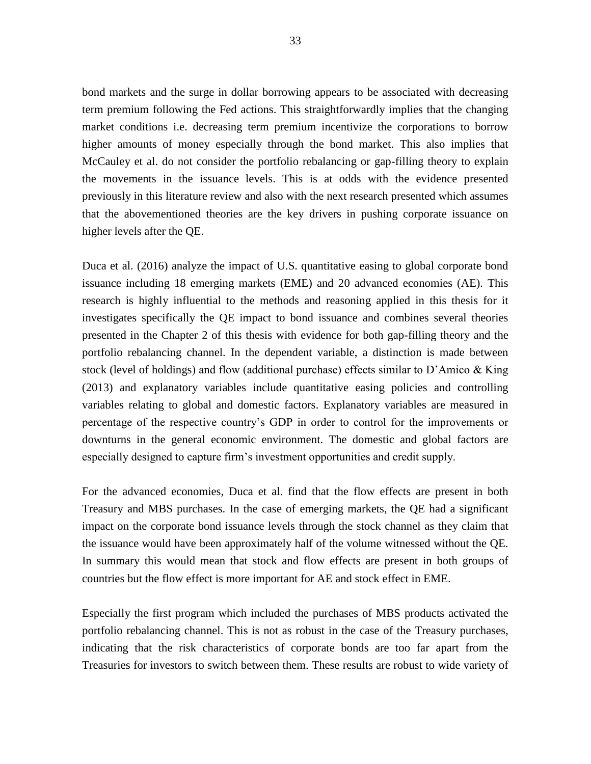bond markets and the surge in dollar borrowing appears to be associated with decreasing term premium following the Fed actions. This straightforwardly implies that the changing market conditions i.e. decreasing term premium incentivize the corporations to borrow higher amounts of money especially through the bond market. This also implies that McCauley et al. do not consider the portfolio rebalancing or gap-filling theory to explain the movements in the issuance levels. This is at odds with the evidence presented previously in this literature review and also with the next research presented which assumes that the abovementioned theories are the key drivers in pushing corporate issuance on higher levels after the QE.

Duca et al. (2016) analyze the impact of U.S. quantitative easing to global corporate bond issuance including 18 emerging markets (EME) and 20 advanced economies (AE). This research is highly influential to the methods and reasoning applied in this thesis for it investigates specifically the QE impact to bond issuance and combines several theories presented in the Chapter 2 of this thesis with evidence for both gap-filling theory and the portfolio rebalancing channel. In the dependent variable, a distinction is made between stock (level of holdings) and flow (additional purchase) effects similar to D'Amico & King (2013) and explanatory variables include quantitative easing policies and controlling variables relating to global and domestic factors. Explanatory variables are measured in percentage of the respective country's GDP in order to control for the improvements or downturns in the general economic environment. The domestic and global factors are especially designed to capture firm's investment opportunities and credit supply.

For the advanced economies, Duca et al. find that the flow effects are present in both Treasury and MBS purchases. In the case of emerging markets, the QE had a significant impact on the corporate bond issuance levels through the stock channel as they claim that the issuance would have been approximately half of the volume witnessed without the QE. In summary this would mean that stock and flow effects are present in both groups of countries but the flow effect is more important for AE and stock effect in EME.

Especially the first program which included the purchases of MBS products activated the portfolio rebalancing channel. This is not as robust in the case of the Treasury purchases, indicating that the risk characteristics of corporate bonds are too far apart from the Treasuries for investors to switch between them. These results are robust to wide variety of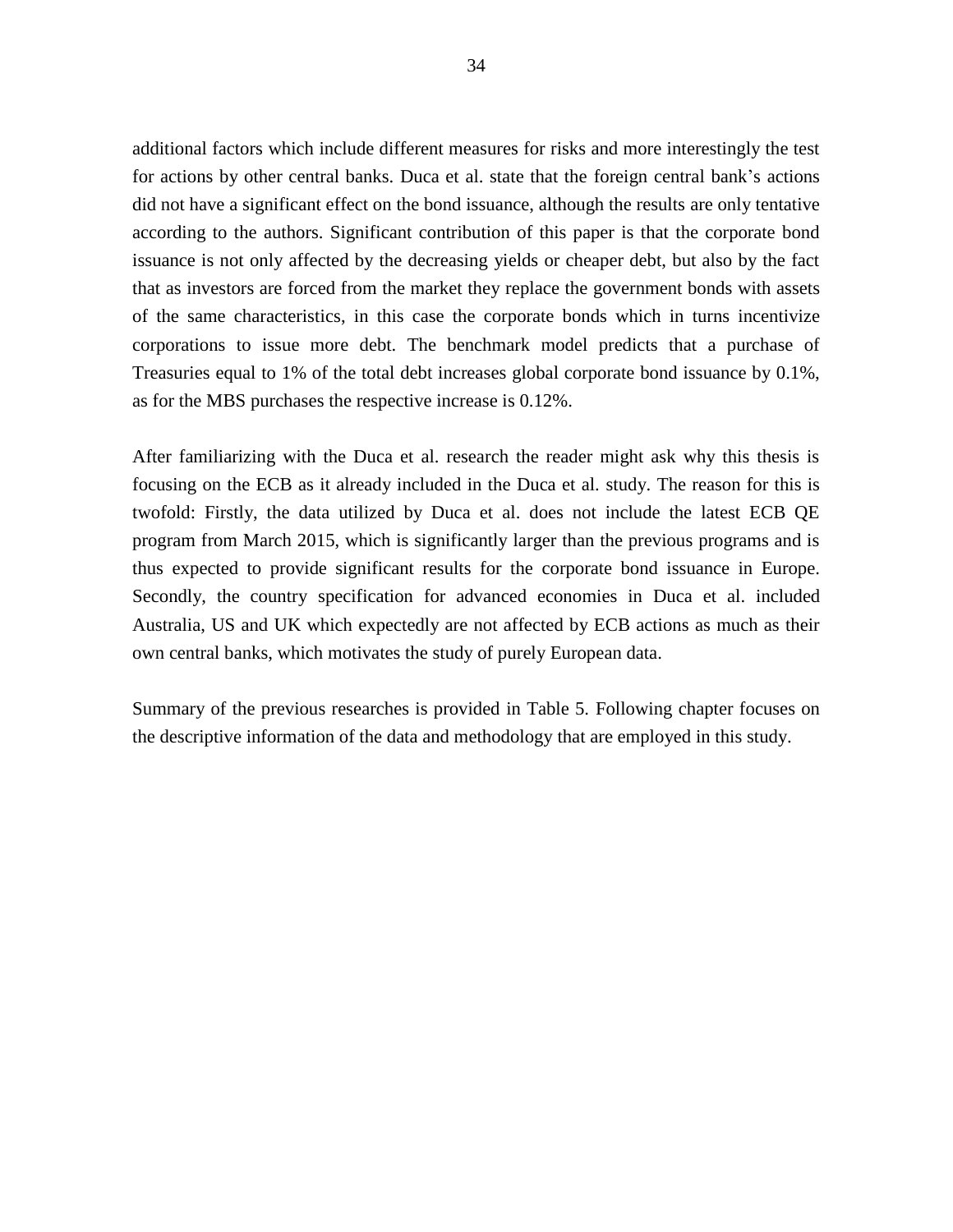additional factors which include different measures for risks and more interestingly the test for actions by other central banks. Duca et al. state that the foreign central bank's actions did not have a significant effect on the bond issuance, although the results are only tentative according to the authors. Significant contribution of this paper is that the corporate bond issuance is not only affected by the decreasing yields or cheaper debt, but also by the fact that as investors are forced from the market they replace the government bonds with assets of the same characteristics, in this case the corporate bonds which in turns incentivize corporations to issue more debt. The benchmark model predicts that a purchase of Treasuries equal to 1% of the total debt increases global corporate bond issuance by 0.1%, as for the MBS purchases the respective increase is 0.12%.

After familiarizing with the Duca et al. research the reader might ask why this thesis is focusing on the ECB as it already included in the Duca et al. study. The reason for this is twofold: Firstly, the data utilized by Duca et al. does not include the latest ECB QE program from March 2015, which is significantly larger than the previous programs and is thus expected to provide significant results for the corporate bond issuance in Europe. Secondly, the country specification for advanced economies in Duca et al. included Australia, US and UK which expectedly are not affected by ECB actions as much as their own central banks, which motivates the study of purely European data.

Summary of the previous researches is provided in Table 5. Following chapter focuses on the descriptive information of the data and methodology that are employed in this study.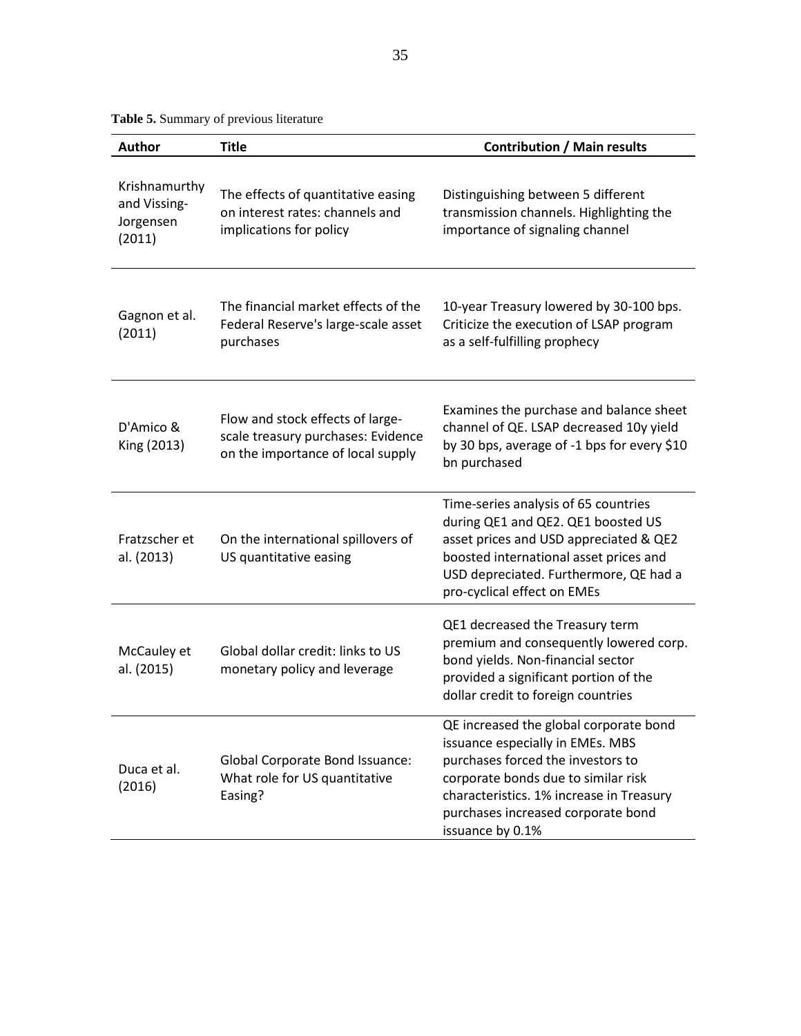**Table 5.** Summary of previous literature

| Author | Title | Contribution / Main results |
|---|---|---|
| Krishnamurthy and Vissing-Jorgensen (2011) | The effects of quantitative easing on interest rates: channels and implications for policy | Distinguishing between 5 different transmission channels. Highlighting the importance of signaling channel |
| Gagnon et al. (2011) | The financial market effects of the Federal Reserve's large-scale asset purchases | 10-year Treasury lowered by 30-100 bps. Criticize the execution of LSAP program as a self-fulfilling prophecy |
| D'Amico & King (2013) | Flow and stock effects of large-scale treasury purchases: Evidence on the importance of local supply | Examines the purchase and balance sheet channel of QE. LSAP decreased 10y yield by 30 bps, average of -1 bps for every $10 bn purchased |
| Fratzscher et al. (2013) | On the international spillovers of US quantitative easing | Time-series analysis of 65 countries during QE1 and QE2. QE1 boosted US asset prices and USD appreciated & QE2 boosted international asset prices and USD depreciated. Furthermore, QE had a pro-cyclical effect on EMEs |
| McCauley et al. (2015) | Global dollar credit: links to US monetary policy and leverage | QE1 decreased the Treasury term premium and consequently lowered corp. bond yields. Non-financial sector provided a significant portion of the dollar credit to foreign countries |
| Duca et al. (2016) | Global Corporate Bond Issuance: What role for US quantitative Easing? | QE increased the global corporate bond issuance especially in EMEs. MBS purchases forced the investors to corporate bonds due to similar risk characteristics. 1% increase in Treasury purchases increased corporate bond issuance by 0.1% |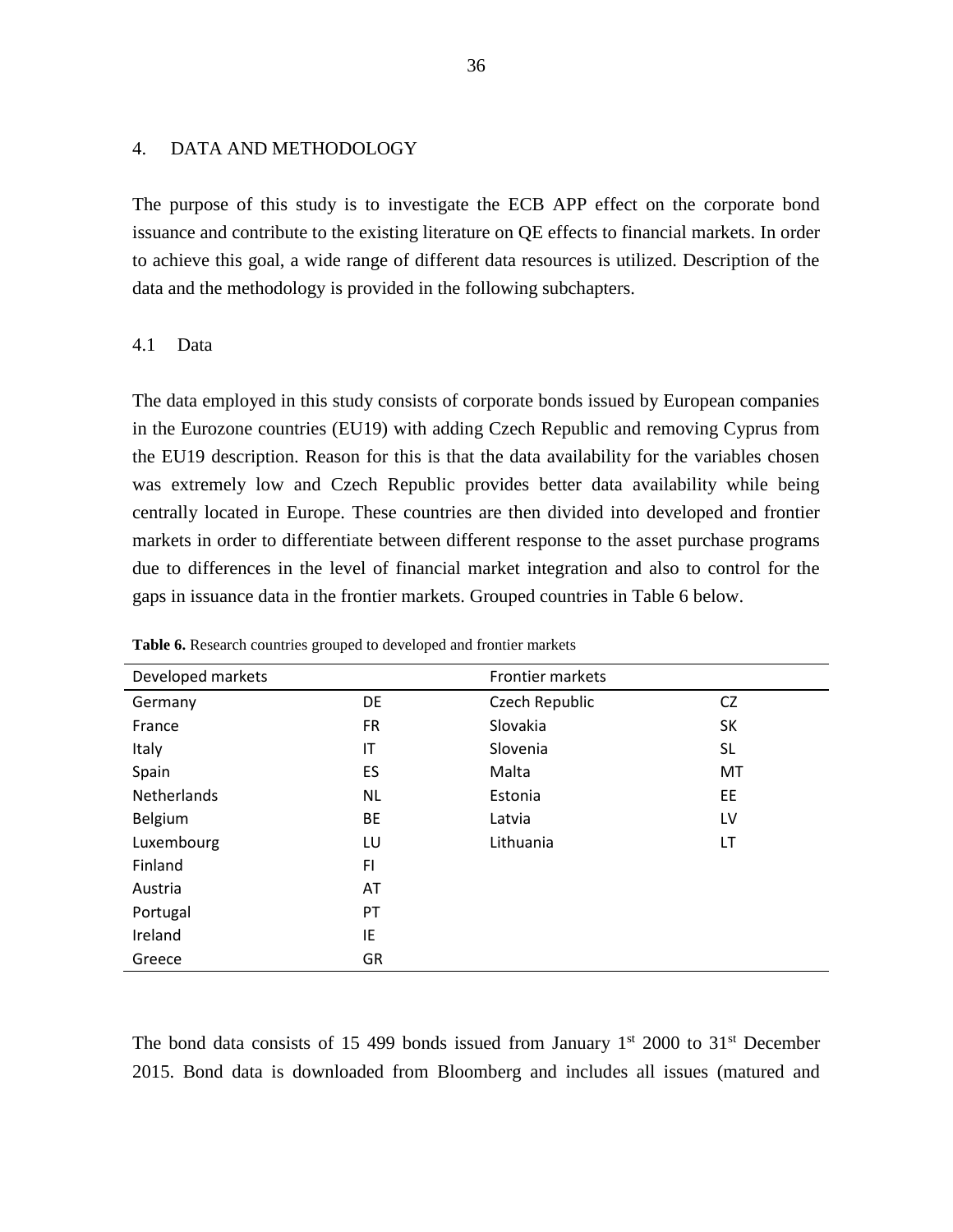# 4. DATA AND METHODOLOGY

The purpose of this study is to investigate the ECB APP effect on the corporate bond issuance and contribute to the existing literature on QE effects to financial markets. In order to achieve this goal, a wide range of different data resources is utilized. Description of the data and the methodology is provided in the following subchapters.

## 4.1 Data

The data employed in this study consists of corporate bonds issued by European companies in the Eurozone countries (EU19) with adding Czech Republic and removing Cyprus from the EU19 description. Reason for this is that the data availability for the variables chosen was extremely low and Czech Republic provides better data availability while being centrally located in Europe. These countries are then divided into developed and frontier markets in order to differentiate between different response to the asset purchase programs due to differences in the level of financial market integration and also to control for the gaps in issuance data in the frontier markets. Grouped countries in Table 6 below.

**Table 6.** Research countries grouped to developed and frontier markets

| Developed markets | | Frontier markets | |
|---|---|---|---|
| Germany | DE | Czech Republic | CZ |
| France | FR | Slovakia | SK |
| Italy | IT | Slovenia | SL |
| Spain | ES | Malta | MT |
| Netherlands | NL | Estonia | EE |
| Belgium | BE | Latvia | LV |
| Luxembourg | LU | Lithuania | LT |
| Finland | FI | | |
| Austria | AT | | |
| Portugal | PT | | |
| Ireland | IE | | |
| Greece | GR | | |

The bond data consists of 15 499 bonds issued from January 1st 2000 to 31st December 2015. Bond data is downloaded from Bloomberg and includes all issues (matured and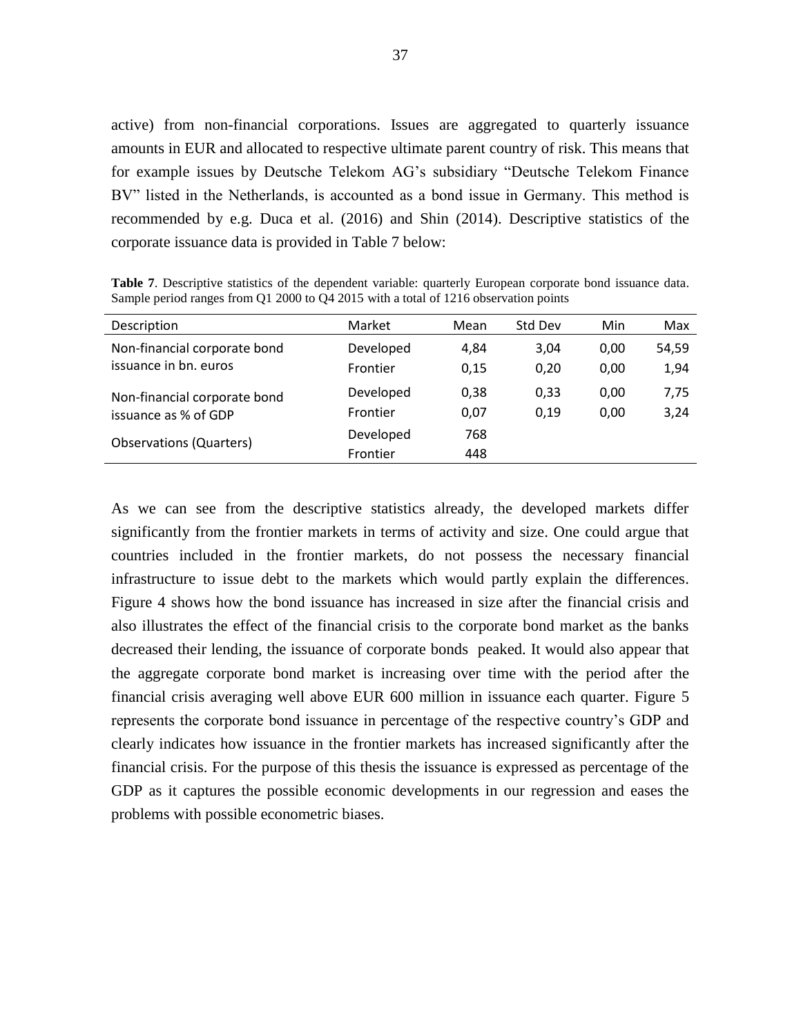active) from non-financial corporations. Issues are aggregated to quarterly issuance amounts in EUR and allocated to respective ultimate parent country of risk. This means that for example issues by Deutsche Telekom AG's subsidiary "Deutsche Telekom Finance BV" listed in the Netherlands, is accounted as a bond issue in Germany. This method is recommended by e.g. Duca et al. (2016) and Shin (2014). Descriptive statistics of the corporate issuance data is provided in Table 7 below:

**Table 7**. Descriptive statistics of the dependent variable: quarterly European corporate bond issuance data. Sample period ranges from Q1 2000 to Q4 2015 with a total of 1216 observation points

| Description | Market | Mean | Std Dev | Min | Max |
|---|---|---|---|---|---|
| Non-financial corporate bond issuance in bn. euros | Developed | 4,84 | 3,04 | 0,00 | 54,59 |
| | Frontier | 0,15 | 0,20 | 0,00 | 1,94 |
| Non-financial corporate bond issuance as % of GDP | Developed | 0,38 | 0,33 | 0,00 | 7,75 |
| | Frontier | 0,07 | 0,19 | 0,00 | 3,24 |
| Observations (Quarters) | Developed | 768 | | | |
| | Frontier | 448 | | | |

As we can see from the descriptive statistics already, the developed markets differ significantly from the frontier markets in terms of activity and size. One could argue that countries included in the frontier markets, do not possess the necessary financial infrastructure to issue debt to the markets which would partly explain the differences. Figure 4 shows how the bond issuance has increased in size after the financial crisis and also illustrates the effect of the financial crisis to the corporate bond market as the banks decreased their lending, the issuance of corporate bonds peaked. It would also appear that the aggregate corporate bond market is increasing over time with the period after the financial crisis averaging well above EUR 600 million in issuance each quarter. Figure 5 represents the corporate bond issuance in percentage of the respective country's GDP and clearly indicates how issuance in the frontier markets has increased significantly after the financial crisis. For the purpose of this thesis the issuance is expressed as percentage of the GDP as it captures the possible economic developments in our regression and eases the problems with possible econometric biases.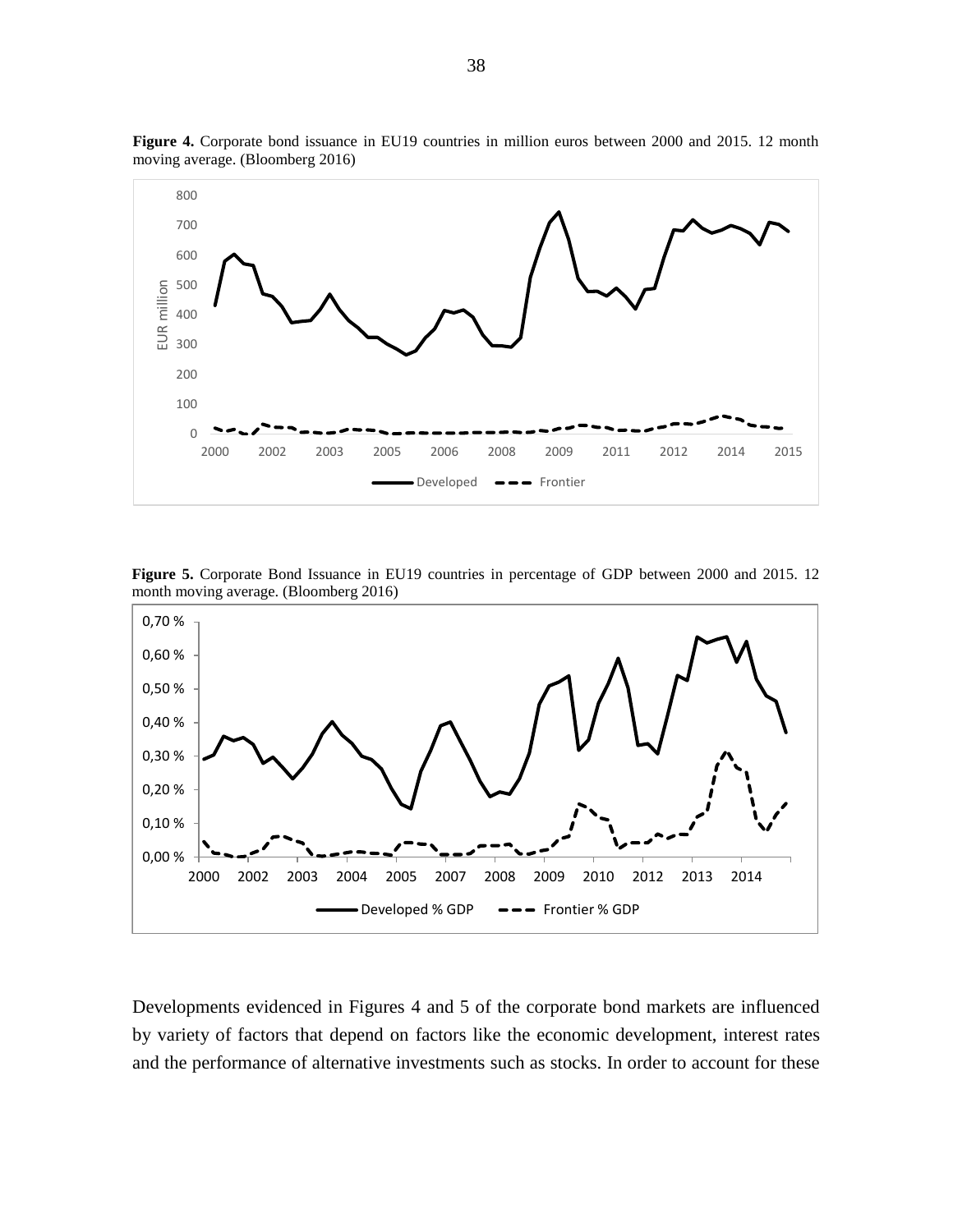**Figure 4.** Corporate bond issuance in EU19 countries in million euros between 2000 and 2015. 12 month moving average. (Bloomberg 2016)

**Figure 5.** Corporate Bond Issuance in EU19 countries in percentage of GDP between 2000 and 2015. 12 month moving average. (Bloomberg 2016)

Developments evidenced in Figures 4 and 5 of the corporate bond markets are influenced by variety of factors that depend on factors like the economic development, interest rates and the performance of alternative investments such as stocks. In order to account for these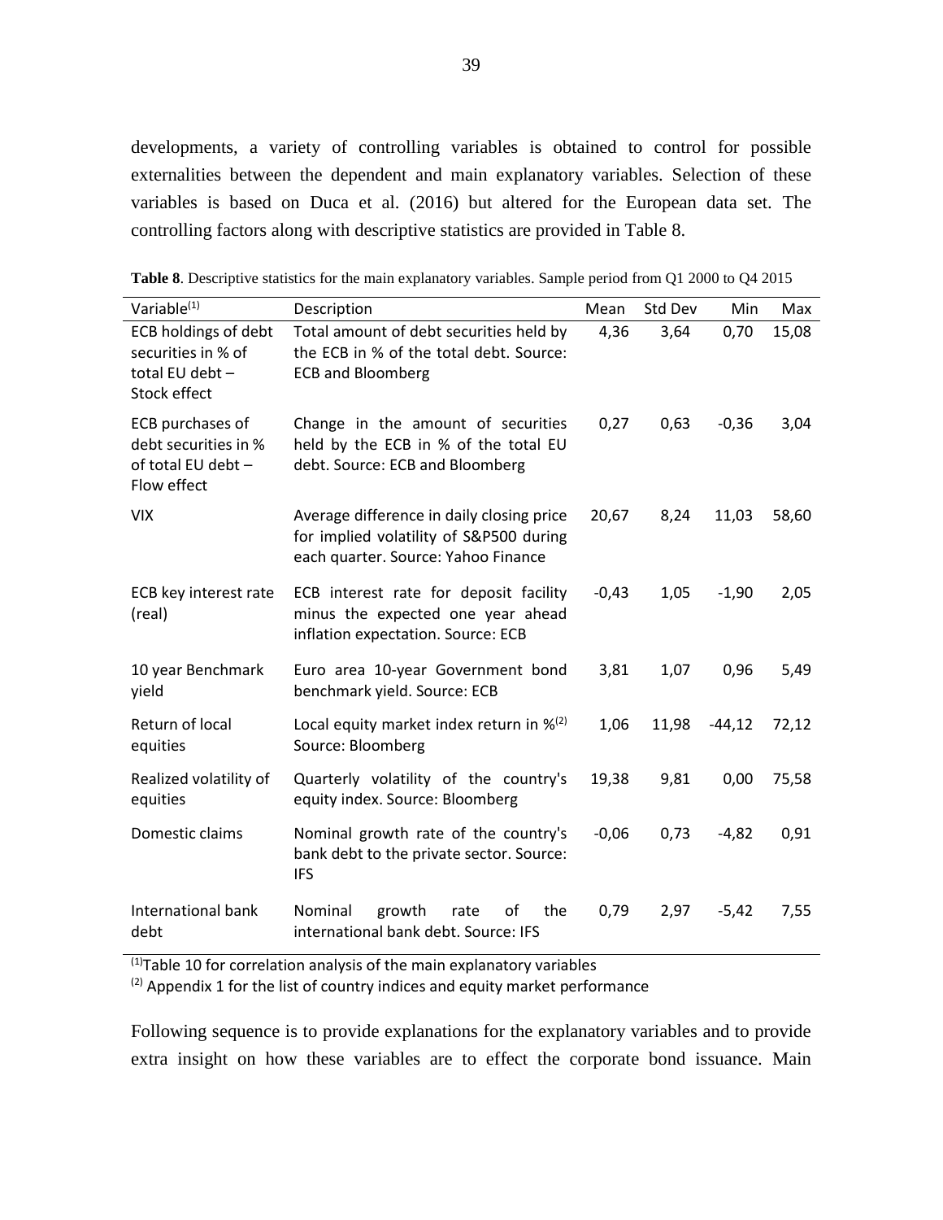developments, a variety of controlling variables is obtained to control for possible externalities between the dependent and main explanatory variables. Selection of these variables is based on Duca et al. (2016) but altered for the European data set. The controlling factors along with descriptive statistics are provided in Table 8.

**Table 8**. Descriptive statistics for the main explanatory variables. Sample period from Q1 2000 to Q4 2015

| Variable[(1)] | Description | Mean | Std Dev | Min | Max |
|---|---|---|---|---|---|
| ECB holdings of debt securities in % of total EU debt – Stock effect | Total amount of debt securities held by the ECB in % of the total debt. Source: ECB and Bloomberg | 4,36 | 3,64 | 0,70 | 15,08 |
| ECB purchases of debt securities in % of total EU debt – Flow effect | Change in the amount of securities held by the ECB in % of the total EU debt. Source: ECB and Bloomberg | 0,27 | 0,63 | -0,36 | 3,04 |
| VIX | Average difference in daily closing price for implied volatility of S&P500 during each quarter. Source: Yahoo Finance | 20,67 | 8,24 | 11,03 | 58,60 |
| ECB key interest rate (real) | ECB interest rate for deposit facility minus the expected one year ahead inflation expectation. Source: ECB | -0,43 | 1,05 | -1,90 | 2,05 |
| 10 year Benchmark yield | Euro area 10-year Government bond benchmark yield. Source: ECB | 3,81 | 1,07 | 0,96 | 5,49 |
| Return of local equities | Local equity market index return in %[(2)] Source: Bloomberg | 1,06 | 11,98 | -44,12 | 72,12 |
| Realized volatility of equities | Quarterly volatility of the country's equity index. Source: Bloomberg | 19,38 | 9,81 | 0,00 | 75,58 |
| Domestic claims | Nominal growth rate of the country's bank debt to the private sector. Source: IFS | -0,06 | 0,73 | -4,82 | 0,91 |
| International bank debt | Nominal growth rate of the international bank debt. Source: IFS | 0,79 | 2,97 | -5,42 | 7,55 |

[(1)]Table 10 for correlation analysis of the main explanatory variables

[(2)] Appendix 1 for the list of country indices and equity market performance

Following sequence is to provide explanations for the explanatory variables and to provide extra insight on how these variables are to effect the corporate bond issuance. Main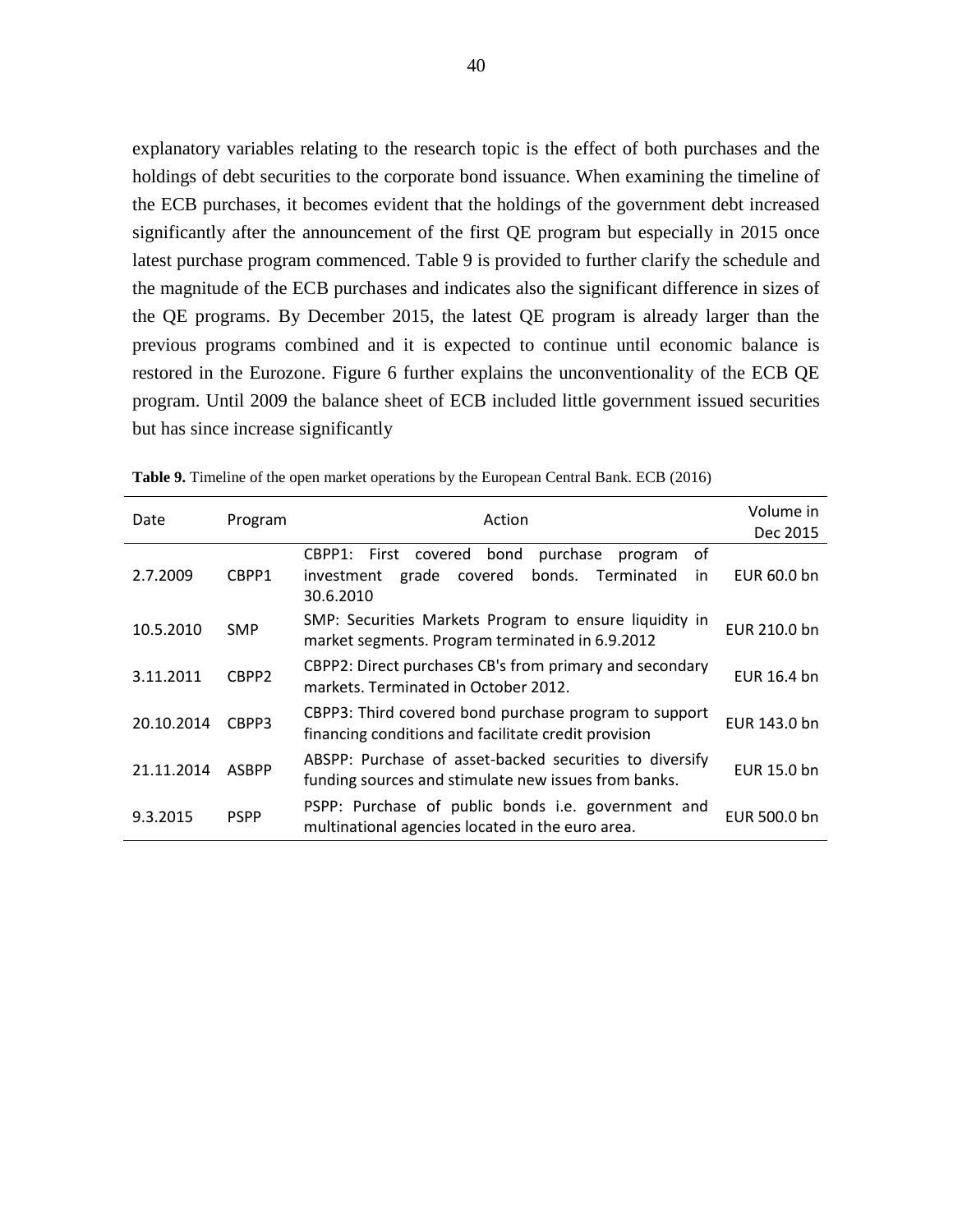explanatory variables relating to the research topic is the effect of both purchases and the holdings of debt securities to the corporate bond issuance. When examining the timeline of the ECB purchases, it becomes evident that the holdings of the government debt increased significantly after the announcement of the first QE program but especially in 2015 once latest purchase program commenced. Table 9 is provided to further clarify the schedule and the magnitude of the ECB purchases and indicates also the significant difference in sizes of the QE programs. By December 2015, the latest QE program is already larger than the previous programs combined and it is expected to continue until economic balance is restored in the Eurozone. Figure 6 further explains the unconventionality of the ECB QE program. Until 2009 the balance sheet of ECB included little government issued securities but has since increase significantly

**Table 9.** Timeline of the open market operations by the European Central Bank. ECB (2016)

| Date | Program | Action | Volume in Dec 2015 |
|---|---|---|---|
| 2.7.2009 | CBPP1 | CBPP1: First covered bond purchase program of investment grade covered bonds. Terminated in 30.6.2010 | EUR 60.0 bn |
| 10.5.2010 | SMP | SMP: Securities Markets Program to ensure liquidity in market segments. Program terminated in 6.9.2012 | EUR 210.0 bn |
| 3.11.2011 | CBPP2 | CBPP2: Direct purchases CB's from primary and secondary markets. Terminated in October 2012. | EUR 16.4 bn |
| 20.10.2014 | CBPP3 | CBPP3: Third covered bond purchase program to support financing conditions and facilitate credit provision | EUR 143.0 bn |
| 21.11.2014 | ASBPP | ABSPP: Purchase of asset-backed securities to diversify funding sources and stimulate new issues from banks. | EUR 15.0 bn |
| 9.3.2015 | PSPP | PSPP: Purchase of public bonds i.e. government and multinational agencies located in the euro area. | EUR 500.0 bn |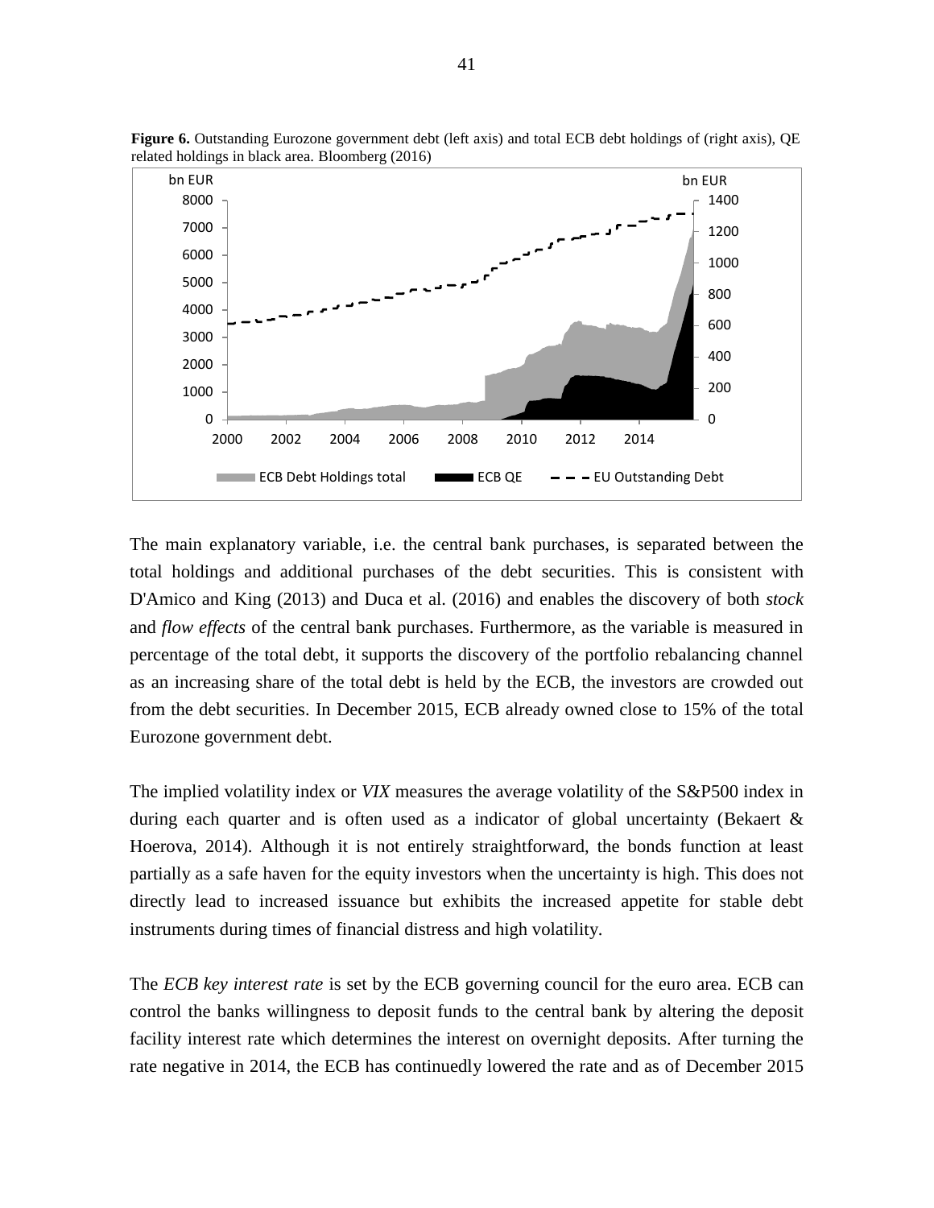**Figure 6.** Outstanding Eurozone government debt (left axis) and total ECB debt holdings of (right axis), QE related holdings in black area. Bloomberg (2016)

The main explanatory variable, i.e. the central bank purchases, is separated between the total holdings and additional purchases of the debt securities. This is consistent with D'Amico and King (2013) and Duca et al. (2016) and enables the discovery of both *stock* and *flow effects* of the central bank purchases. Furthermore, as the variable is measured in percentage of the total debt, it supports the discovery of the portfolio rebalancing channel as an increasing share of the total debt is held by the ECB, the investors are crowded out from the debt securities. In December 2015, ECB already owned close to 15% of the total Eurozone government debt.

The implied volatility index or *VIX* measures the average volatility of the S&P500 index in during each quarter and is often used as a indicator of global uncertainty (Bekaert & Hoerova, 2014). Although it is not entirely straightforward, the bonds function at least partially as a safe haven for the equity investors when the uncertainty is high. This does not directly lead to increased issuance but exhibits the increased appetite for stable debt instruments during times of financial distress and high volatility.

The *ECB key interest rate* is set by the ECB governing council for the euro area. ECB can control the banks willingness to deposit funds to the central bank by altering the deposit facility interest rate which determines the interest on overnight deposits. After turning the rate negative in 2014, the ECB has continuedly lowered the rate and as of December 2015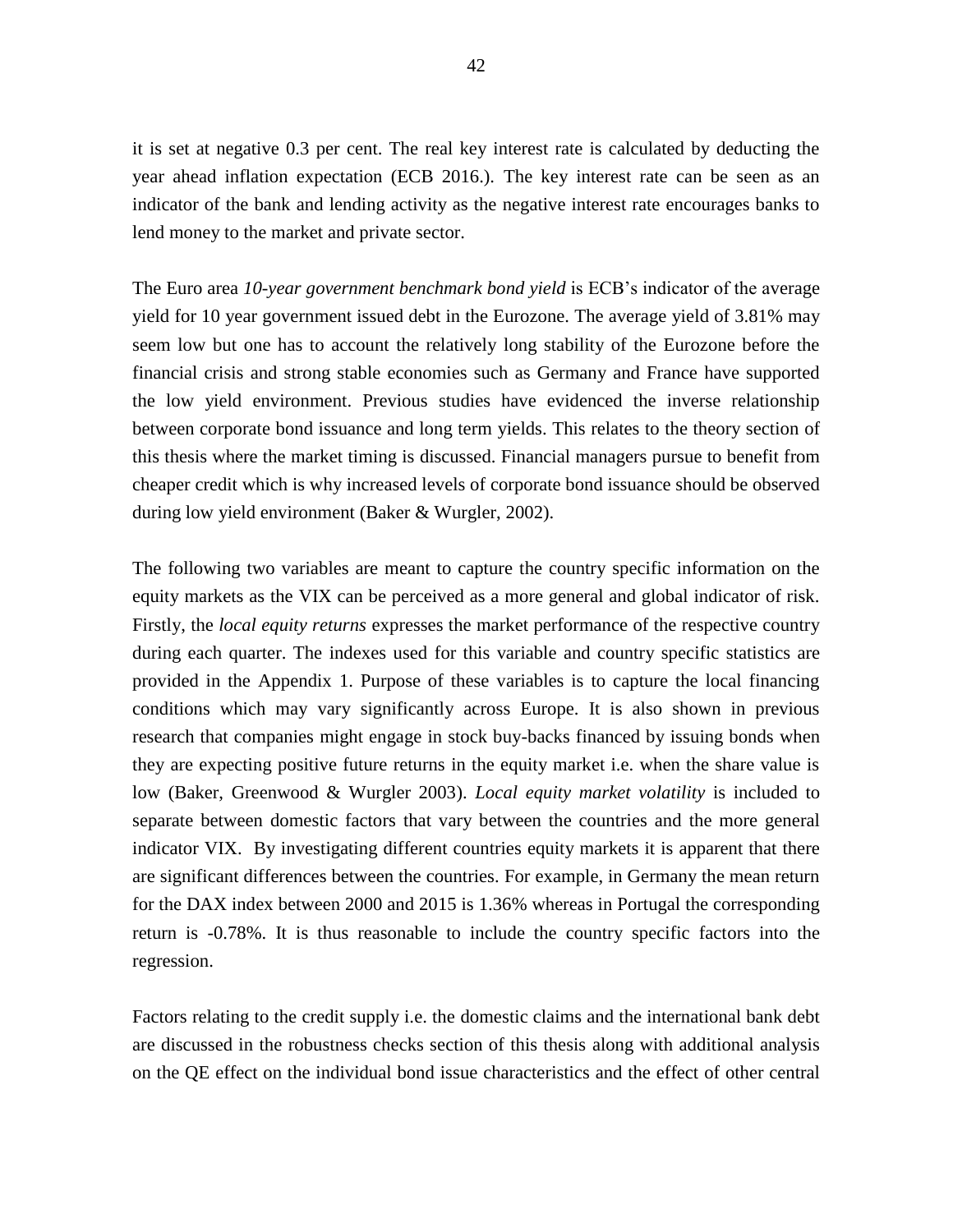it is set at negative 0.3 per cent. The real key interest rate is calculated by deducting the year ahead inflation expectation (ECB 2016.). The key interest rate can be seen as an indicator of the bank and lending activity as the negative interest rate encourages banks to lend money to the market and private sector.

The Euro area *10-year government benchmark bond yield* is ECB's indicator of the average yield for 10 year government issued debt in the Eurozone. The average yield of 3.81% may seem low but one has to account the relatively long stability of the Eurozone before the financial crisis and strong stable economies such as Germany and France have supported the low yield environment. Previous studies have evidenced the inverse relationship between corporate bond issuance and long term yields. This relates to the theory section of this thesis where the market timing is discussed. Financial managers pursue to benefit from cheaper credit which is why increased levels of corporate bond issuance should be observed during low yield environment (Baker & Wurgler, 2002).

The following two variables are meant to capture the country specific information on the equity markets as the VIX can be perceived as a more general and global indicator of risk. Firstly, the *local equity returns* expresses the market performance of the respective country during each quarter. The indexes used for this variable and country specific statistics are provided in the Appendix 1. Purpose of these variables is to capture the local financing conditions which may vary significantly across Europe. It is also shown in previous research that companies might engage in stock buy-backs financed by issuing bonds when they are expecting positive future returns in the equity market i.e. when the share value is low (Baker, Greenwood & Wurgler 2003). *Local equity market volatility* is included to separate between domestic factors that vary between the countries and the more general indicator VIX. By investigating different countries equity markets it is apparent that there are significant differences between the countries. For example, in Germany the mean return for the DAX index between 2000 and 2015 is 1.36% whereas in Portugal the corresponding return is -0.78%. It is thus reasonable to include the country specific factors into the regression.

Factors relating to the credit supply i.e. the domestic claims and the international bank debt are discussed in the robustness checks section of this thesis along with additional analysis on the QE effect on the individual bond issue characteristics and the effect of other central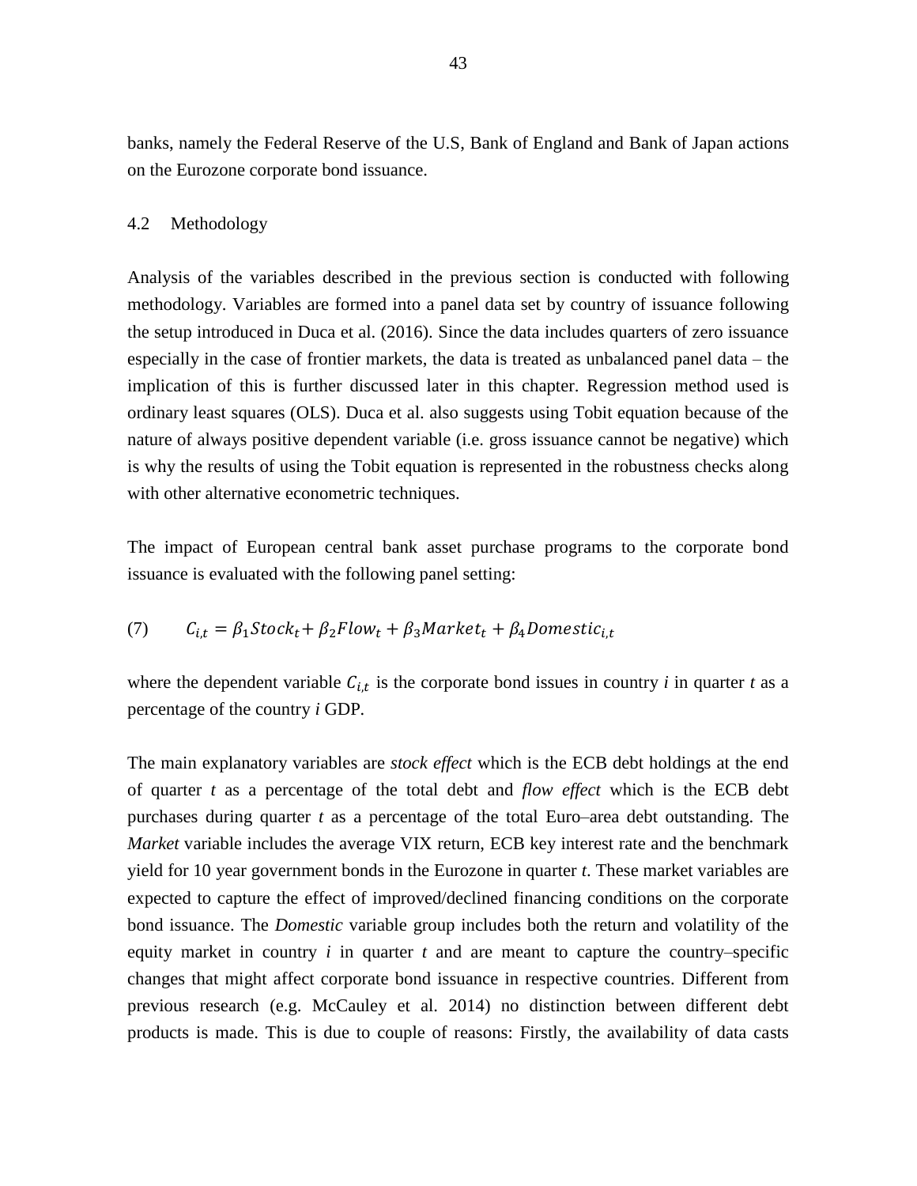banks, namely the Federal Reserve of the U.S, Bank of England and Bank of Japan actions on the Eurozone corporate bond issuance.

## 4.2 Methodology

Analysis of the variables described in the previous section is conducted with following methodology. Variables are formed into a panel data set by country of issuance following the setup introduced in Duca et al. (2016). Since the data includes quarters of zero issuance especially in the case of frontier markets, the data is treated as unbalanced panel data – the implication of this is further discussed later in this chapter. Regression method used is ordinary least squares (OLS). Duca et al. also suggests using Tobit equation because of the nature of always positive dependent variable (i.e. gross issuance cannot be negative) which is why the results of using the Tobit equation is represented in the robustness checks along with other alternative econometric techniques.

The impact of European central bank asset purchase programs to the corporate bond issuance is evaluated with the following panel setting:

$$(7) \qquad C_{i,t} = \beta_1 Stock_t + \beta_2 Flow_t + \beta_3 Market_t + \beta_4 Domestic_{i,t}$$

where the dependent variable $C_{i,t}$ is the corporate bond issues in country *i* in quarter *t* as a percentage of the country *i* GDP.

The main explanatory variables are *stock effect* which is the ECB debt holdings at the end of quarter *t* as a percentage of the total debt and *flow effect* which is the ECB debt purchases during quarter *t* as a percentage of the total Euro–area debt outstanding. The *Market* variable includes the average VIX return, ECB key interest rate and the benchmark yield for 10 year government bonds in the Eurozone in quarter *t*. These market variables are expected to capture the effect of improved/declined financing conditions on the corporate bond issuance. The *Domestic* variable group includes both the return and volatility of the equity market in country *i* in quarter *t* and are meant to capture the country–specific changes that might affect corporate bond issuance in respective countries. Different from previous research (e.g. McCauley et al. 2014) no distinction between different debt products is made. This is due to couple of reasons: Firstly, the availability of data casts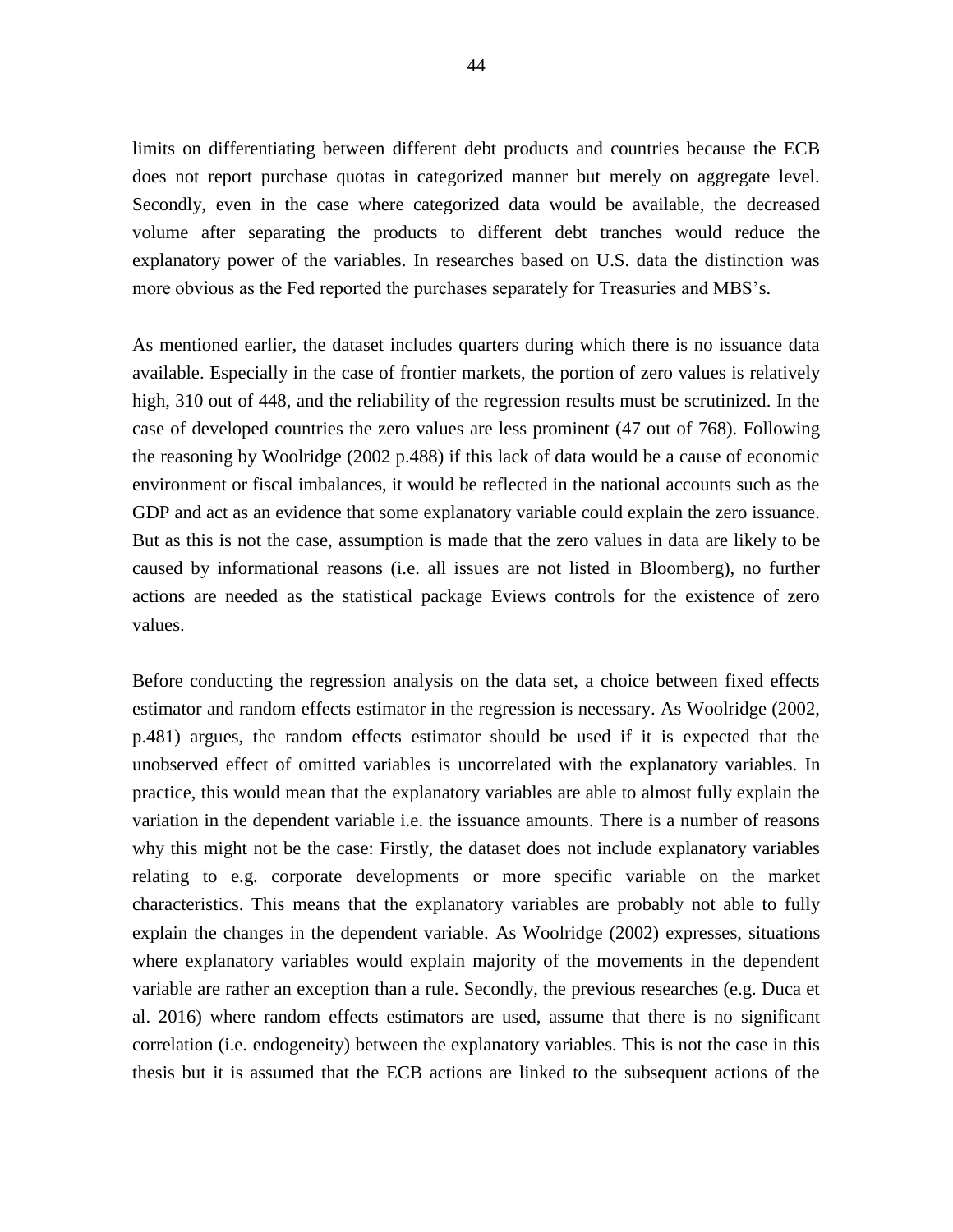limits on differentiating between different debt products and countries because the ECB does not report purchase quotas in categorized manner but merely on aggregate level. Secondly, even in the case where categorized data would be available, the decreased volume after separating the products to different debt tranches would reduce the explanatory power of the variables. In researches based on U.S. data the distinction was more obvious as the Fed reported the purchases separately for Treasuries and MBS's.

As mentioned earlier, the dataset includes quarters during which there is no issuance data available. Especially in the case of frontier markets, the portion of zero values is relatively high, 310 out of 448, and the reliability of the regression results must be scrutinized. In the case of developed countries the zero values are less prominent (47 out of 768). Following the reasoning by Woolridge (2002 p.488) if this lack of data would be a cause of economic environment or fiscal imbalances, it would be reflected in the national accounts such as the GDP and act as an evidence that some explanatory variable could explain the zero issuance. But as this is not the case, assumption is made that the zero values in data are likely to be caused by informational reasons (i.e. all issues are not listed in Bloomberg), no further actions are needed as the statistical package Eviews controls for the existence of zero values.

Before conducting the regression analysis on the data set, a choice between fixed effects estimator and random effects estimator in the regression is necessary. As Woolridge (2002, p.481) argues, the random effects estimator should be used if it is expected that the unobserved effect of omitted variables is uncorrelated with the explanatory variables. In practice, this would mean that the explanatory variables are able to almost fully explain the variation in the dependent variable i.e. the issuance amounts. There is a number of reasons why this might not be the case: Firstly, the dataset does not include explanatory variables relating to e.g. corporate developments or more specific variable on the market characteristics. This means that the explanatory variables are probably not able to fully explain the changes in the dependent variable. As Woolridge (2002) expresses, situations where explanatory variables would explain majority of the movements in the dependent variable are rather an exception than a rule. Secondly, the previous researches (e.g. Duca et al. 2016) where random effects estimators are used, assume that there is no significant correlation (i.e. endogeneity) between the explanatory variables. This is not the case in this thesis but it is assumed that the ECB actions are linked to the subsequent actions of the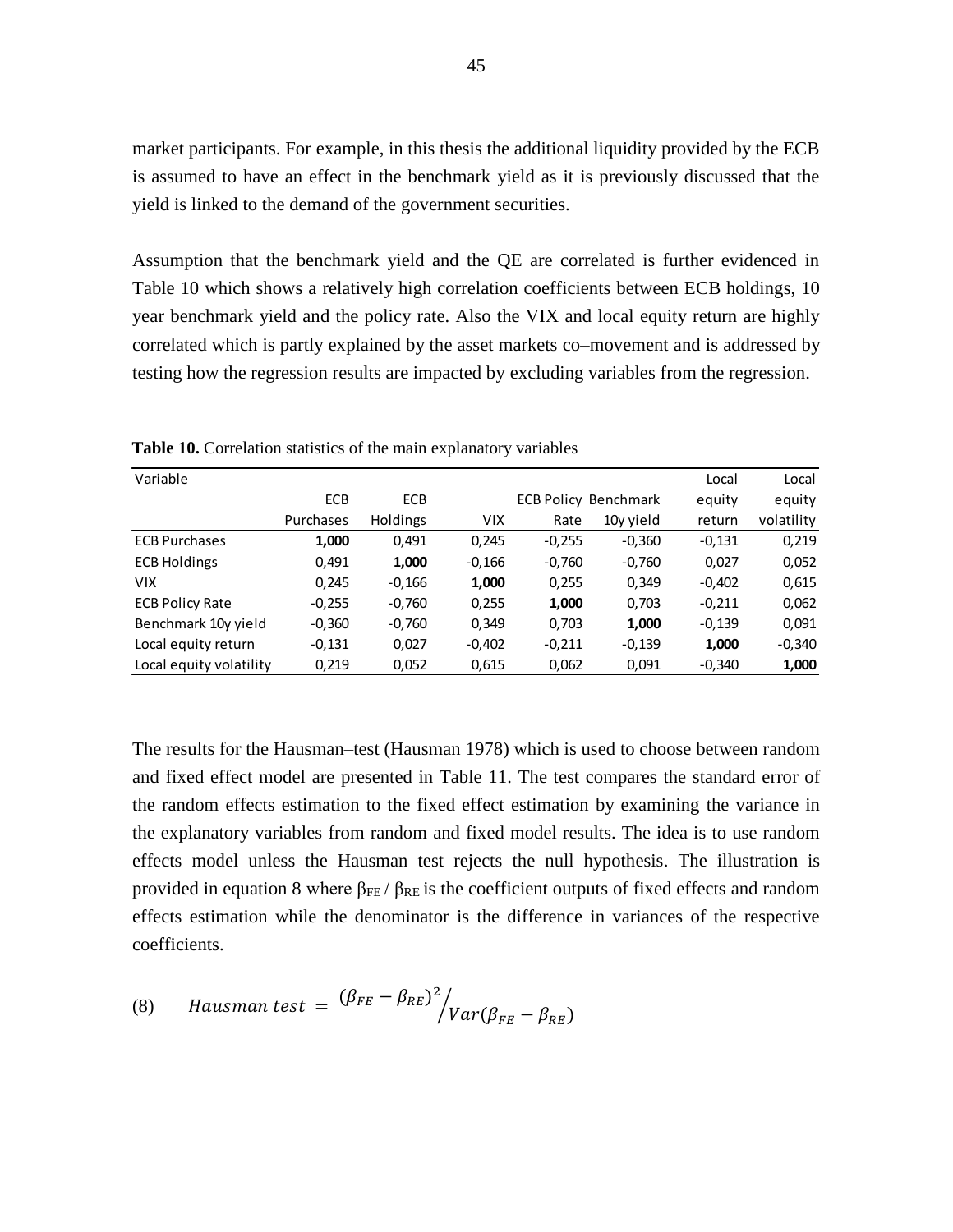market participants. For example, in this thesis the additional liquidity provided by the ECB is assumed to have an effect in the benchmark yield as it is previously discussed that the yield is linked to the demand of the government securities.

Assumption that the benchmark yield and the QE are correlated is further evidenced in Table 10 which shows a relatively high correlation coefficients between ECB holdings, 10 year benchmark yield and the policy rate. Also the VIX and local equity return are highly correlated which is partly explained by the asset markets co–movement and is addressed by testing how the regression results are impacted by excluding variables from the regression.

**Table 10.** Correlation statistics of the main explanatory variables

| Variable | ECB Purchases | ECB Holdings | VIX | ECB Policy Rate | Benchmark 10y yield | Local equity return | Local equity volatility |
|---|---|---|---|---|---|---|---|
| ECB Purchases | **1,000** | 0,491 | 0,245 | -0,255 | -0,360 | -0,131 | 0,219 |
| ECB Holdings | 0,491 | **1,000** | -0,166 | -0,760 | -0,760 | 0,027 | 0,052 |
| VIX | 0,245 | -0,166 | **1,000** | 0,255 | 0,349 | -0,402 | 0,615 |
| ECB Policy Rate | -0,255 | -0,760 | 0,255 | **1,000** | 0,703 | -0,211 | 0,062 |
| Benchmark 10y yield | -0,360 | -0,760 | 0,349 | 0,703 | **1,000** | -0,139 | 0,091 |
| Local equity return | -0,131 | 0,027 | -0,402 | -0,211 | -0,139 | **1,000** | -0,340 |
| Local equity volatility | 0,219 | 0,052 | 0,615 | 0,062 | 0,091 | -0,340 | **1,000** |

The results for the Hausman–test (Hausman 1978) which is used to choose between random and fixed effect model are presented in Table 11. The test compares the standard error of the random effects estimation to the fixed effect estimation by examining the variance in the explanatory variables from random and fixed model results. The idea is to use random effects model unless the Hausman test rejects the null hypothesis. The illustration is provided in equation 8 where $\beta_{FE}$ / $\beta_{RE}$ is the coefficient outputs of fixed effects and random effects estimation while the denominator is the difference in variances of the respective coefficients.

$$\text{(8)} \qquad Hausman\ test = \frac{(\beta_{FE} - \beta_{RE})^2}{Var(\beta_{FE} - \beta_{RE})}$$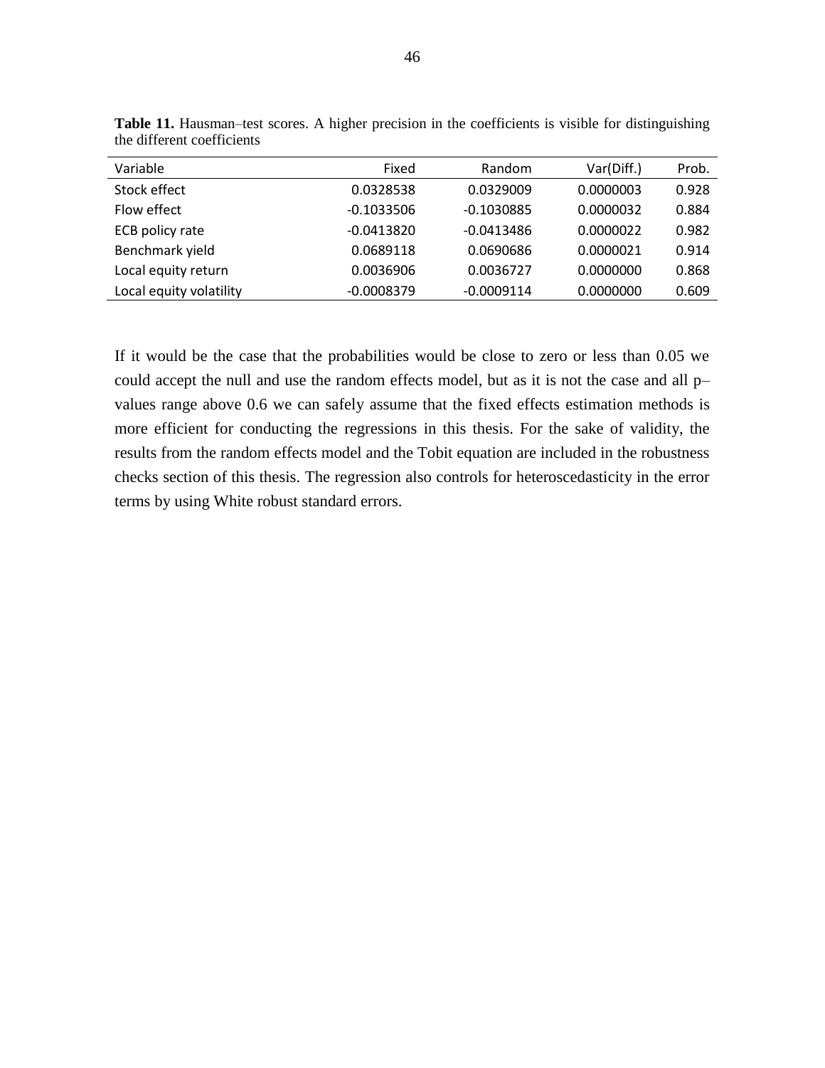**Table 11.** Hausman–test scores. A higher precision in the coefficients is visible for distinguishing the different coefficients

| Variable | Fixed | Random | Var(Diff.) | Prob. |
|---|---|---|---|---|
| Stock effect | 0.0328538 | 0.0329009 | 0.0000003 | 0.928 |
| Flow effect | -0.1033506 | -0.1030885 | 0.0000032 | 0.884 |
| ECB policy rate | -0.0413820 | -0.0413486 | 0.0000022 | 0.982 |
| Benchmark yield | 0.0689118 | 0.0690686 | 0.0000021 | 0.914 |
| Local equity return | 0.0036906 | 0.0036727 | 0.0000000 | 0.868 |
| Local equity volatility | -0.0008379 | -0.0009114 | 0.0000000 | 0.609 |

If it would be the case that the probabilities would be close to zero or less than 0.05 we could accept the null and use the random effects model, but as it is not the case and all p–values range above 0.6 we can safely assume that the fixed effects estimation methods is more efficient for conducting the regressions in this thesis. For the sake of validity, the results from the random effects model and the Tobit equation are included in the robustness checks section of this thesis. The regression also controls for heteroscedasticity in the error terms by using White robust standard errors.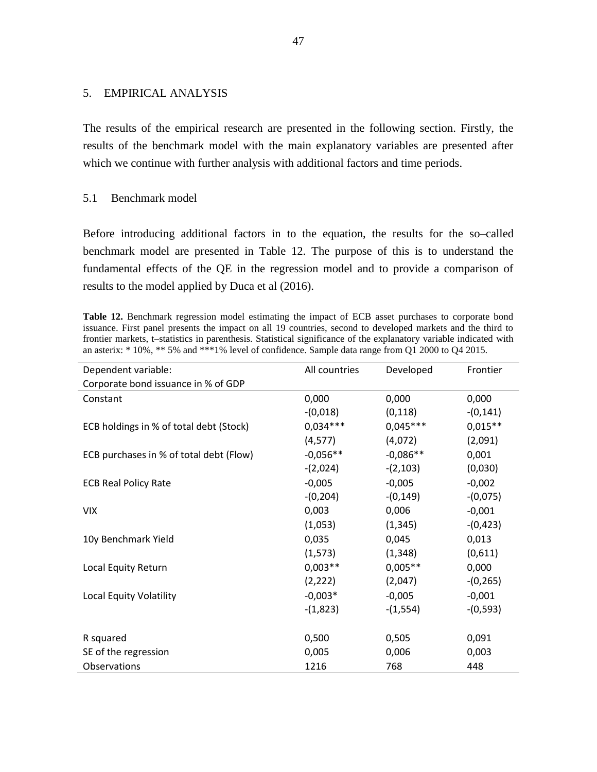## 5. EMPIRICAL ANALYSIS

The results of the empirical research are presented in the following section. Firstly, the results of the benchmark model with the main explanatory variables are presented after which we continue with further analysis with additional factors and time periods.

### 5.1 Benchmark model

Before introducing additional factors in to the equation, the results for the so–called benchmark model are presented in Table 12. The purpose of this is to understand the fundamental effects of the QE in the regression model and to provide a comparison of results to the model applied by Duca et al (2016).

**Table 12.** Benchmark regression model estimating the impact of ECB asset purchases to corporate bond issuance. First panel presents the impact on all 19 countries, second to developed markets and the third to frontier markets, t–statistics in parenthesis. Statistical significance of the explanatory variable indicated with an asterix: * 10%, ** 5% and ***1% level of confidence. Sample data range from Q1 2000 to Q4 2015.

| Dependent variable: Corporate bond issuance in % of GDP | All countries | Developed | Frontier |
|---|---|---|---|
| Constant | 0,000 | 0,000 | 0,000 |
| | -(0,018) | (0,118) | -(0,141) |
| ECB holdings in % of total debt (Stock) | 0,034*** | 0,045*** | 0,015** |
| | (4,577) | (4,072) | (2,091) |
| ECB purchases in % of total debt (Flow) | -0,056** | -0,086** | 0,001 |
| | -(2,024) | -(2,103) | (0,030) |
| ECB Real Policy Rate | -0,005 | -0,005 | -0,002 |
| | -(0,204) | -(0,149) | -(0,075) |
| VIX | 0,003 | 0,006 | -0,001 |
| | (1,053) | (1,345) | -(0,423) |
| 10y Benchmark Yield | 0,035 | 0,045 | 0,013 |
| | (1,573) | (1,348) | (0,611) |
| Local Equity Return | 0,003** | 0,005** | 0,000 |
| | (2,222) | (2,047) | -(0,265) |
| Local Equity Volatility | -0,003* | -0,005 | -0,001 |
| | -(1,823) | -(1,554) | -(0,593) |
| R squared | 0,500 | 0,505 | 0,091 |
| SE of the regression | 0,005 | 0,006 | 0,003 |
| Observations | 1216 | 768 | 448 |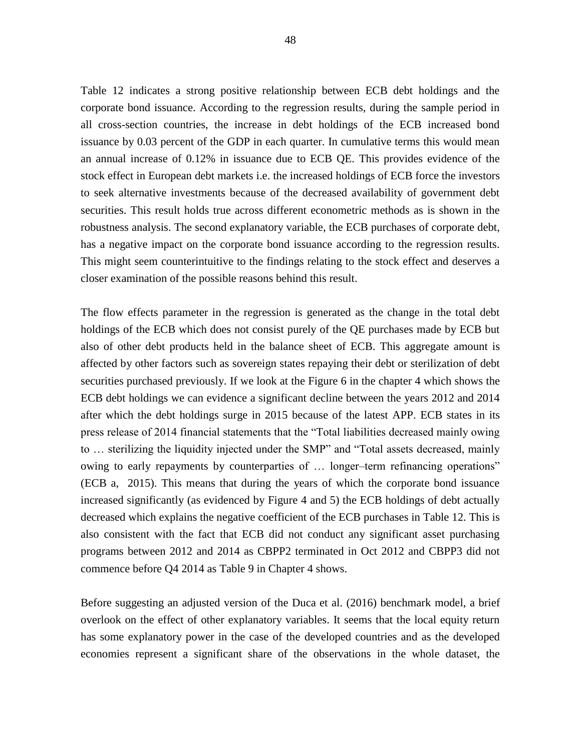Table 12 indicates a strong positive relationship between ECB debt holdings and the corporate bond issuance. According to the regression results, during the sample period in all cross-section countries, the increase in debt holdings of the ECB increased bond issuance by 0.03 percent of the GDP in each quarter. In cumulative terms this would mean an annual increase of 0.12% in issuance due to ECB QE. This provides evidence of the stock effect in European debt markets i.e. the increased holdings of ECB force the investors to seek alternative investments because of the decreased availability of government debt securities. This result holds true across different econometric methods as is shown in the robustness analysis. The second explanatory variable, the ECB purchases of corporate debt, has a negative impact on the corporate bond issuance according to the regression results. This might seem counterintuitive to the findings relating to the stock effect and deserves a closer examination of the possible reasons behind this result.

The flow effects parameter in the regression is generated as the change in the total debt holdings of the ECB which does not consist purely of the QE purchases made by ECB but also of other debt products held in the balance sheet of ECB. This aggregate amount is affected by other factors such as sovereign states repaying their debt or sterilization of debt securities purchased previously. If we look at the Figure 6 in the chapter 4 which shows the ECB debt holdings we can evidence a significant decline between the years 2012 and 2014 after which the debt holdings surge in 2015 because of the latest APP. ECB states in its press release of 2014 financial statements that the "Total liabilities decreased mainly owing to … sterilizing the liquidity injected under the SMP" and "Total assets decreased, mainly owing to early repayments by counterparties of … longer–term refinancing operations" (ECB a, 2015). This means that during the years of which the corporate bond issuance increased significantly (as evidenced by Figure 4 and 5) the ECB holdings of debt actually decreased which explains the negative coefficient of the ECB purchases in Table 12. This is also consistent with the fact that ECB did not conduct any significant asset purchasing programs between 2012 and 2014 as CBPP2 terminated in Oct 2012 and CBPP3 did not commence before Q4 2014 as Table 9 in Chapter 4 shows.

Before suggesting an adjusted version of the Duca et al. (2016) benchmark model, a brief overlook on the effect of other explanatory variables. It seems that the local equity return has some explanatory power in the case of the developed countries and as the developed economies represent a significant share of the observations in the whole dataset, the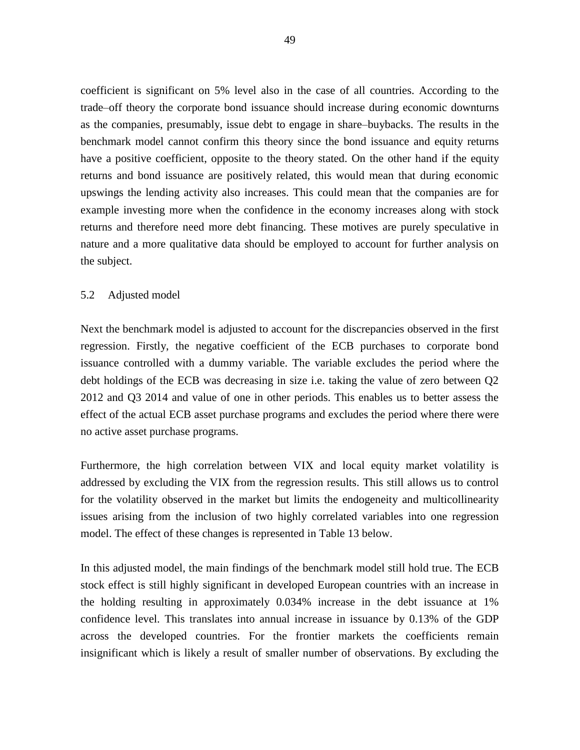coefficient is significant on 5% level also in the case of all countries. According to the trade–off theory the corporate bond issuance should increase during economic downturns as the companies, presumably, issue debt to engage in share–buybacks. The results in the benchmark model cannot confirm this theory since the bond issuance and equity returns have a positive coefficient, opposite to the theory stated. On the other hand if the equity returns and bond issuance are positively related, this would mean that during economic upswings the lending activity also increases. This could mean that the companies are for example investing more when the confidence in the economy increases along with stock returns and therefore need more debt financing. These motives are purely speculative in nature and a more qualitative data should be employed to account for further analysis on the subject.

## 5.2 Adjusted model

Next the benchmark model is adjusted to account for the discrepancies observed in the first regression. Firstly, the negative coefficient of the ECB purchases to corporate bond issuance controlled with a dummy variable. The variable excludes the period where the debt holdings of the ECB was decreasing in size i.e. taking the value of zero between Q2 2012 and Q3 2014 and value of one in other periods. This enables us to better assess the effect of the actual ECB asset purchase programs and excludes the period where there were no active asset purchase programs.

Furthermore, the high correlation between VIX and local equity market volatility is addressed by excluding the VIX from the regression results. This still allows us to control for the volatility observed in the market but limits the endogeneity and multicollinearity issues arising from the inclusion of two highly correlated variables into one regression model. The effect of these changes is represented in Table 13 below.

In this adjusted model, the main findings of the benchmark model still hold true. The ECB stock effect is still highly significant in developed European countries with an increase in the holding resulting in approximately 0.034% increase in the debt issuance at 1% confidence level. This translates into annual increase in issuance by 0.13% of the GDP across the developed countries. For the frontier markets the coefficients remain insignificant which is likely a result of smaller number of observations. By excluding the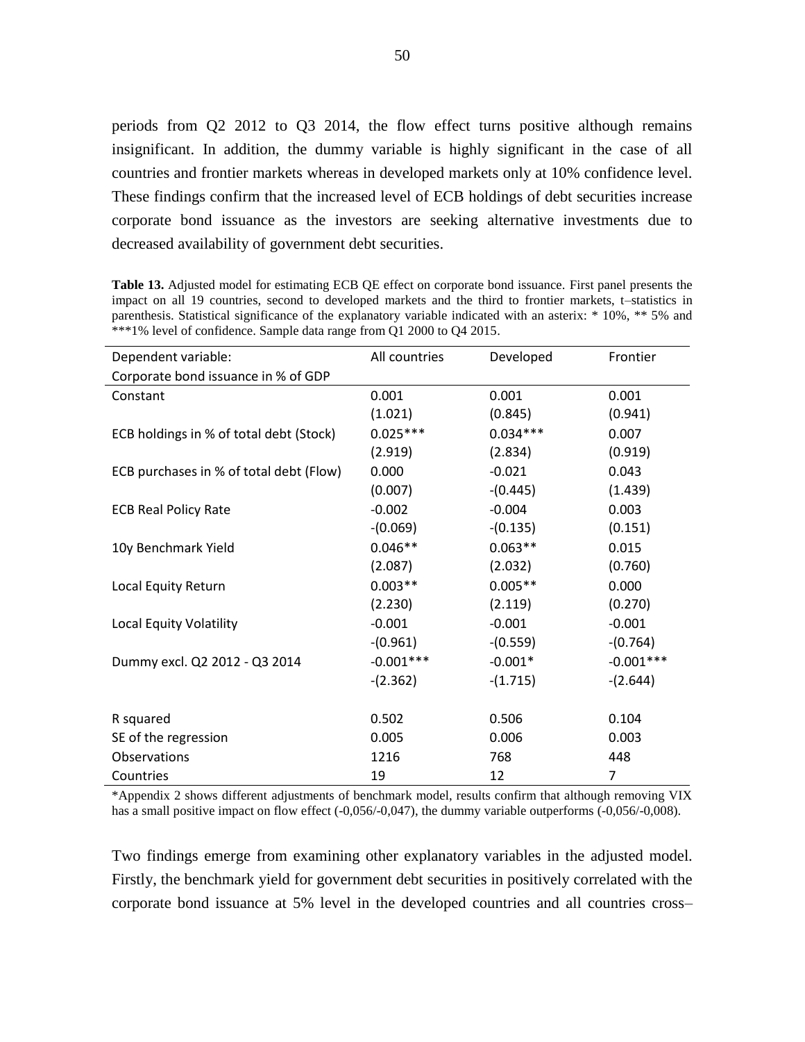periods from Q2 2012 to Q3 2014, the flow effect turns positive although remains insignificant. In addition, the dummy variable is highly significant in the case of all countries and frontier markets whereas in developed markets only at 10% confidence level. These findings confirm that the increased level of ECB holdings of debt securities increase corporate bond issuance as the investors are seeking alternative investments due to decreased availability of government debt securities.

**Table 13.** Adjusted model for estimating ECB QE effect on corporate bond issuance. First panel presents the impact on all 19 countries, second to developed markets and the third to frontier markets, t–statistics in parenthesis. Statistical significance of the explanatory variable indicated with an asterix: * 10%, ** 5% and ***1% level of confidence. Sample data range from Q1 2000 to Q4 2015.

| Dependent variable: Corporate bond issuance in % of GDP | All countries | Developed | Frontier |
|---|---|---|---|
| Constant | 0.001 | 0.001 | 0.001 |
| | (1.021) | (0.845) | (0.941) |
| ECB holdings in % of total debt (Stock) | 0.025*** | 0.034*** | 0.007 |
| | (2.919) | (2.834) | (0.919) |
| ECB purchases in % of total debt (Flow) | 0.000 | -0.021 | 0.043 |
| | (0.007) | -(0.445) | (1.439) |
| ECB Real Policy Rate | -0.002 | -0.004 | 0.003 |
| | -(0.069) | -(0.135) | (0.151) |
| 10y Benchmark Yield | 0.046** | 0.063** | 0.015 |
| | (2.087) | (2.032) | (0.760) |
| Local Equity Return | 0.003** | 0.005** | 0.000 |
| | (2.230) | (2.119) | (0.270) |
| Local Equity Volatility | -0.001 | -0.001 | -0.001 |
| | -(0.961) | -(0.559) | -(0.764) |
| Dummy excl. Q2 2012 - Q3 2014 | -0.001*** | -0.001* | -0.001*** |
| | -(2.362) | -(1.715) | -(2.644) |
| R squared | 0.502 | 0.506 | 0.104 |
| SE of the regression | 0.005 | 0.006 | 0.003 |
| Observations | 1216 | 768 | 448 |
| Countries | 19 | 12 | 7 |

*Appendix 2 shows different adjustments of benchmark model, results confirm that although removing VIX has a small positive impact on flow effect (-0,056/-0,047), the dummy variable outperforms (-0,056/-0,008).

Two findings emerge from examining other explanatory variables in the adjusted model. Firstly, the benchmark yield for government debt securities in positively correlated with the corporate bond issuance at 5% level in the developed countries and all countries cross–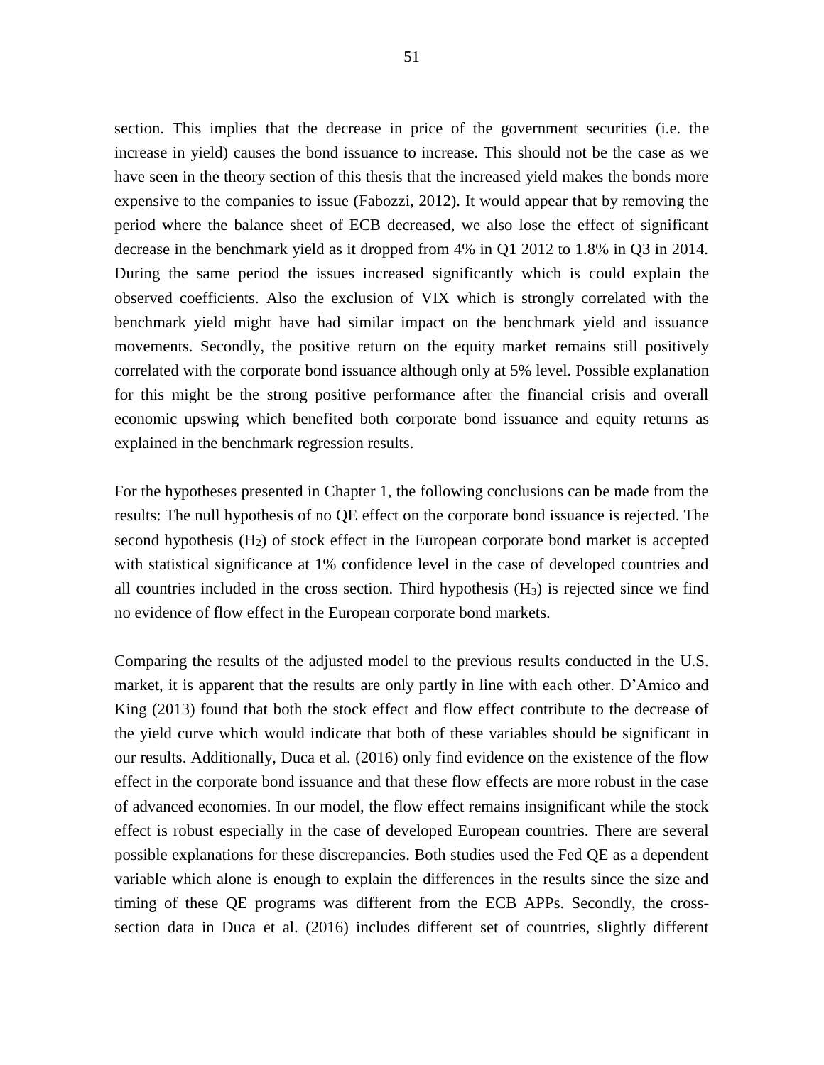section. This implies that the decrease in price of the government securities (i.e. the increase in yield) causes the bond issuance to increase. This should not be the case as we have seen in the theory section of this thesis that the increased yield makes the bonds more expensive to the companies to issue (Fabozzi, 2012). It would appear that by removing the period where the balance sheet of ECB decreased, we also lose the effect of significant decrease in the benchmark yield as it dropped from 4% in Q1 2012 to 1.8% in Q3 in 2014. During the same period the issues increased significantly which is could explain the observed coefficients. Also the exclusion of VIX which is strongly correlated with the benchmark yield might have had similar impact on the benchmark yield and issuance movements. Secondly, the positive return on the equity market remains still positively correlated with the corporate bond issuance although only at 5% level. Possible explanation for this might be the strong positive performance after the financial crisis and overall economic upswing which benefited both corporate bond issuance and equity returns as explained in the benchmark regression results.

For the hypotheses presented in Chapter 1, the following conclusions can be made from the results: The null hypothesis of no QE effect on the corporate bond issuance is rejected. The second hypothesis ($H_2$) of stock effect in the European corporate bond market is accepted with statistical significance at 1% confidence level in the case of developed countries and all countries included in the cross section. Third hypothesis ($H_3$) is rejected since we find no evidence of flow effect in the European corporate bond markets.

Comparing the results of the adjusted model to the previous results conducted in the U.S. market, it is apparent that the results are only partly in line with each other. D'Amico and King (2013) found that both the stock effect and flow effect contribute to the decrease of the yield curve which would indicate that both of these variables should be significant in our results. Additionally, Duca et al. (2016) only find evidence on the existence of the flow effect in the corporate bond issuance and that these flow effects are more robust in the case of advanced economies. In our model, the flow effect remains insignificant while the stock effect is robust especially in the case of developed European countries. There are several possible explanations for these discrepancies. Both studies used the Fed QE as a dependent variable which alone is enough to explain the differences in the results since the size and timing of these QE programs was different from the ECB APPs. Secondly, the cross-section data in Duca et al. (2016) includes different set of countries, slightly different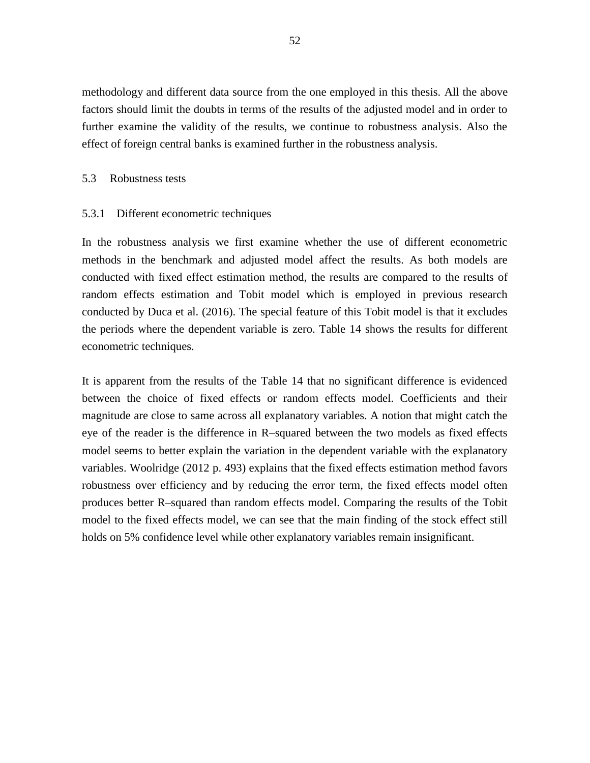methodology and different data source from the one employed in this thesis. All the above factors should limit the doubts in terms of the results of the adjusted model and in order to further examine the validity of the results, we continue to robustness analysis. Also the effect of foreign central banks is examined further in the robustness analysis.

## 5.3 Robustness tests

### 5.3.1 Different econometric techniques

In the robustness analysis we first examine whether the use of different econometric methods in the benchmark and adjusted model affect the results. As both models are conducted with fixed effect estimation method, the results are compared to the results of random effects estimation and Tobit model which is employed in previous research conducted by Duca et al. (2016). The special feature of this Tobit model is that it excludes the periods where the dependent variable is zero. Table 14 shows the results for different econometric techniques.

It is apparent from the results of the Table 14 that no significant difference is evidenced between the choice of fixed effects or random effects model. Coefficients and their magnitude are close to same across all explanatory variables. A notion that might catch the eye of the reader is the difference in R–squared between the two models as fixed effects model seems to better explain the variation in the dependent variable with the explanatory variables. Woolridge (2012 p. 493) explains that the fixed effects estimation method favors robustness over efficiency and by reducing the error term, the fixed effects model often produces better R–squared than random effects model. Comparing the results of the Tobit model to the fixed effects model, we can see that the main finding of the stock effect still holds on 5% confidence level while other explanatory variables remain insignificant.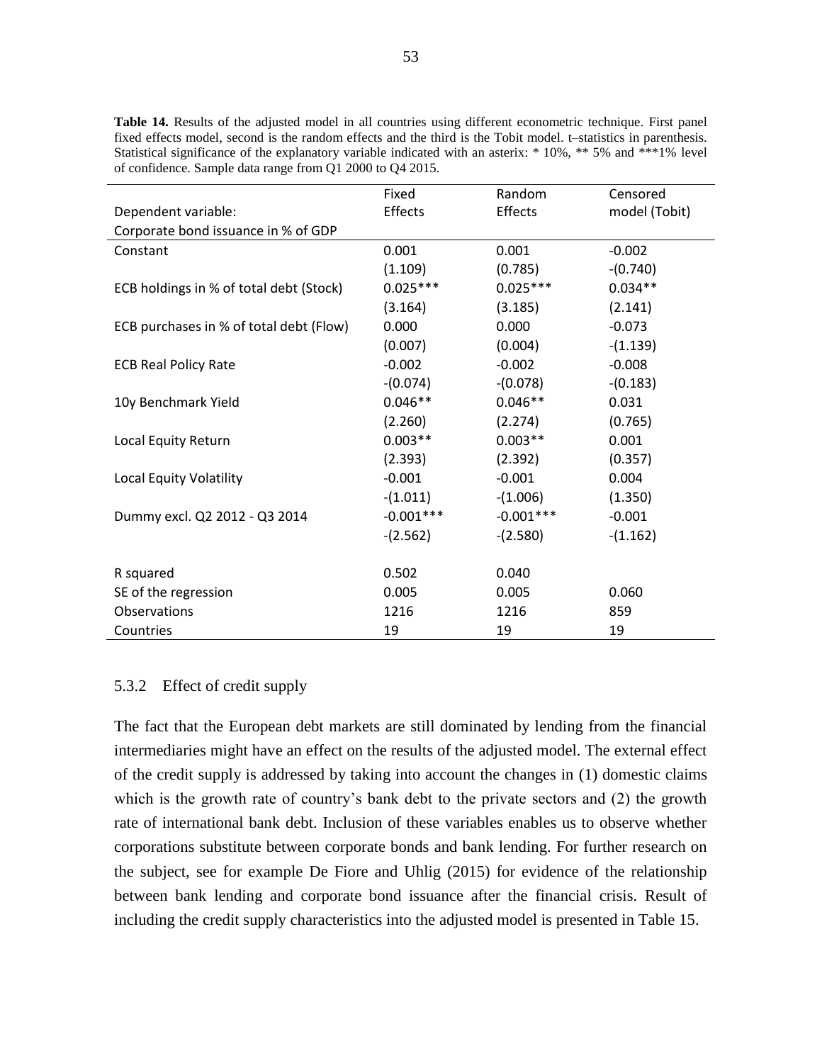**Table 14.** Results of the adjusted model in all countries using different econometric technique. First panel fixed effects model, second is the random effects and the third is the Tobit model. t–statistics in parenthesis. Statistical significance of the explanatory variable indicated with an asterix: * 10%, ** 5% and ***1% level of confidence. Sample data range from Q1 2000 to Q4 2015.

| Dependent variable: Corporate bond issuance in % of GDP | Fixed Effects | Random Effects | Censored model (Tobit) |
|---|---|---|---|
| Constant | 0.001 | 0.001 | -0.002 |
| | (1.109) | (0.785) | -(0.740) |
| ECB holdings in % of total debt (Stock) | 0.025*** | 0.025*** | 0.034** |
| | (3.164) | (3.185) | (2.141) |
| ECB purchases in % of total debt (Flow) | 0.000 | 0.000 | -0.073 |
| | (0.007) | (0.004) | -(1.139) |
| ECB Real Policy Rate | -0.002 | -0.002 | -0.008 |
| | -(0.074) | -(0.078) | -(0.183) |
| 10y Benchmark Yield | 0.046** | 0.046** | 0.031 |
| | (2.260) | (2.274) | (0.765) |
| Local Equity Return | 0.003** | 0.003** | 0.001 |
| | (2.393) | (2.392) | (0.357) |
| Local Equity Volatility | -0.001 | -0.001 | 0.004 |
| | -(1.011) | -(1.006) | (1.350) |
| Dummy excl. Q2 2012 - Q3 2014 | -0.001*** | -0.001*** | -0.001 |
| | -(2.562) | -(2.580) | -(1.162) |
| R squared | 0.502 | 0.040 | |
| SE of the regression | 0.005 | 0.005 | 0.060 |
| Observations | 1216 | 1216 | 859 |
| Countries | 19 | 19 | 19 |

### 5.3.2 Effect of credit supply

The fact that the European debt markets are still dominated by lending from the financial intermediaries might have an effect on the results of the adjusted model. The external effect of the credit supply is addressed by taking into account the changes in (1) domestic claims which is the growth rate of country's bank debt to the private sectors and (2) the growth rate of international bank debt. Inclusion of these variables enables us to observe whether corporations substitute between corporate bonds and bank lending. For further research on the subject, see for example De Fiore and Uhlig (2015) for evidence of the relationship between bank lending and corporate bond issuance after the financial crisis. Result of including the credit supply characteristics into the adjusted model is presented in Table 15.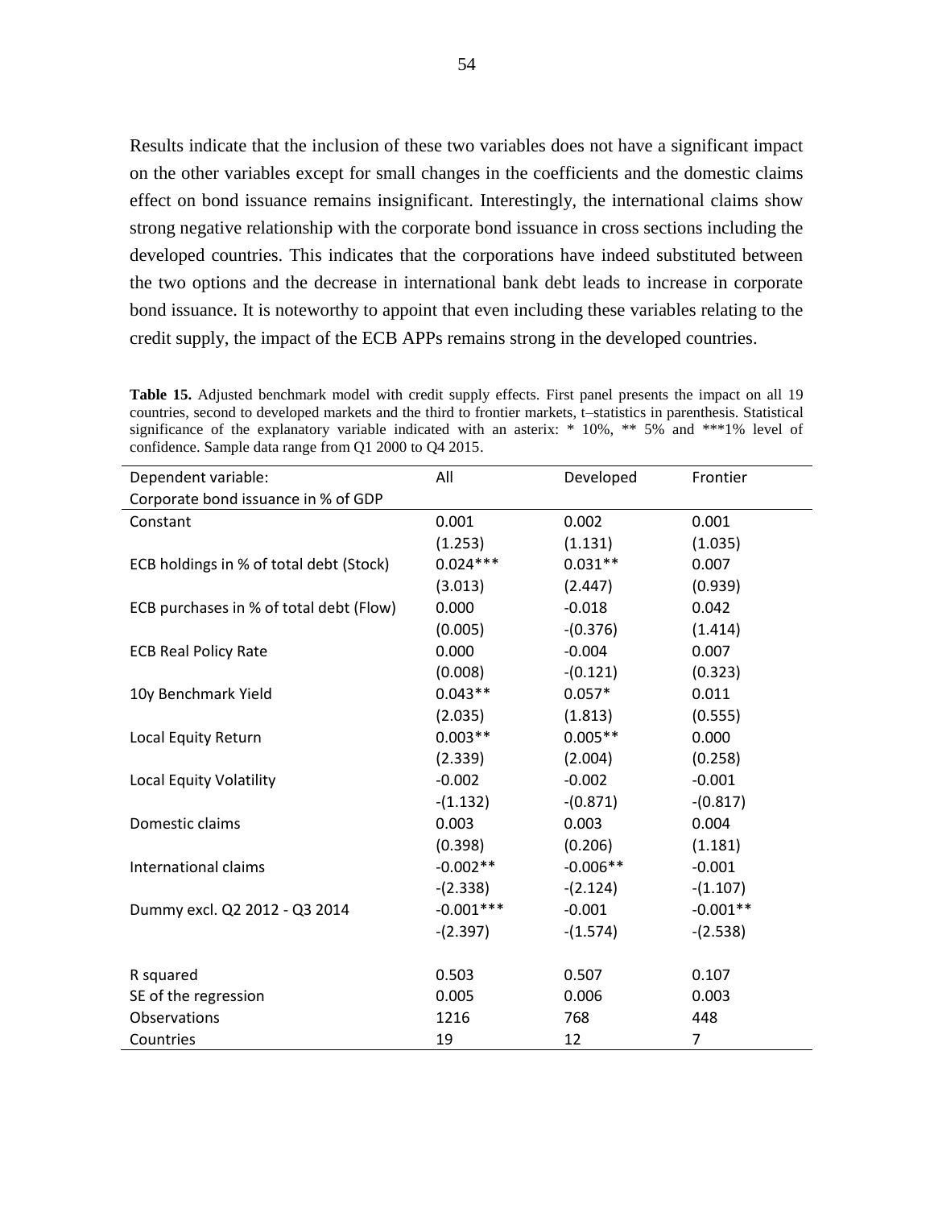Results indicate that the inclusion of these two variables does not have a significant impact on the other variables except for small changes in the coefficients and the domestic claims effect on bond issuance remains insignificant. Interestingly, the international claims show strong negative relationship with the corporate bond issuance in cross sections including the developed countries. This indicates that the corporations have indeed substituted between the two options and the decrease in international bank debt leads to increase in corporate bond issuance. It is noteworthy to appoint that even including these variables relating to the credit supply, the impact of the ECB APPs remains strong in the developed countries.

**Table 15.** Adjusted benchmark model with credit supply effects. First panel presents the impact on all 19 countries, second to developed markets and the third to frontier markets, t–statistics in parenthesis. Statistical significance of the explanatory variable indicated with an asterix: * 10%, ** 5% and ***1% level of confidence. Sample data range from Q1 2000 to Q4 2015.

| Dependent variable: Corporate bond issuance in % of GDP | All | Developed | Frontier |
|---|---|---|---|
| Constant | 0.001 | 0.002 | 0.001 |
| | (1.253) | (1.131) | (1.035) |
| ECB holdings in % of total debt (Stock) | 0.024*** | 0.031** | 0.007 |
| | (3.013) | (2.447) | (0.939) |
| ECB purchases in % of total debt (Flow) | 0.000 | -0.018 | 0.042 |
| | (0.005) | -(0.376) | (1.414) |
| ECB Real Policy Rate | 0.000 | -0.004 | 0.007 |
| | (0.008) | -(0.121) | (0.323) |
| 10y Benchmark Yield | 0.043** | 0.057* | 0.011 |
| | (2.035) | (1.813) | (0.555) |
| Local Equity Return | 0.003** | 0.005** | 0.000 |
| | (2.339) | (2.004) | (0.258) |
| Local Equity Volatility | -0.002 | -0.002 | -0.001 |
| | -(1.132) | -(0.871) | -(0.817) |
| Domestic claims | 0.003 | 0.003 | 0.004 |
| | (0.398) | (0.206) | (1.181) |
| International claims | -0.002** | -0.006** | -0.001 |
| | -(2.338) | -(2.124) | -(1.107) |
| Dummy excl. Q2 2012 - Q3 2014 | -0.001*** | -0.001 | -0.001** |
| | -(2.397) | -(1.574) | -(2.538) |
| | | | |
| R squared | 0.503 | 0.507 | 0.107 |
| SE of the regression | 0.005 | 0.006 | 0.003 |
| Observations | 1216 | 768 | 448 |
| Countries | 19 | 12 | 7 |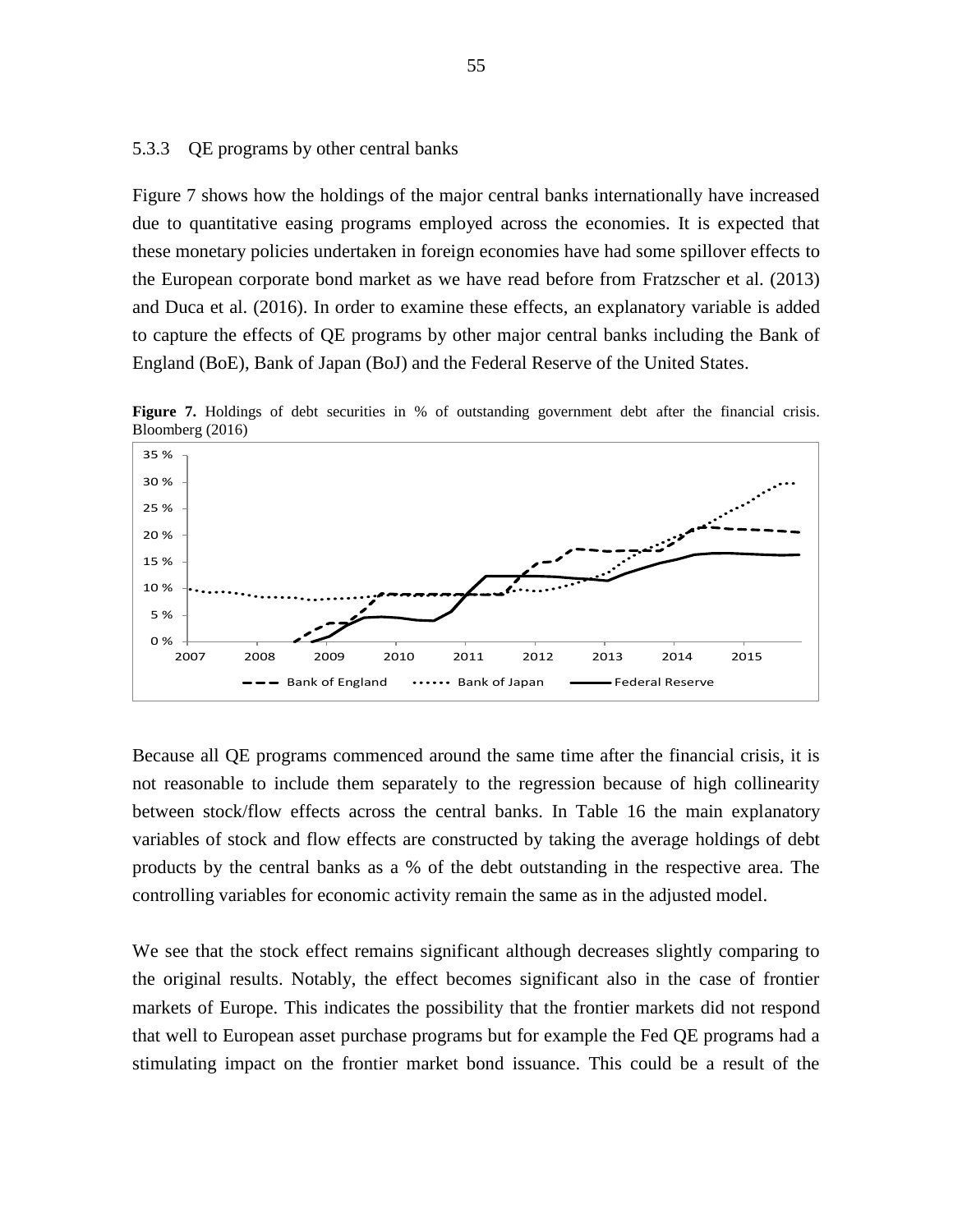### 5.3.3 QE programs by other central banks

Figure 7 shows how the holdings of the major central banks internationally have increased due to quantitative easing programs employed across the economies. It is expected that these monetary policies undertaken in foreign economies have had some spillover effects to the European corporate bond market as we have read before from Fratzscher et al. (2013) and Duca et al. (2016). In order to examine these effects, an explanatory variable is added to capture the effects of QE programs by other major central banks including the Bank of England (BoE), Bank of Japan (BoJ) and the Federal Reserve of the United States.

**Figure 7.** Holdings of debt securities in % of outstanding government debt after the financial crisis. Bloomberg (2016)

Because all QE programs commenced around the same time after the financial crisis, it is not reasonable to include them separately to the regression because of high collinearity between stock/flow effects across the central banks. In Table 16 the main explanatory variables of stock and flow effects are constructed by taking the average holdings of debt products by the central banks as a % of the debt outstanding in the respective area. The controlling variables for economic activity remain the same as in the adjusted model.

We see that the stock effect remains significant although decreases slightly comparing to the original results. Notably, the effect becomes significant also in the case of frontier markets of Europe. This indicates the possibility that the frontier markets did not respond that well to European asset purchase programs but for example the Fed QE programs had a stimulating impact on the frontier market bond issuance. This could be a result of the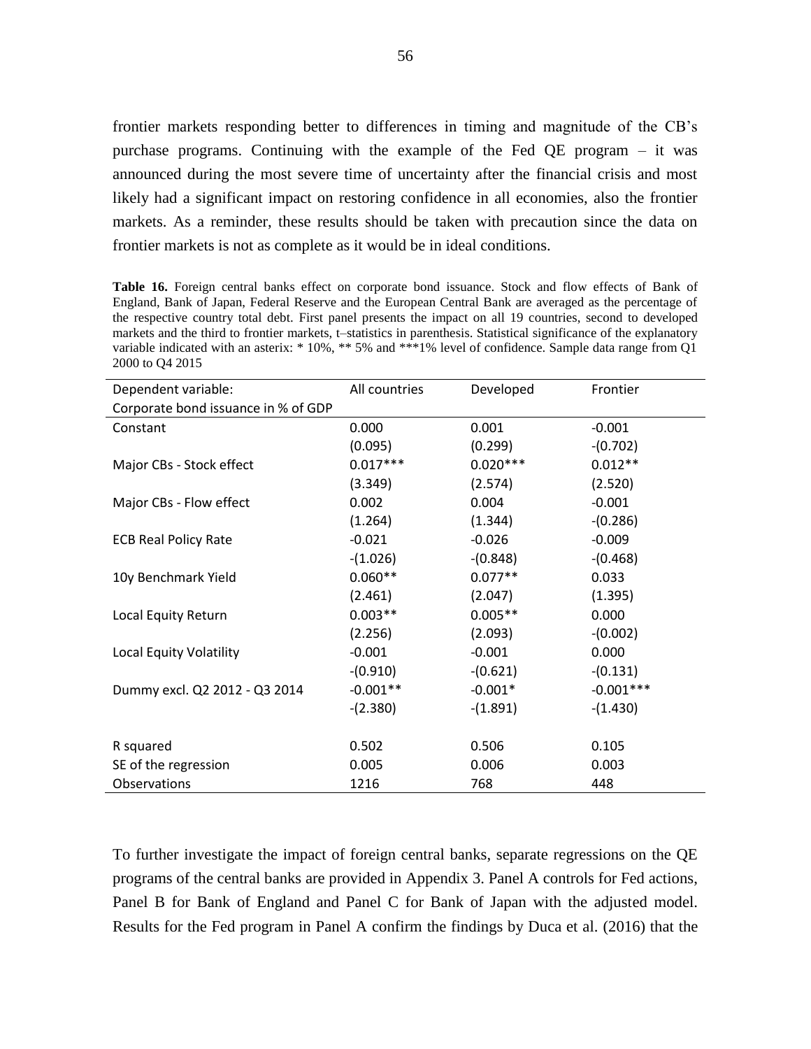frontier markets responding better to differences in timing and magnitude of the CB's purchase programs. Continuing with the example of the Fed QE program – it was announced during the most severe time of uncertainty after the financial crisis and most likely had a significant impact on restoring confidence in all economies, also the frontier markets. As a reminder, these results should be taken with precaution since the data on frontier markets is not as complete as it would be in ideal conditions.

**Table 16.** Foreign central banks effect on corporate bond issuance. Stock and flow effects of Bank of England, Bank of Japan, Federal Reserve and the European Central Bank are averaged as the percentage of the respective country total debt. First panel presents the impact on all 19 countries, second to developed markets and the third to frontier markets, t–statistics in parenthesis. Statistical significance of the explanatory variable indicated with an asterix: * 10%, ** 5% and ***1% level of confidence. Sample data range from Q1 2000 to Q4 2015

| Dependent variable: Corporate bond issuance in % of GDP | All countries | Developed | Frontier |
|---|---|---|---|
| Constant | 0.000 | 0.001 | -0.001 |
| | (0.095) | (0.299) | -(0.702) |
| Major CBs - Stock effect | 0.017*** | 0.020*** | 0.012** |
| | (3.349) | (2.574) | (2.520) |
| Major CBs - Flow effect | 0.002 | 0.004 | -0.001 |
| | (1.264) | (1.344) | -(0.286) |
| ECB Real Policy Rate | -0.021 | -0.026 | -0.009 |
| | -(1.026) | -(0.848) | -(0.468) |
| 10y Benchmark Yield | 0.060** | 0.077** | 0.033 |
| | (2.461) | (2.047) | (1.395) |
| Local Equity Return | 0.003** | 0.005** | 0.000 |
| | (2.256) | (2.093) | -(0.002) |
| Local Equity Volatility | -0.001 | -0.001 | 0.000 |
| | -(0.910) | -(0.621) | -(0.131) |
| Dummy excl. Q2 2012 - Q3 2014 | -0.001** | -0.001* | -0.001*** |
| | -(2.380) | -(1.891) | -(1.430) |
| R squared | 0.502 | 0.506 | 0.105 |
| SE of the regression | 0.005 | 0.006 | 0.003 |
| Observations | 1216 | 768 | 448 |

To further investigate the impact of foreign central banks, separate regressions on the QE programs of the central banks are provided in Appendix 3. Panel A controls for Fed actions, Panel B for Bank of England and Panel C for Bank of Japan with the adjusted model. Results for the Fed program in Panel A confirm the findings by Duca et al. (2016) that the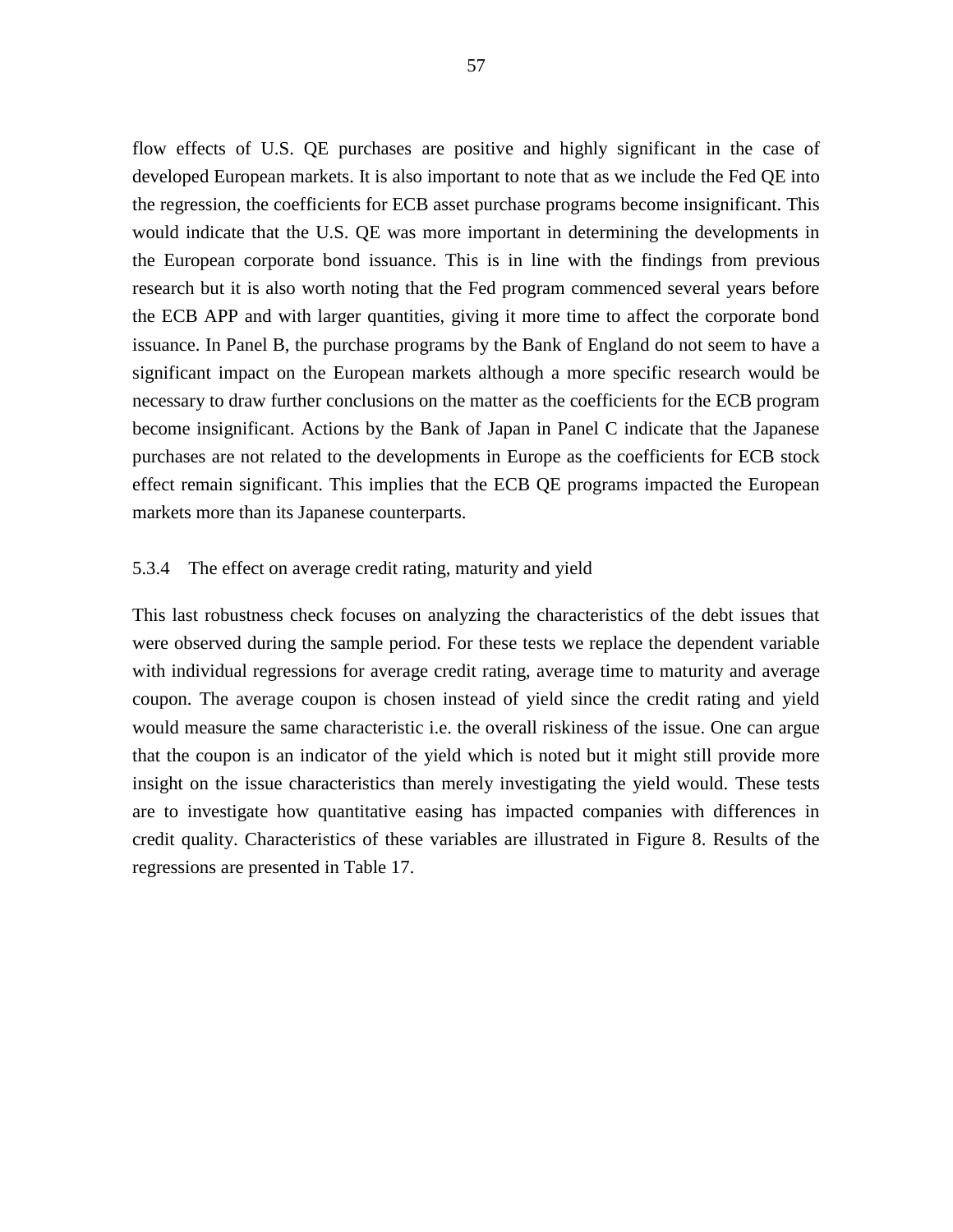flow effects of U.S. QE purchases are positive and highly significant in the case of developed European markets. It is also important to note that as we include the Fed QE into the regression, the coefficients for ECB asset purchase programs become insignificant. This would indicate that the U.S. QE was more important in determining the developments in the European corporate bond issuance. This is in line with the findings from previous research but it is also worth noting that the Fed program commenced several years before the ECB APP and with larger quantities, giving it more time to affect the corporate bond issuance. In Panel B, the purchase programs by the Bank of England do not seem to have a significant impact on the European markets although a more specific research would be necessary to draw further conclusions on the matter as the coefficients for the ECB program become insignificant. Actions by the Bank of Japan in Panel C indicate that the Japanese purchases are not related to the developments in Europe as the coefficients for ECB stock effect remain significant. This implies that the ECB QE programs impacted the European markets more than its Japanese counterparts.

### 5.3.4 The effect on average credit rating, maturity and yield

This last robustness check focuses on analyzing the characteristics of the debt issues that were observed during the sample period. For these tests we replace the dependent variable with individual regressions for average credit rating, average time to maturity and average coupon. The average coupon is chosen instead of yield since the credit rating and yield would measure the same characteristic i.e. the overall riskiness of the issue. One can argue that the coupon is an indicator of the yield which is noted but it might still provide more insight on the issue characteristics than merely investigating the yield would. These tests are to investigate how quantitative easing has impacted companies with differences in credit quality. Characteristics of these variables are illustrated in Figure 8. Results of the regressions are presented in Table 17.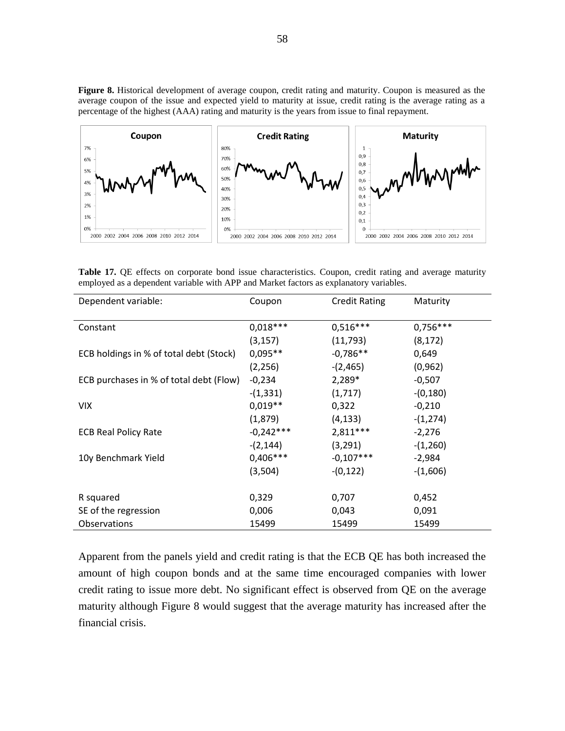**Figure 8.** Historical development of average coupon, credit rating and maturity. Coupon is measured as the average coupon of the issue and expected yield to maturity at issue, credit rating is the average rating as a percentage of the highest (AAA) rating and maturity is the years from issue to final repayment.

**Table 17.** QE effects on corporate bond issue characteristics. Coupon, credit rating and average maturity employed as a dependent variable with APP and Market factors as explanatory variables.

| Dependent variable: | Coupon | Credit Rating | Maturity |
|---|---|---|---|
| Constant | 0,018*** | 0,516*** | 0,756*** |
| | (3,157) | (11,793) | (8,172) |
| ECB holdings in % of total debt (Stock) | 0,095** | -0,786** | 0,649 |
| | (2,256) | -(2,465) | (0,962) |
| ECB purchases in % of total debt (Flow) | -0,234 | 2,289* | -0,507 |
| | -(1,331) | (1,717) | -(0,180) |
| VIX | 0,019** | 0,322 | -0,210 |
| | (1,879) | (4,133) | -(1,274) |
| ECB Real Policy Rate | -0,242*** | 2,811*** | -2,276 |
| | -(2,144) | (3,291) | -(1,260) |
| 10y Benchmark Yield | 0,406*** | -0,107*** | -2,984 |
| | (3,504) | -(0,122) | -(1,606) |
| R squared | 0,329 | 0,707 | 0,452 |
| SE of the regression | 0,006 | 0,043 | 0,091 |
| Observations | 15499 | 15499 | 15499 |

Apparent from the panels yield and credit rating is that the ECB QE has both increased the amount of high coupon bonds and at the same time encouraged companies with lower credit rating to issue more debt. No significant effect is observed from QE on the average maturity although Figure 8 would suggest that the average maturity has increased after the financial crisis.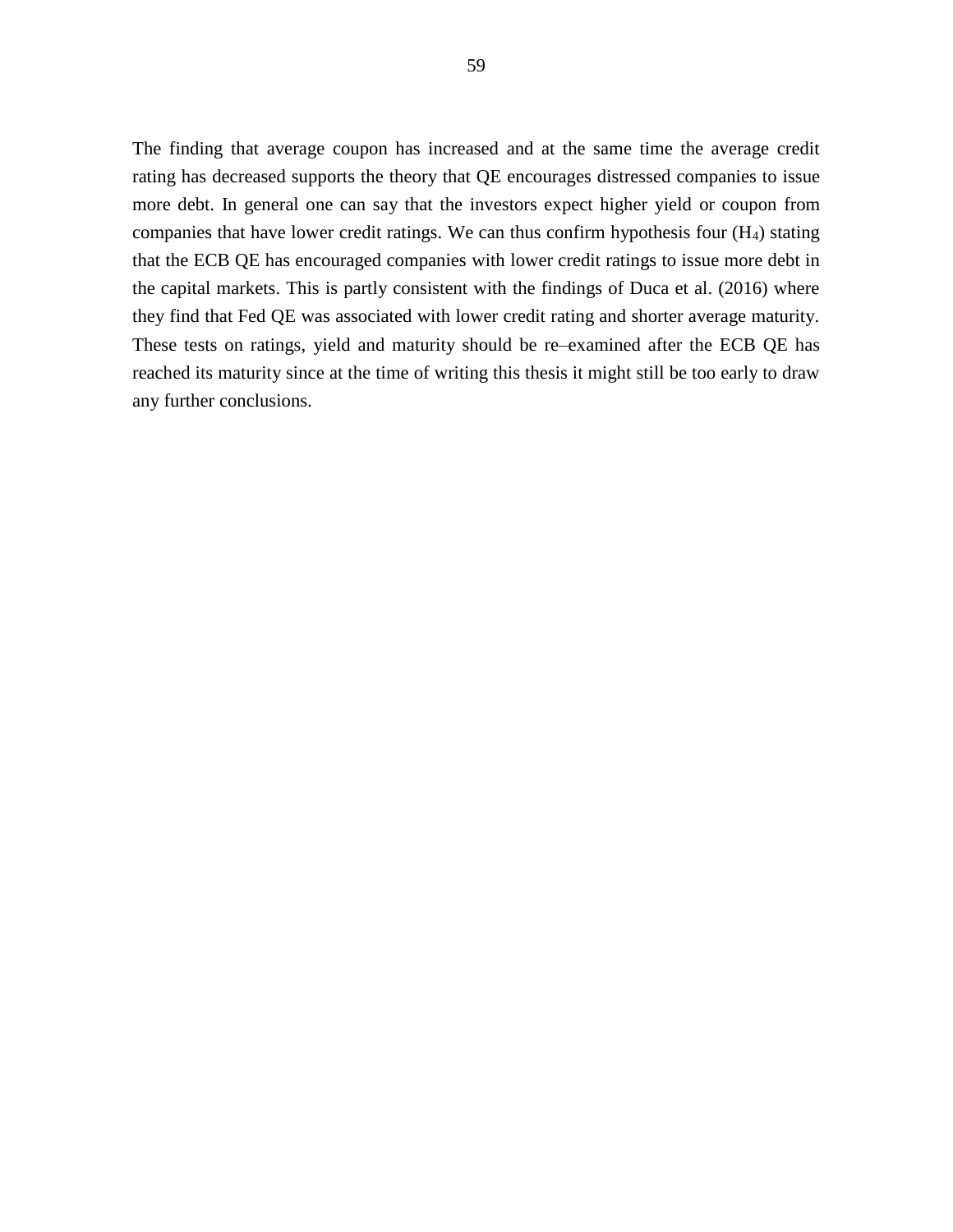The finding that average coupon has increased and at the same time the average credit rating has decreased supports the theory that QE encourages distressed companies to issue more debt. In general one can say that the investors expect higher yield or coupon from companies that have lower credit ratings. We can thus confirm hypothesis four ($H_4$) stating that the ECB QE has encouraged companies with lower credit ratings to issue more debt in the capital markets. This is partly consistent with the findings of Duca et al. (2016) where they find that Fed QE was associated with lower credit rating and shorter average maturity. These tests on ratings, yield and maturity should be re–examined after the ECB QE has reached its maturity since at the time of writing this thesis it might still be too early to draw any further conclusions.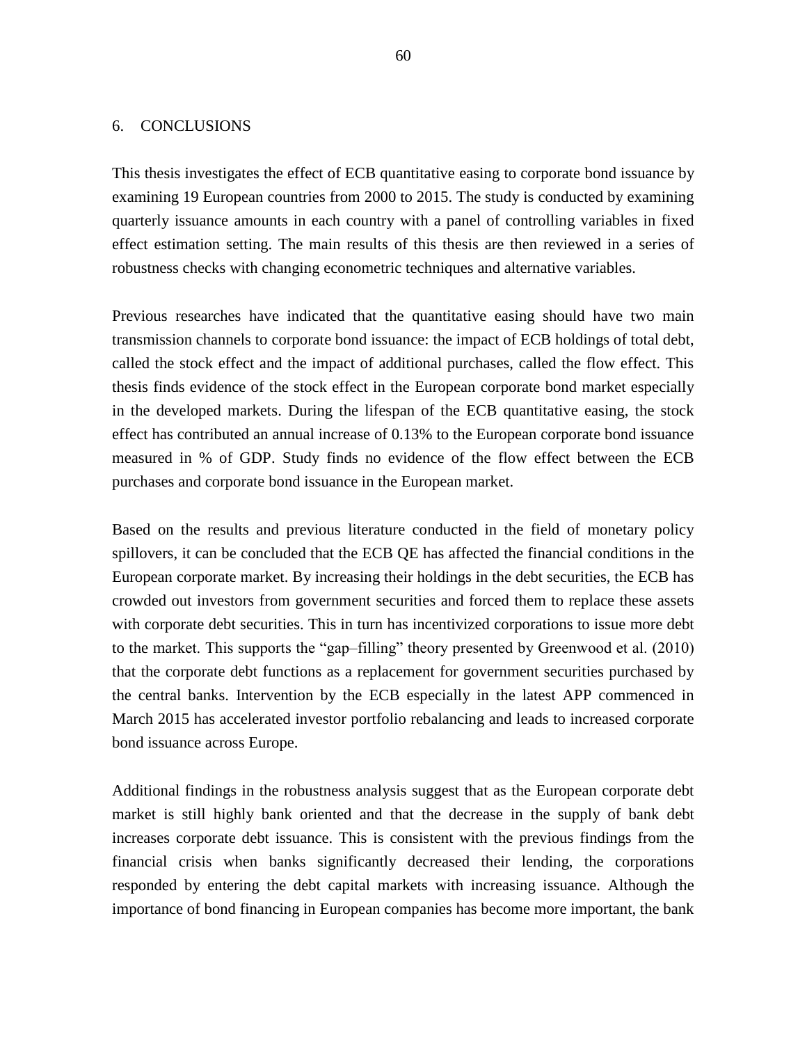# 6. CONCLUSIONS

This thesis investigates the effect of ECB quantitative easing to corporate bond issuance by examining 19 European countries from 2000 to 2015. The study is conducted by examining quarterly issuance amounts in each country with a panel of controlling variables in fixed effect estimation setting. The main results of this thesis are then reviewed in a series of robustness checks with changing econometric techniques and alternative variables.

Previous researches have indicated that the quantitative easing should have two main transmission channels to corporate bond issuance: the impact of ECB holdings of total debt, called the stock effect and the impact of additional purchases, called the flow effect. This thesis finds evidence of the stock effect in the European corporate bond market especially in the developed markets. During the lifespan of the ECB quantitative easing, the stock effect has contributed an annual increase of 0.13% to the European corporate bond issuance measured in % of GDP. Study finds no evidence of the flow effect between the ECB purchases and corporate bond issuance in the European market.

Based on the results and previous literature conducted in the field of monetary policy spillovers, it can be concluded that the ECB QE has affected the financial conditions in the European corporate market. By increasing their holdings in the debt securities, the ECB has crowded out investors from government securities and forced them to replace these assets with corporate debt securities. This in turn has incentivized corporations to issue more debt to the market. This supports the "gap–filling" theory presented by Greenwood et al. (2010) that the corporate debt functions as a replacement for government securities purchased by the central banks. Intervention by the ECB especially in the latest APP commenced in March 2015 has accelerated investor portfolio rebalancing and leads to increased corporate bond issuance across Europe.

Additional findings in the robustness analysis suggest that as the European corporate debt market is still highly bank oriented and that the decrease in the supply of bank debt increases corporate debt issuance. This is consistent with the previous findings from the financial crisis when banks significantly decreased their lending, the corporations responded by entering the debt capital markets with increasing issuance. Although the importance of bond financing in European companies has become more important, the bank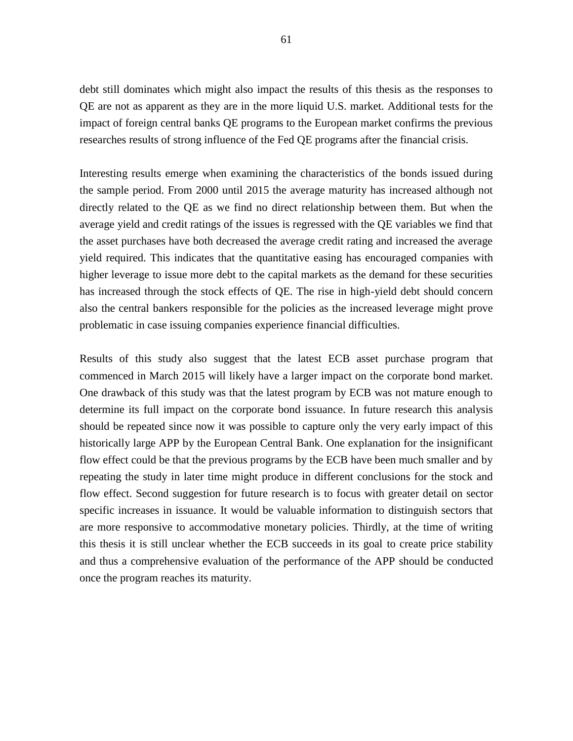debt still dominates which might also impact the results of this thesis as the responses to QE are not as apparent as they are in the more liquid U.S. market. Additional tests for the impact of foreign central banks QE programs to the European market confirms the previous researches results of strong influence of the Fed QE programs after the financial crisis.

Interesting results emerge when examining the characteristics of the bonds issued during the sample period. From 2000 until 2015 the average maturity has increased although not directly related to the QE as we find no direct relationship between them. But when the average yield and credit ratings of the issues is regressed with the QE variables we find that the asset purchases have both decreased the average credit rating and increased the average yield required. This indicates that the quantitative easing has encouraged companies with higher leverage to issue more debt to the capital markets as the demand for these securities has increased through the stock effects of QE. The rise in high-yield debt should concern also the central bankers responsible for the policies as the increased leverage might prove problematic in case issuing companies experience financial difficulties.

Results of this study also suggest that the latest ECB asset purchase program that commenced in March 2015 will likely have a larger impact on the corporate bond market. One drawback of this study was that the latest program by ECB was not mature enough to determine its full impact on the corporate bond issuance. In future research this analysis should be repeated since now it was possible to capture only the very early impact of this historically large APP by the European Central Bank. One explanation for the insignificant flow effect could be that the previous programs by the ECB have been much smaller and by repeating the study in later time might produce in different conclusions for the stock and flow effect. Second suggestion for future research is to focus with greater detail on sector specific increases in issuance. It would be valuable information to distinguish sectors that are more responsive to accommodative monetary policies. Thirdly, at the time of writing this thesis it is still unclear whether the ECB succeeds in its goal to create price stability and thus a comprehensive evaluation of the performance of the APP should be conducted once the program reaches its maturity.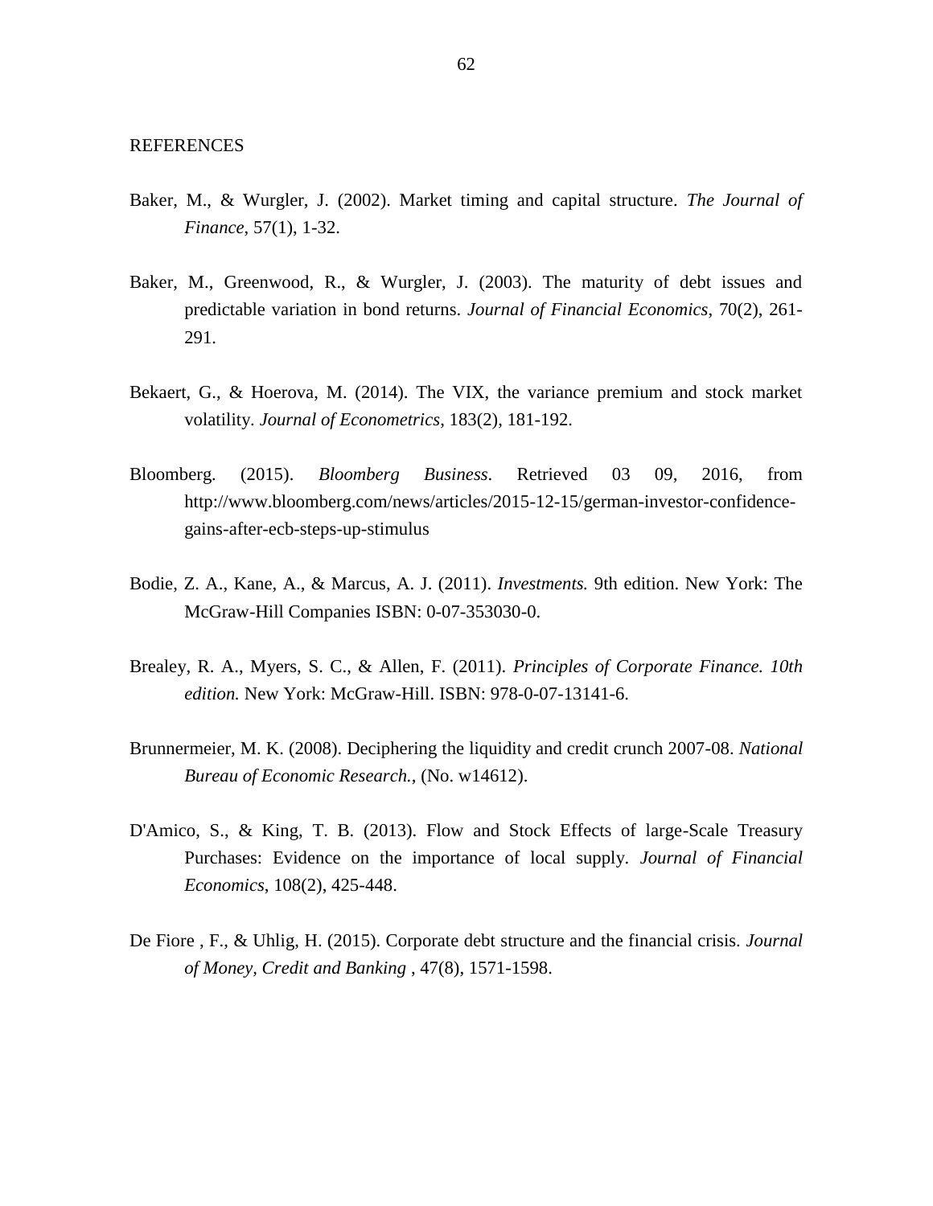# REFERENCES

Baker, M., & Wurgler, J. (2002). Market timing and capital structure. *The Journal of Finance*, 57(1), 1-32.

Baker, M., Greenwood, R., & Wurgler, J. (2003). The maturity of debt issues and predictable variation in bond returns. *Journal of Financial Economics*, 70(2), 261-291.

Bekaert, G., & Hoerova, M. (2014). The VIX, the variance premium and stock market volatility. *Journal of Econometrics*, 183(2), 181-192.

Bloomberg. (2015). *Bloomberg Business*. Retrieved 03 09, 2016, from http://www.bloomberg.com/news/articles/2015-12-15/german-investor-confidence-gains-after-ecb-steps-up-stimulus

Bodie, Z. A., Kane, A., & Marcus, A. J. (2011). *Investments.* 9th edition. New York: The McGraw-Hill Companies ISBN: 0-07-353030-0.

Brealey, R. A., Myers, S. C., & Allen, F. (2011). *Principles of Corporate Finance. 10th edition.* New York: McGraw-Hill. ISBN: 978-0-07-13141-6.

Brunnermeier, M. K. (2008). Deciphering the liquidity and credit crunch 2007-08. *National Bureau of Economic Research.*, (No. w14612).

D'Amico, S., & King, T. B. (2013). Flow and Stock Effects of large-Scale Treasury Purchases: Evidence on the importance of local supply. *Journal of Financial Economics*, 108(2), 425-448.

De Fiore , F., & Uhlig, H. (2015). Corporate debt structure and the financial crisis. *Journal of Money, Credit and Banking* , 47(8), 1571-1598.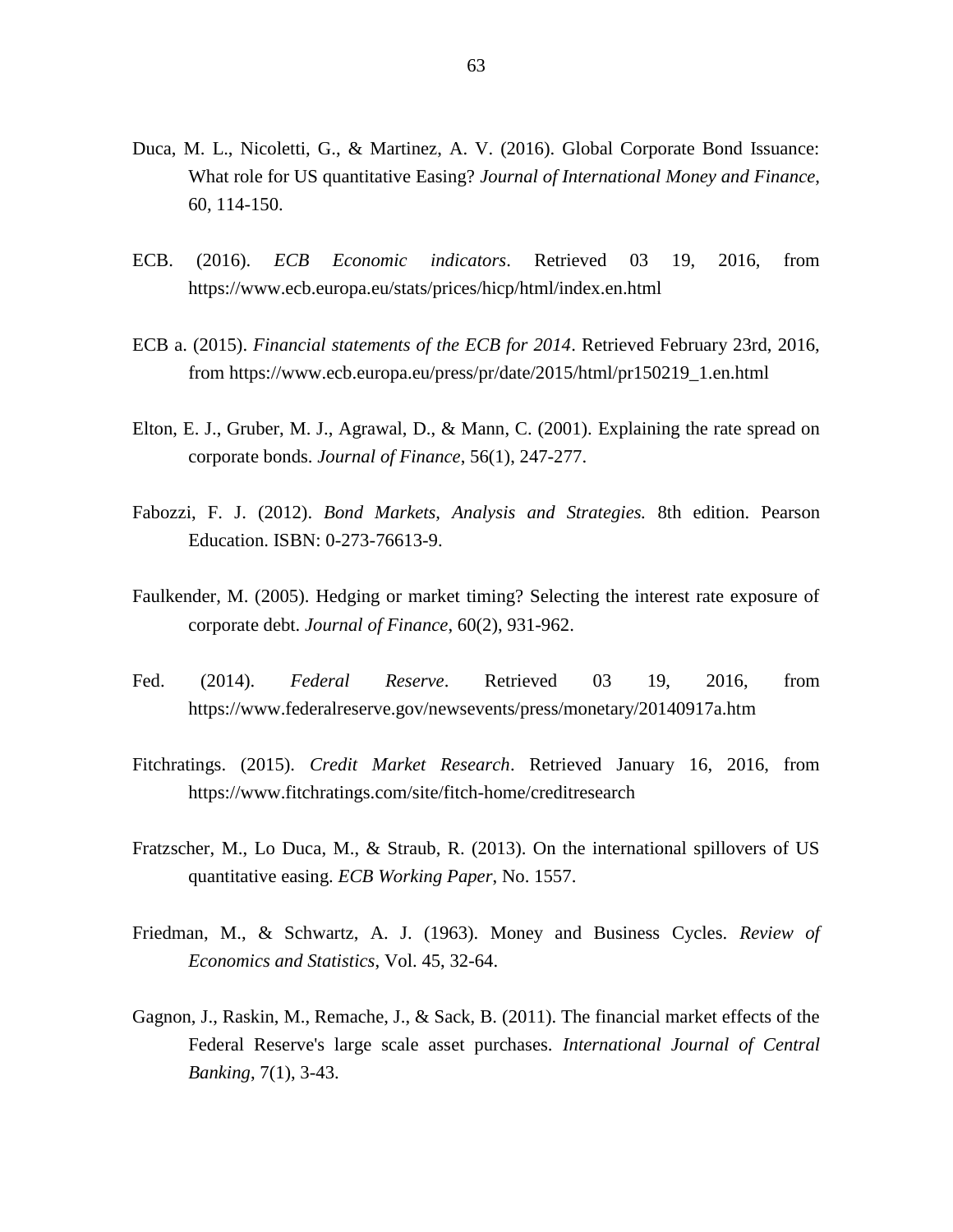Duca, M. L., Nicoletti, G., & Martinez, A. V. (2016). Global Corporate Bond Issuance: What role for US quantitative Easing? *Journal of International Money and Finance*, 60, 114-150.

ECB. (2016). *ECB Economic indicators*. Retrieved 03 19, 2016, from https://www.ecb.europa.eu/stats/prices/hicp/html/index.en.html

ECB a. (2015). *Financial statements of the ECB for 2014*. Retrieved February 23rd, 2016, from https://www.ecb.europa.eu/press/pr/date/2015/html/pr150219_1.en.html

Elton, E. J., Gruber, M. J., Agrawal, D., & Mann, C. (2001). Explaining the rate spread on corporate bonds. *Journal of Finance*, 56(1), 247-277.

Fabozzi, F. J. (2012). *Bond Markets, Analysis and Strategies.* 8th edition. Pearson Education. ISBN: 0-273-76613-9.

Faulkender, M. (2005). Hedging or market timing? Selecting the interest rate exposure of corporate debt. *Journal of Finance*, 60(2), 931-962.

Fed. (2014). *Federal Reserve*. Retrieved 03 19, 2016, from https://www.federalreserve.gov/newsevents/press/monetary/20140917a.htm

Fitchratings. (2015). *Credit Market Research*. Retrieved January 16, 2016, from https://www.fitchratings.com/site/fitch-home/creditresearch

Fratzscher, M., Lo Duca, M., & Straub, R. (2013). On the international spillovers of US quantitative easing. *ECB Working Paper*, No. 1557.

Friedman, M., & Schwartz, A. J. (1963). Money and Business Cycles. *Review of Economics and Statistics*, Vol. 45, 32-64.

Gagnon, J., Raskin, M., Remache, J., & Sack, B. (2011). The financial market effects of the Federal Reserve's large scale asset purchases. *International Journal of Central Banking*, 7(1), 3-43.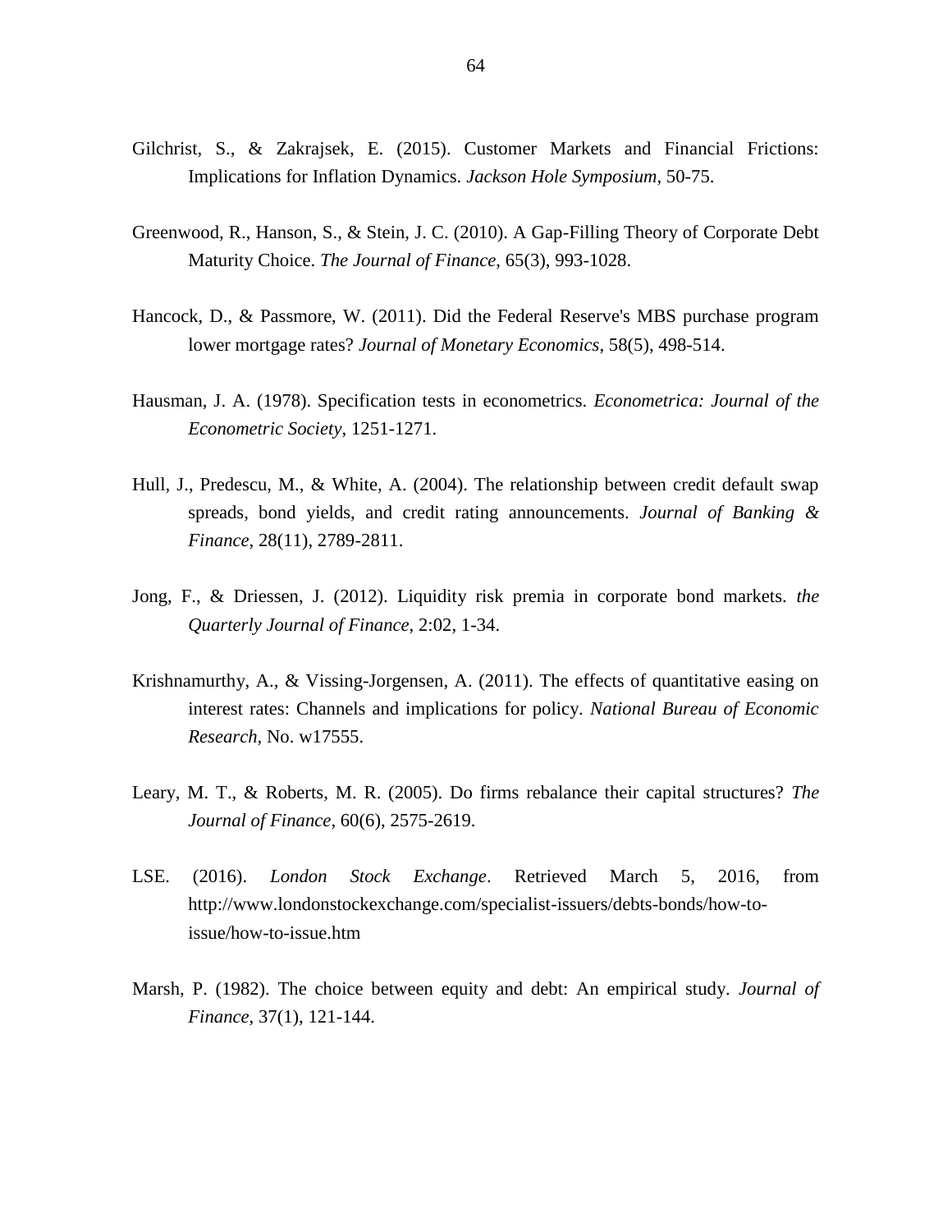Gilchrist, S., & Zakrajsek, E. (2015). Customer Markets and Financial Frictions: Implications for Inflation Dynamics. *Jackson Hole Symposium*, 50-75.

Greenwood, R., Hanson, S., & Stein, J. C. (2010). A Gap-Filling Theory of Corporate Debt Maturity Choice. *The Journal of Finance*, 65(3), 993-1028.

Hancock, D., & Passmore, W. (2011). Did the Federal Reserve's MBS purchase program lower mortgage rates? *Journal of Monetary Economics*, 58(5), 498-514.

Hausman, J. A. (1978). Specification tests in econometrics. *Econometrica: Journal of the Econometric Society*, 1251-1271.

Hull, J., Predescu, M., & White, A. (2004). The relationship between credit default swap spreads, bond yields, and credit rating announcements. *Journal of Banking & Finance*, 28(11), 2789-2811.

Jong, F., & Driessen, J. (2012). Liquidity risk premia in corporate bond markets. *the Quarterly Journal of Finance*, 2:02, 1-34.

Krishnamurthy, A., & Vissing-Jorgensen, A. (2011). The effects of quantitative easing on interest rates: Channels and implications for policy. *National Bureau of Economic Research*, No. w17555.

Leary, M. T., & Roberts, M. R. (2005). Do firms rebalance their capital structures? *The Journal of Finance*, 60(6), 2575-2619.

LSE. (2016). *London Stock Exchange*. Retrieved March 5, 2016, from http://www.londonstockexchange.com/specialist-issuers/debts-bonds/how-to-issue/how-to-issue.htm

Marsh, P. (1982). The choice between equity and debt: An empirical study. *Journal of Finance*, 37(1), 121-144.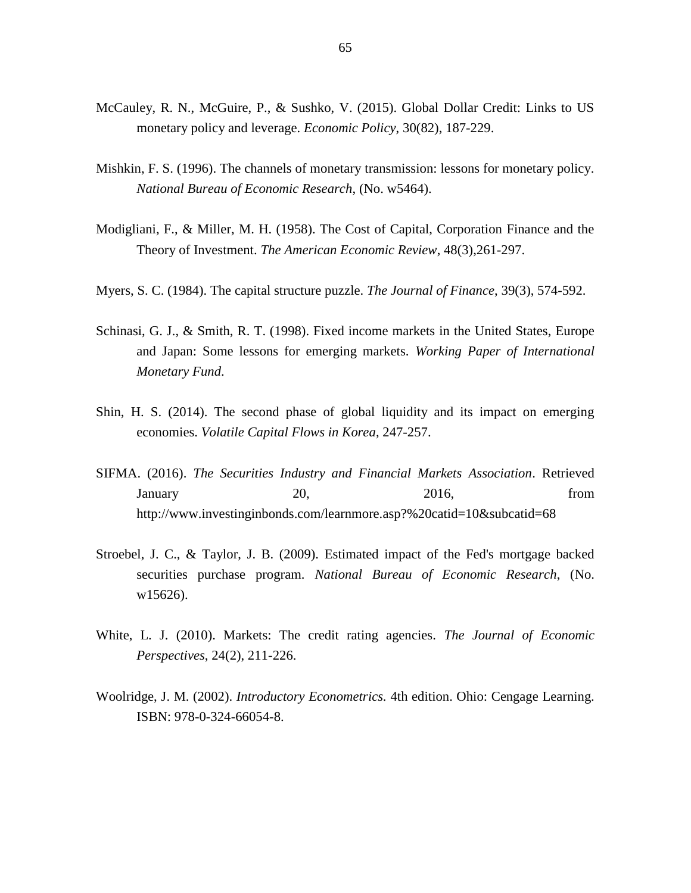McCauley, R. N., McGuire, P., & Sushko, V. (2015). Global Dollar Credit: Links to US monetary policy and leverage. *Economic Policy*, 30(82), 187-229.

Mishkin, F. S. (1996). The channels of monetary transmission: lessons for monetary policy. *National Bureau of Economic Research*, (No. w5464).

Modigliani, F., & Miller, M. H. (1958). The Cost of Capital, Corporation Finance and the Theory of Investment. *The American Economic Review*, 48(3),261-297.

Myers, S. C. (1984). The capital structure puzzle. *The Journal of Finance*, 39(3), 574-592.

Schinasi, G. J., & Smith, R. T. (1998). Fixed income markets in the United States, Europe and Japan: Some lessons for emerging markets. *Working Paper of International Monetary Fund*.

Shin, H. S. (2014). The second phase of global liquidity and its impact on emerging economies. *Volatile Capital Flows in Korea*, 247-257.

SIFMA. (2016). *The Securities Industry and Financial Markets Association*. Retrieved January 20, 2016, from http://www.investinginbonds.com/learnmore.asp?%20catid=10&subcatid=68

Stroebel, J. C., & Taylor, J. B. (2009). Estimated impact of the Fed's mortgage backed securities purchase program. *National Bureau of Economic Research*, (No. w15626).

White, L. J. (2010). Markets: The credit rating agencies. *The Journal of Economic Perspectives*, 24(2), 211-226.

Woolridge, J. M. (2002). *Introductory Econometrics.* 4th edition. Ohio: Cengage Learning. ISBN: 978-0-324-66054-8.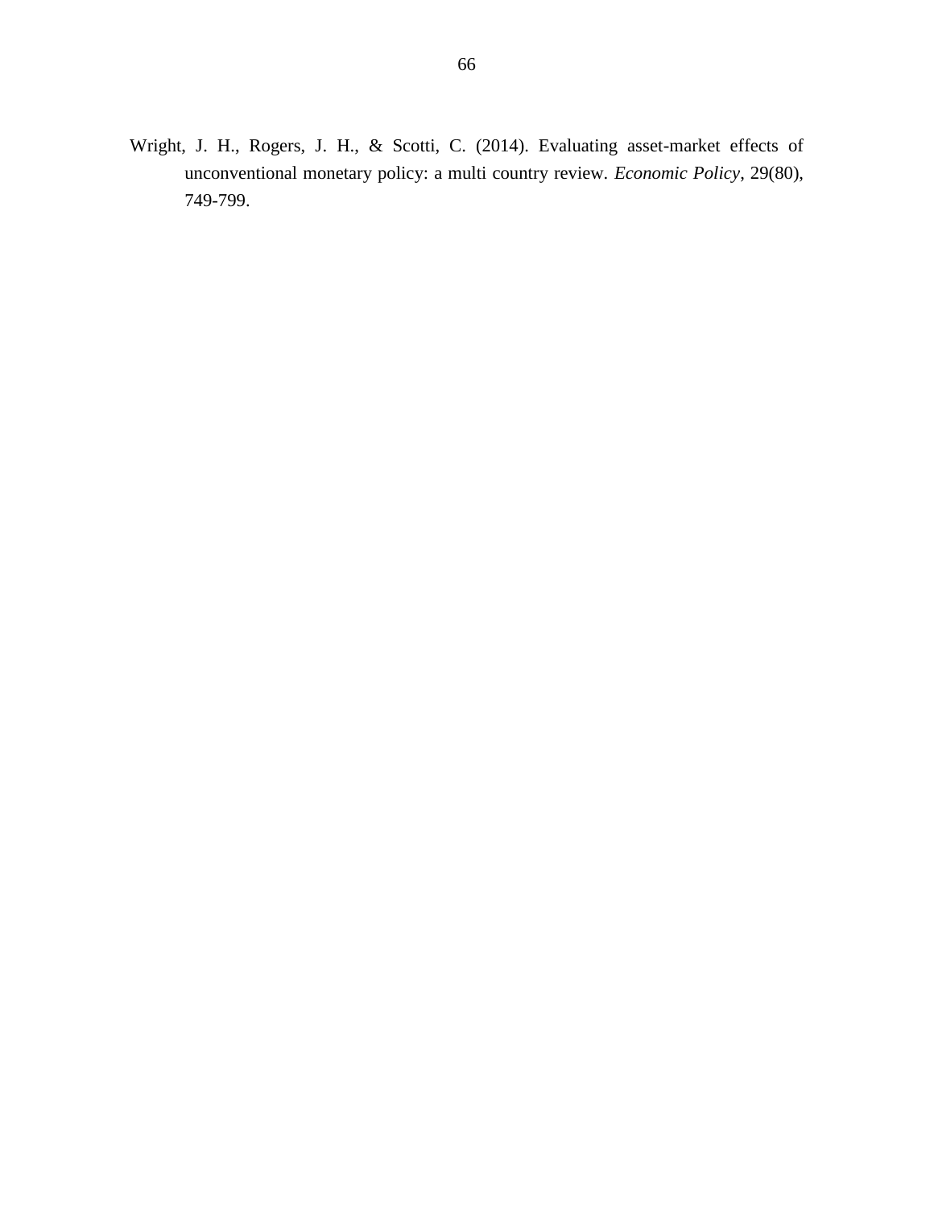Wright, J. H., Rogers, J. H., & Scotti, C. (2014). Evaluating asset-market effects of unconventional monetary policy: a multi country review. *Economic Policy*, 29(80), 749-799.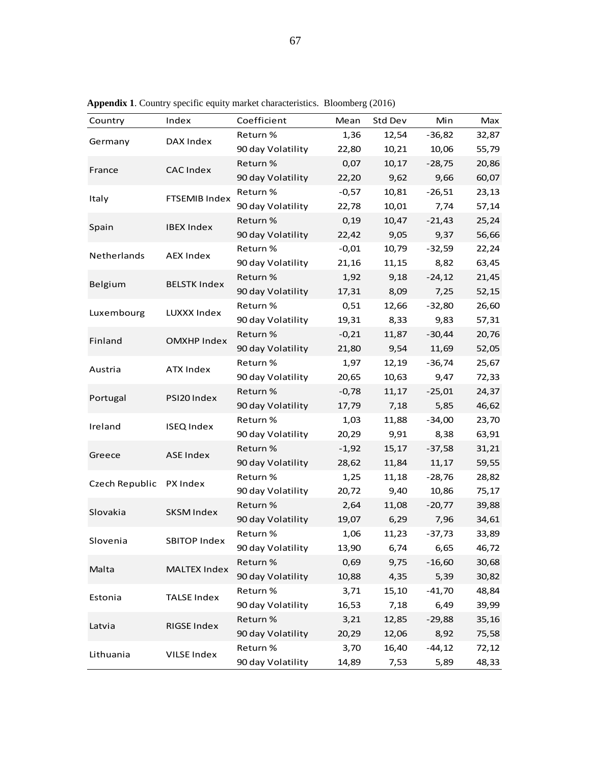**Appendix 1**. Country specific equity market characteristics. Bloomberg (2016)

| Country | Index | Coefficient | Mean | Std Dev | Min | Max |
|---|---|---|---|---|---|---|
| Germany | DAX Index | Return % | 1,36 | 12,54 | -36,82 | 32,87 |
| | | 90 day Volatility | 22,80 | 10,21 | 10,06 | 55,79 |
| France | CAC Index | Return % | 0,07 | 10,17 | -28,75 | 20,86 |
| | | 90 day Volatility | 22,20 | 9,62 | 9,66 | 60,07 |
| Italy | FTSEMIB Index | Return % | -0,57 | 10,81 | -26,51 | 23,13 |
| | | 90 day Volatility | 22,78 | 10,01 | 7,74 | 57,14 |
| Spain | IBEX Index | Return % | 0,19 | 10,47 | -21,43 | 25,24 |
| | | 90 day Volatility | 22,42 | 9,05 | 9,37 | 56,66 |
| Netherlands | AEX Index | Return % | -0,01 | 10,79 | -32,59 | 22,24 |
| | | 90 day Volatility | 21,16 | 11,15 | 8,82 | 63,45 |
| Belgium | BELSTK Index | Return % | 1,92 | 9,18 | -24,12 | 21,45 |
| | | 90 day Volatility | 17,31 | 8,09 | 7,25 | 52,15 |
| Luxembourg | LUXXX Index | Return % | 0,51 | 12,66 | -32,80 | 26,60 |
| | | 90 day Volatility | 19,31 | 8,33 | 9,83 | 57,31 |
| Finland | OMXHP Index | Return % | -0,21 | 11,87 | -30,44 | 20,76 |
| | | 90 day Volatility | 21,80 | 9,54 | 11,69 | 52,05 |
| Austria | ATX Index | Return % | 1,97 | 12,19 | -36,74 | 25,67 |
| | | 90 day Volatility | 20,65 | 10,63 | 9,47 | 72,33 |
| Portugal | PSI20 Index | Return % | -0,78 | 11,17 | -25,01 | 24,37 |
| | | 90 day Volatility | 17,79 | 7,18 | 5,85 | 46,62 |
| Ireland | ISEQ Index | Return % | 1,03 | 11,88 | -34,00 | 23,70 |
| | | 90 day Volatility | 20,29 | 9,91 | 8,38 | 63,91 |
| Greece | ASE Index | Return % | -1,92 | 15,17 | -37,58 | 31,21 |
| | | 90 day Volatility | 28,62 | 11,84 | 11,17 | 59,55 |
| Czech Republic | PX Index | Return % | 1,25 | 11,18 | -28,76 | 28,82 |
| | | 90 day Volatility | 20,72 | 9,40 | 10,86 | 75,17 |
| Slovakia | SKSM Index | Return % | 2,64 | 11,08 | -20,77 | 39,88 |
| | | 90 day Volatility | 19,07 | 6,29 | 7,96 | 34,61 |
| Slovenia | SBITOP Index | Return % | 1,06 | 11,23 | -37,73 | 33,89 |
| | | 90 day Volatility | 13,90 | 6,74 | 6,65 | 46,72 |
| Malta | MALTEX Index | Return % | 0,69 | 9,75 | -16,60 | 30,68 |
| | | 90 day Volatility | 10,88 | 4,35 | 5,39 | 30,82 |
| Estonia | TALSE Index | Return % | 3,71 | 15,10 | -41,70 | 48,84 |
| | | 90 day Volatility | 16,53 | 7,18 | 6,49 | 39,99 |
| Latvia | RIGSE Index | Return % | 3,21 | 12,85 | -29,88 | 35,16 |
| | | 90 day Volatility | 20,29 | 12,06 | 8,92 | 75,58 |
| Lithuania | VILSE Index | Return % | 3,70 | 16,40 | -44,12 | 72,12 |
| | | 90 day Volatility | 14,89 | 7,53 | 5,89 | 48,33 |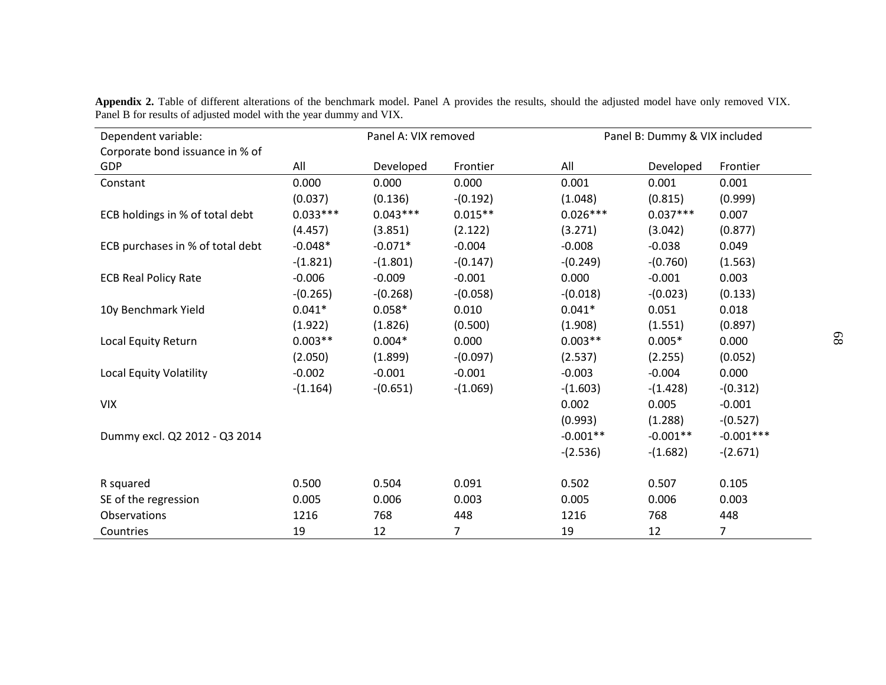**Appendix 2.** Table of different alterations of the benchmark model. Panel A provides the results, should the adjusted model have only removed VIX. Panel B for results of adjusted model with the year dummy and VIX.

| Dependent variable: Corporate bond issuance in % of GDP | Panel A: VIX removed | | | Panel B: Dummy & VIX included | | |
|---|---|---|---|---|---|---|
| | All | Developed | Frontier | All | Developed | Frontier |
| Constant | 0.000 | 0.000 | 0.000 | 0.001 | 0.001 | 0.001 |
| | (0.037) | (0.136) | -(0.192) | (1.048) | (0.815) | (0.999) |
| ECB holdings in % of total debt | 0.033*** | 0.043*** | 0.015** | 0.026*** | 0.037*** | 0.007 |
| | (4.457) | (3.851) | (2.122) | (3.271) | (3.042) | (0.877) |
| ECB purchases in % of total debt | -0.048* | -0.071* | -0.004 | -0.008 | -0.038 | 0.049 |
| | -(1.821) | -(1.801) | -(0.147) | -(0.249) | -(0.760) | (1.563) |
| ECB Real Policy Rate | -0.006 | -0.009 | -0.001 | 0.000 | -0.001 | 0.003 |
| | -(0.265) | -(0.268) | -(0.058) | -(0.018) | -(0.023) | (0.133) |
| 10y Benchmark Yield | 0.041* | 0.058* | 0.010 | 0.041* | 0.051 | 0.018 |
| | (1.922) | (1.826) | (0.500) | (1.908) | (1.551) | (0.897) |
| Local Equity Return | 0.003** | 0.004* | 0.000 | 0.003** | 0.005* | 0.000 |
| | (2.050) | (1.899) | -(0.097) | (2.537) | (2.255) | (0.052) |
| Local Equity Volatility | -0.002 | -0.001 | -0.001 | -0.003 | -0.004 | 0.000 |
| | -(1.164) | -(0.651) | -(1.069) | -(1.603) | -(1.428) | -(0.312) |
| VIX | | | | 0.002 | 0.005 | -0.001 |
| | | | | (0.993) | (1.288) | -(0.527) |
| Dummy excl. Q2 2012 - Q3 2014 | | | | -0.001** | -0.001** | -0.001*** |
| | | | | -(2.536) | -(1.682) | -(2.671) |
| | | | | | | |
| R squared | 0.500 | 0.504 | 0.091 | 0.502 | 0.507 | 0.105 |
| SE of the regression | 0.005 | 0.006 | 0.003 | 0.005 | 0.006 | 0.003 |
| Observations | 1216 | 768 | 448 | 1216 | 768 | 448 |
| Countries | 19 | 12 | 7 | 19 | 12 | 7 |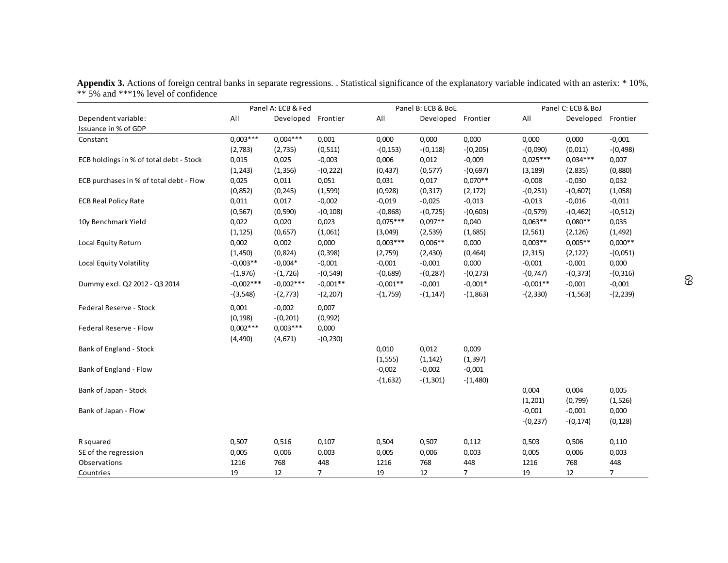**Appendix 3.** Actions of foreign central banks in separate regressions. . Statistical significance of the explanatory variable indicated with an asterix: * 10%, ** 5% and ***1% level of confidence

| | Panel A: ECB & Fed | | | Panel B: ECB & BoE | | | Panel C: ECB & BoJ | | |
|---|---|---|---|---|---|---|---|---|---|
| Dependent variable: Issuance in % of GDP | All | Developed | Frontier | All | Developed | Frontier | All | Developed | Frontier |
| Constant | 0,003*** | 0,004*** | 0,001 | 0,000 | 0,000 | 0,000 | 0,000 | 0,000 | -0,001 |
| | (2,783) | (2,735) | (0,511) | -(0,153) | -(0,118) | -(0,205) | -(0,090) | (0,011) | -(0,498) |
| ECB holdings in % of total debt - Stock | 0,015 | 0,025 | -0,003 | 0,006 | 0,012 | -0,009 | 0,025*** | 0,034*** | 0,007 |
| | (1,243) | (1,356) | -(0,222) | (0,437) | (0,577) | -(0,697) | (3,189) | (2,835) | (0,880) |
| ECB purchases in % of total debt - Flow | 0,025 | 0,011 | 0,051 | 0,031 | 0,017 | 0,070** | -0,008 | -0,030 | 0,032 |
| | (0,852) | (0,245) | (1,599) | (0,928) | (0,317) | (2,172) | -(0,251) | -(0,607) | (1,058) |
| ECB Real Policy Rate | 0,011 | 0,017 | -0,002 | -0,019 | -0,025 | -0,013 | -0,013 | -0,016 | -0,011 |
| | (0,567) | (0,590) | -(0,108) | -(0,868) | -(0,725) | -(0,603) | -(0,579) | -(0,462) | -(0,512) |
| 10y Benchmark Yield | 0,022 | 0,020 | 0,023 | 0,075*** | 0,097** | 0,040 | 0,063** | 0,080** | 0,035 |
| | (1,125) | (0,657) | (1,061) | (3,049) | (2,539) | (1,685) | (2,561) | (2,126) | (1,492) |
| Local Equity Return | 0,002 | 0,002 | 0,000 | 0,003*** | 0,006** | 0,000 | 0,003** | 0,005** | 0,000** |
| | (1,450) | (0,824) | (0,398) | (2,759) | (2,430) | (0,464) | (2,315) | (2,122) | -(0,051) |
| Local Equity Volatility | -0,003** | -0,004* | -0,001 | -0,001 | -0,001 | 0,000 | -0,001 | -0,001 | 0,000 |
| | -(1,976) | -(1,726) | -(0,549) | -(0,689) | -(0,287) | -(0,273) | -(0,747) | -(0,373) | -(0,316) |
| Dummy excl. Q2 2012 - Q3 2014 | -0,002*** | -0,002*** | -0,001** | -0,001** | -0,001 | -0,001* | -0,001** | -0,001 | -0,001 |
| | -(3,548) | -(2,773) | -(2,207) | -(1,759) | -(1,147) | -(1,863) | -(2,330) | -(1,563) | -(2,239) |
| Federal Reserve - Stock | 0,001 | -0,002 | 0,007 | | | | | | |
| | (0,198) | -(0,201) | (0,992) | | | | | | |
| Federal Reserve - Flow | 0,002*** | 0,003*** | 0,000 | | | | | | |
| | (4,490) | (4,671) | -(0,230) | | | | | | |
| Bank of England - Stock | | | | 0,010 | 0,012 | 0,009 | | | |
| | | | | (1,555) | (1,142) | (1,397) | | | |
| Bank of England - Flow | | | | -0,002 | -0,002 | -0,001 | | | |
| | | | | -(1,632) | -(1,301) | -(1,480) | | | |
| Bank of Japan - Stock | | | | | | | 0,004 | 0,004 | 0,005 |
| | | | | | | | (1,201) | (0,799) | (1,526) |
| Bank of Japan - Flow | | | | | | | -0,001 | -0,001 | 0,000 |
| | | | | | | | -(0,237) | -(0,174) | (0,128) |
| R squared | 0,507 | 0,516 | 0,107 | 0,504 | 0,507 | 0,112 | 0,503 | 0,506 | 0,110 |
| SE of the regression | 0,005 | 0,006 | 0,003 | 0,005 | 0,006 | 0,003 | 0,005 | 0,006 | 0,003 |
| Observations | 1216 | 768 | 448 | 1216 | 768 | 448 | 1216 | 768 | 448 |
| Countries | 19 | 12 | 7 | 19 | 12 | 7 | 19 | 12 | 7 |